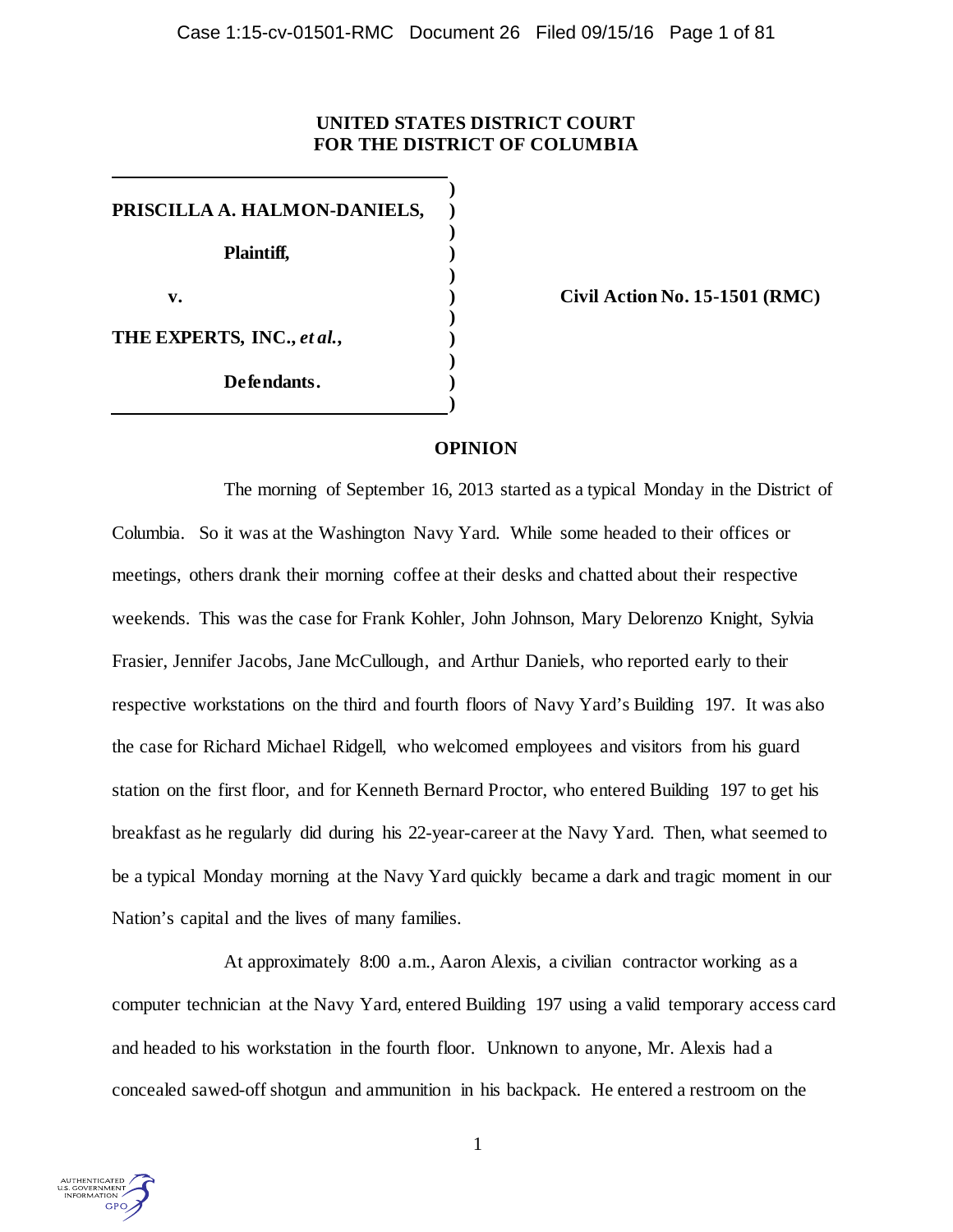**UNITED STATES DISTRICT COURT**
**FOR THE DISTRICT OF COLUMBIA**

| | | |
|---|---|---|
| **PRISCILLA A. HALMON-DANIELS,** | ) | |
| **Plaintiff,** | ) | |
| **v.** | ) | **Civil Action No. 15-1501 (RMC)** |
| **THE EXPERTS, INC., *et al.*,** | ) | |
| **Defendants.** | ) | |

# OPINION

The morning of September 16, 2013 started as a typical Monday in the District of Columbia. So it was at the Washington Navy Yard. While some headed to their offices or meetings, others drank their morning coffee at their desks and chatted about their respective weekends. This was the case for Frank Kohler, John Johnson, Mary Delorenzo Knight, Sylvia Frasier, Jennifer Jacobs, Jane McCullough, and Arthur Daniels, who reported early to their respective workstations on the third and fourth floors of Navy Yard's Building 197. It was also the case for Richard Michael Ridgell, who welcomed employees and visitors from his guard station on the first floor, and for Kenneth Bernard Proctor, who entered Building 197 to get his breakfast as he regularly did during his 22-year-career at the Navy Yard. Then, what seemed to be a typical Monday morning at the Navy Yard quickly became a dark and tragic moment in our Nation's capital and the lives of many families.

At approximately 8:00 a.m., Aaron Alexis, a civilian contractor working as a computer technician at the Navy Yard, entered Building 197 using a valid temporary access card and headed to his workstation in the fourth floor. Unknown to anyone, Mr. Alexis had a concealed sawed-off shotgun and ammunition in his backpack. He entered a restroom on the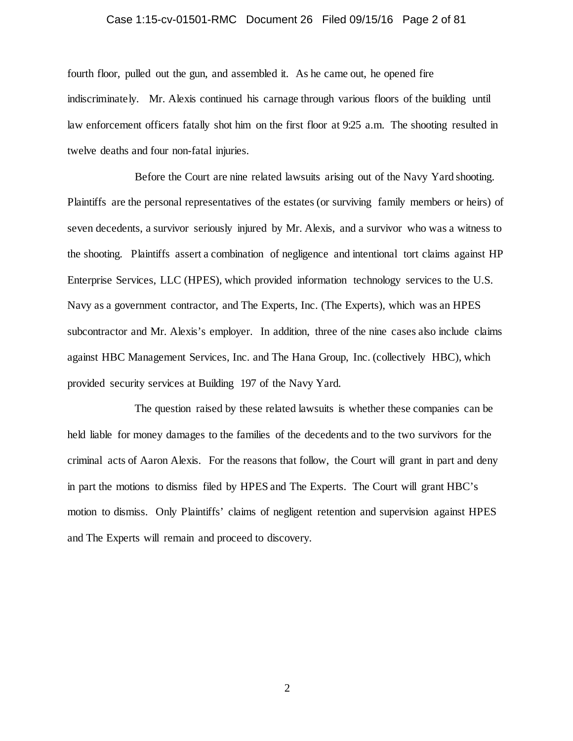fourth floor, pulled out the gun, and assembled it. As he came out, he opened fire indiscriminately. Mr. Alexis continued his carnage through various floors of the building until law enforcement officers fatally shot him on the first floor at 9:25 a.m. The shooting resulted in twelve deaths and four non-fatal injuries.

Before the Court are nine related lawsuits arising out of the Navy Yard shooting. Plaintiffs are the personal representatives of the estates (or surviving family members or heirs) of seven decedents, a survivor seriously injured by Mr. Alexis, and a survivor who was a witness to the shooting. Plaintiffs assert a combination of negligence and intentional tort claims against HP Enterprise Services, LLC (HPES), which provided information technology services to the U.S. Navy as a government contractor, and The Experts, Inc. (The Experts), which was an HPES subcontractor and Mr. Alexis's employer. In addition, three of the nine cases also include claims against HBC Management Services, Inc. and The Hana Group, Inc. (collectively HBC), which provided security services at Building 197 of the Navy Yard.

The question raised by these related lawsuits is whether these companies can be held liable for money damages to the families of the decedents and to the two survivors for the criminal acts of Aaron Alexis. For the reasons that follow, the Court will grant in part and deny in part the motions to dismiss filed by HPES and The Experts. The Court will grant HBC's motion to dismiss. Only Plaintiffs' claims of negligent retention and supervision against HPES and The Experts will remain and proceed to discovery.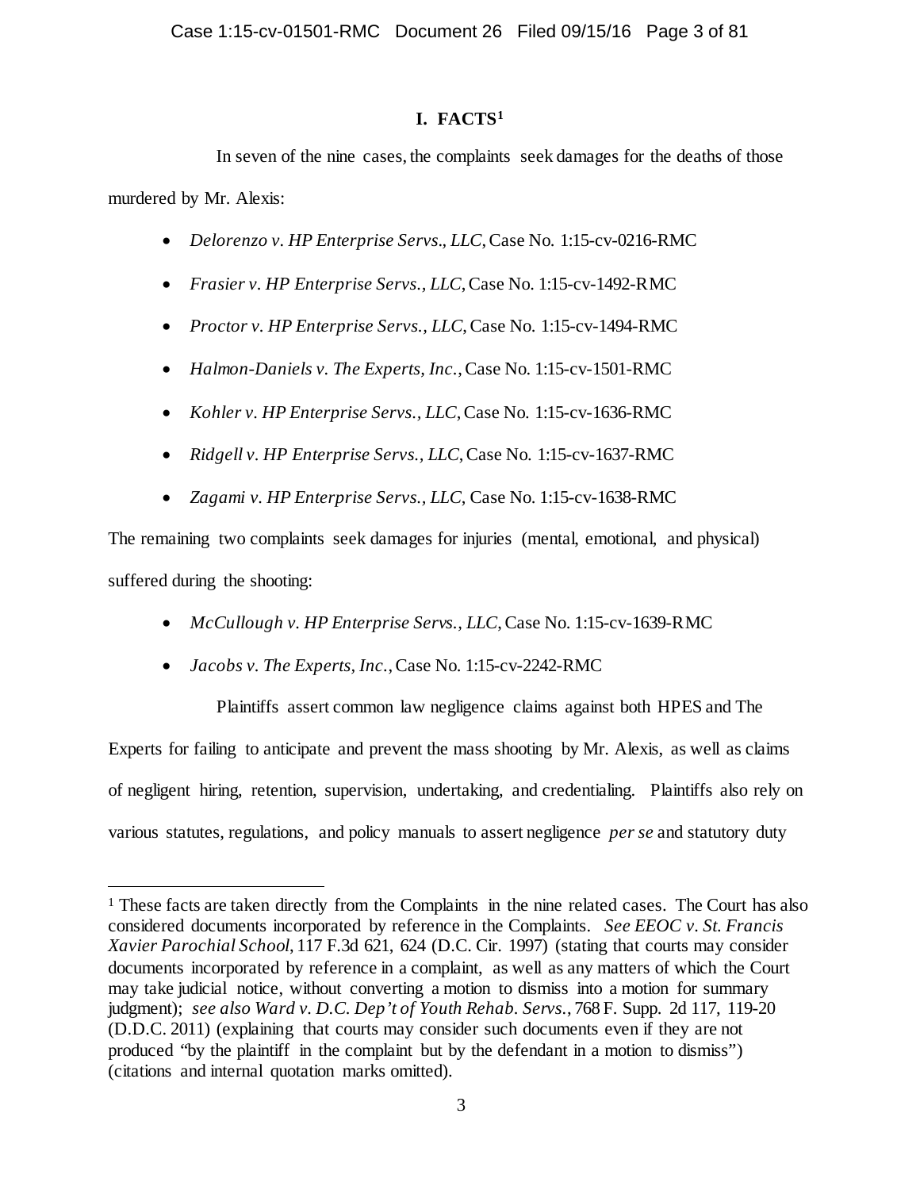# I. FACTS[1]

In seven of the nine cases, the complaints seek damages for the deaths of those murdered by Mr. Alexis:

- *Delorenzo v. HP Enterprise Servs., LLC*, Case No. 1:15-cv-0216-RMC
- *Frasier v. HP Enterprise Servs., LLC*, Case No. 1:15-cv-1492-RMC
- *Proctor v. HP Enterprise Servs., LLC*, Case No. 1:15-cv-1494-RMC
- *Halmon-Daniels v. The Experts, Inc.*, Case No. 1:15-cv-1501-RMC
- *Kohler v. HP Enterprise Servs., LLC*, Case No. 1:15-cv-1636-RMC
- *Ridgell v. HP Enterprise Servs., LLC*, Case No. 1:15-cv-1637-RMC
- *Zagami v. HP Enterprise Servs., LLC*, Case No. 1:15-cv-1638-RMC

The remaining two complaints seek damages for injuries (mental, emotional, and physical) suffered during the shooting:

- *McCullough v. HP Enterprise Servs., LLC*, Case No. 1:15-cv-1639-RMC
- *Jacobs v. The Experts, Inc.*, Case No. 1:15-cv-2242-RMC

Plaintiffs assert common law negligence claims against both HPES and The Experts for failing to anticipate and prevent the mass shooting by Mr. Alexis, as well as claims of negligent hiring, retention, supervision, undertaking, and credentialing. Plaintiffs also rely on various statutes, regulations, and policy manuals to assert negligence *per se* and statutory duty

---

[1] These facts are taken directly from the Complaints in the nine related cases. The Court has also considered documents incorporated by reference in the Complaints. *See EEOC v. St. Francis Xavier Parochial School*, 117 F.3d 621, 624 (D.C. Cir. 1997) (stating that courts may consider documents incorporated by reference in a complaint, as well as any matters of which the Court may take judicial notice, without converting a motion to dismiss into a motion for summary judgment); *see also Ward v. D.C. Dep't of Youth Rehab. Servs.*, 768 F. Supp. 2d 117, 119-20 (D.D.C. 2011) (explaining that courts may consider such documents even if they are not produced "by the plaintiff in the complaint but by the defendant in a motion to dismiss") (citations and internal quotation marks omitted).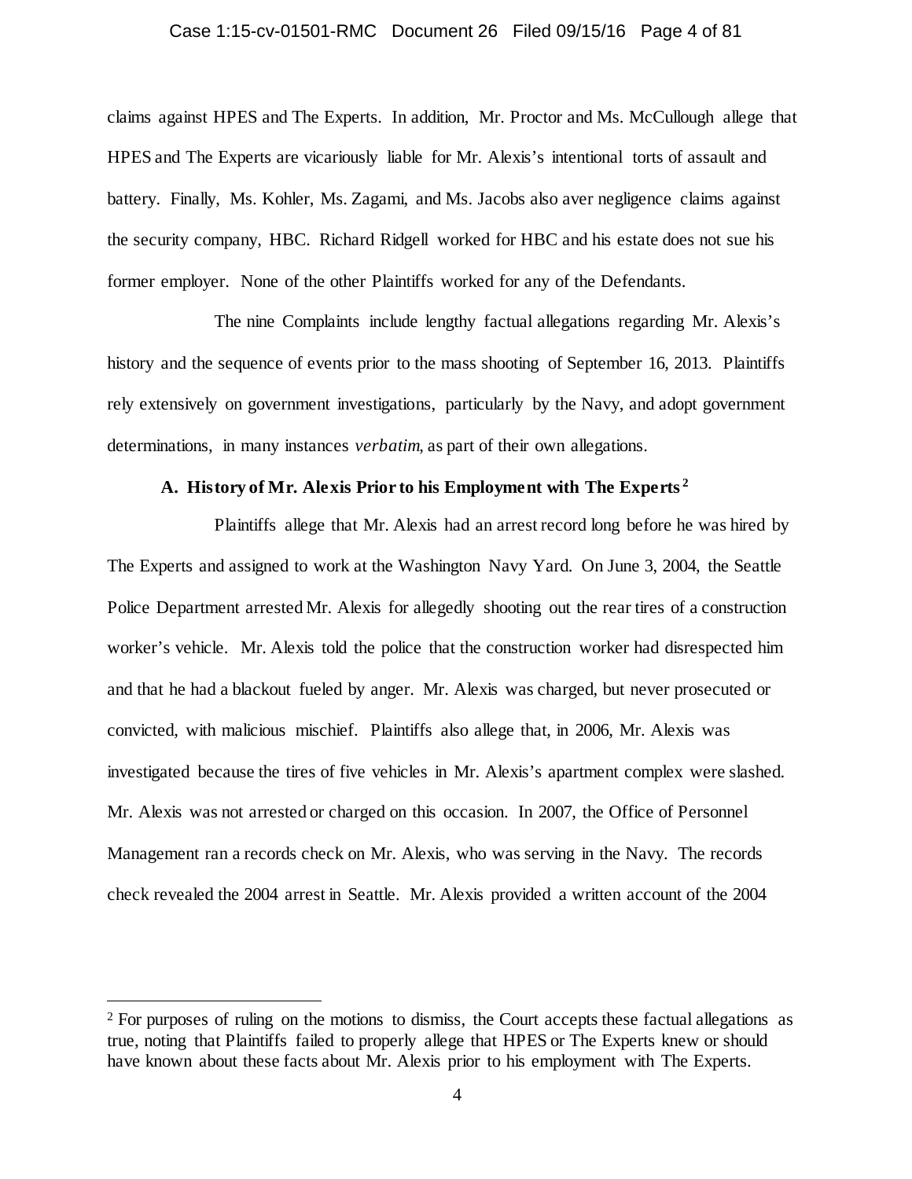claims against HPES and The Experts. In addition, Mr. Proctor and Ms. McCullough allege that HPES and The Experts are vicariously liable for Mr. Alexis's intentional torts of assault and battery. Finally, Ms. Kohler, Ms. Zagami, and Ms. Jacobs also aver negligence claims against the security company, HBC. Richard Ridgell worked for HBC and his estate does not sue his former employer. None of the other Plaintiffs worked for any of the Defendants.

The nine Complaints include lengthy factual allegations regarding Mr. Alexis's history and the sequence of events prior to the mass shooting of September 16, 2013. Plaintiffs rely extensively on government investigations, particularly by the Navy, and adopt government determinations, in many instances *verbatim*, as part of their own allegations.

### A. History of Mr. Alexis Prior to his Employment with The Experts[2]

Plaintiffs allege that Mr. Alexis had an arrest record long before he was hired by The Experts and assigned to work at the Washington Navy Yard. On June 3, 2004, the Seattle Police Department arrested Mr. Alexis for allegedly shooting out the rear tires of a construction worker's vehicle. Mr. Alexis told the police that the construction worker had disrespected him and that he had a blackout fueled by anger. Mr. Alexis was charged, but never prosecuted or convicted, with malicious mischief. Plaintiffs also allege that, in 2006, Mr. Alexis was investigated because the tires of five vehicles in Mr. Alexis's apartment complex were slashed. Mr. Alexis was not arrested or charged on this occasion. In 2007, the Office of Personnel Management ran a records check on Mr. Alexis, who was serving in the Navy. The records check revealed the 2004 arrest in Seattle. Mr. Alexis provided a written account of the 2004

---

[2] For purposes of ruling on the motions to dismiss, the Court accepts these factual allegations as true, noting that Plaintiffs failed to properly allege that HPES or The Experts knew or should have known about these facts about Mr. Alexis prior to his employment with The Experts.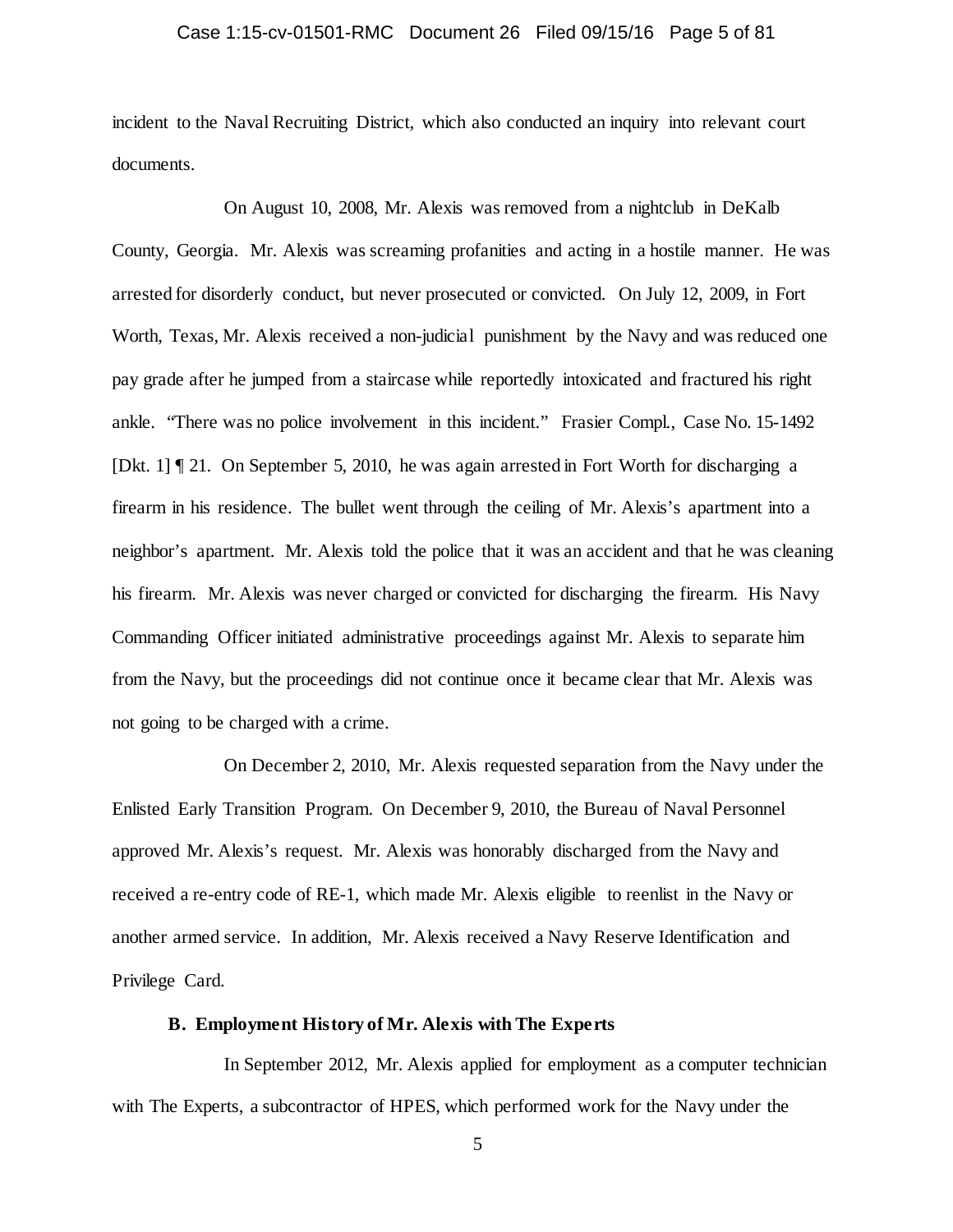incident to the Naval Recruiting District, which also conducted an inquiry into relevant court documents.

On August 10, 2008, Mr. Alexis was removed from a nightclub in DeKalb County, Georgia. Mr. Alexis was screaming profanities and acting in a hostile manner. He was arrested for disorderly conduct, but never prosecuted or convicted. On July 12, 2009, in Fort Worth, Texas, Mr. Alexis received a non-judicial punishment by the Navy and was reduced one pay grade after he jumped from a staircase while reportedly intoxicated and fractured his right ankle. "There was no police involvement in this incident." Frasier Compl., Case No. 15-1492 [Dkt. 1] ¶ 21. On September 5, 2010, he was again arrested in Fort Worth for discharging a firearm in his residence. The bullet went through the ceiling of Mr. Alexis's apartment into a neighbor's apartment. Mr. Alexis told the police that it was an accident and that he was cleaning his firearm. Mr. Alexis was never charged or convicted for discharging the firearm. His Navy Commanding Officer initiated administrative proceedings against Mr. Alexis to separate him from the Navy, but the proceedings did not continue once it became clear that Mr. Alexis was not going to be charged with a crime.

On December 2, 2010, Mr. Alexis requested separation from the Navy under the Enlisted Early Transition Program. On December 9, 2010, the Bureau of Naval Personnel approved Mr. Alexis's request. Mr. Alexis was honorably discharged from the Navy and received a re-entry code of RE-1, which made Mr. Alexis eligible to reenlist in the Navy or another armed service. In addition, Mr. Alexis received a Navy Reserve Identification and Privilege Card.

### B. Employment History of Mr. Alexis with The Experts

In September 2012, Mr. Alexis applied for employment as a computer technician with The Experts, a subcontractor of HPES, which performed work for the Navy under the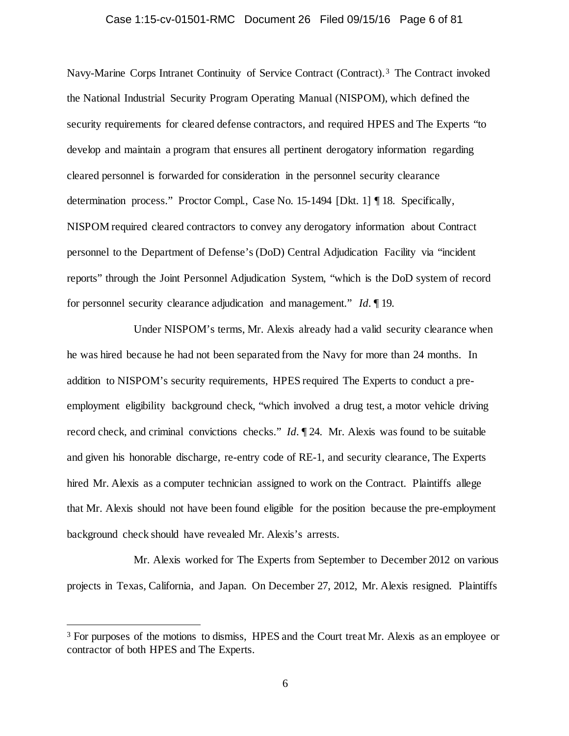Navy-Marine Corps Intranet Continuity of Service Contract (Contract).[3] The Contract invoked the National Industrial Security Program Operating Manual (NISPOM), which defined the security requirements for cleared defense contractors, and required HPES and The Experts "to develop and maintain a program that ensures all pertinent derogatory information regarding cleared personnel is forwarded for consideration in the personnel security clearance determination process." Proctor Compl., Case No. 15-1494 [Dkt. 1] ¶ 18. Specifically, NISPOM required cleared contractors to convey any derogatory information about Contract personnel to the Department of Defense's (DoD) Central Adjudication Facility via "incident reports" through the Joint Personnel Adjudication System, "which is the DoD system of record for personnel security clearance adjudication and management." *Id*. ¶ 19.

Under NISPOM's terms, Mr. Alexis already had a valid security clearance when he was hired because he had not been separated from the Navy for more than 24 months. In addition to NISPOM's security requirements, HPES required The Experts to conduct a pre-employment eligibility background check, "which involved a drug test, a motor vehicle driving record check, and criminal convictions checks." *Id*. ¶ 24. Mr. Alexis was found to be suitable and given his honorable discharge, re-entry code of RE-1, and security clearance, The Experts hired Mr. Alexis as a computer technician assigned to work on the Contract. Plaintiffs allege that Mr. Alexis should not have been found eligible for the position because the pre-employment background check should have revealed Mr. Alexis's arrests.

Mr. Alexis worked for The Experts from September to December 2012 on various projects in Texas, California, and Japan. On December 27, 2012, Mr. Alexis resigned. Plaintiffs

---

[3] For purposes of the motions to dismiss, HPES and the Court treat Mr. Alexis as an employee or contractor of both HPES and The Experts.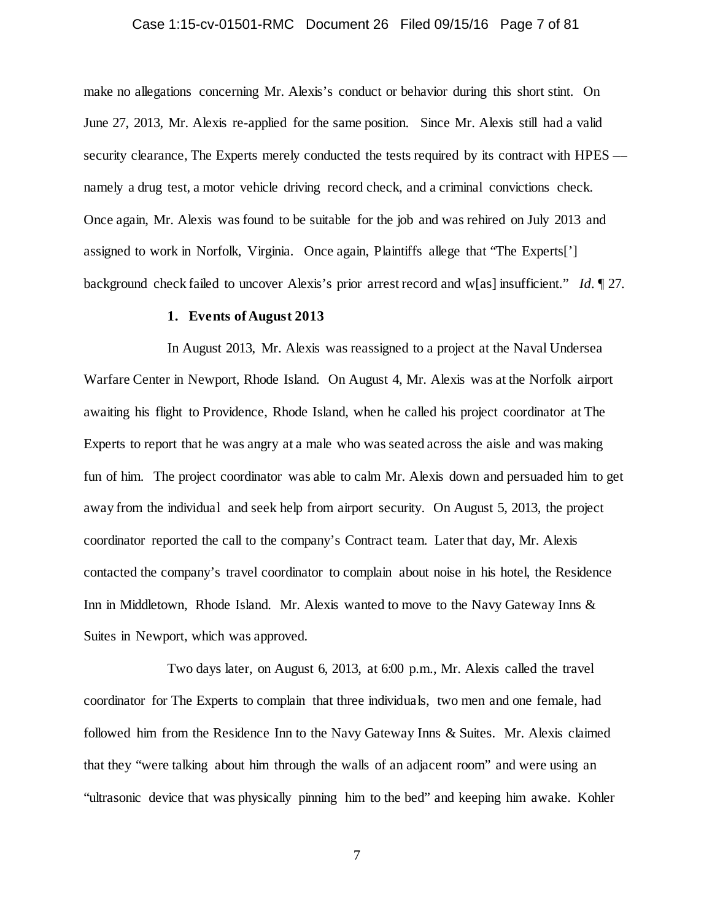make no allegations concerning Mr. Alexis's conduct or behavior during this short stint. On June 27, 2013, Mr. Alexis re-applied for the same position. Since Mr. Alexis still had a valid security clearance, The Experts merely conducted the tests required by its contract with HPES — namely a drug test, a motor vehicle driving record check, and a criminal convictions check. Once again, Mr. Alexis was found to be suitable for the job and was rehired on July 2013 and assigned to work in Norfolk, Virginia. Once again, Plaintiffs allege that "The Experts['] background check failed to uncover Alexis's prior arrest record and w[as] insufficient." *Id*. ¶ 27.

**1. Events of August 2013**

In August 2013, Mr. Alexis was reassigned to a project at the Naval Undersea Warfare Center in Newport, Rhode Island. On August 4, Mr. Alexis was at the Norfolk airport awaiting his flight to Providence, Rhode Island, when he called his project coordinator at The Experts to report that he was angry at a male who was seated across the aisle and was making fun of him. The project coordinator was able to calm Mr. Alexis down and persuaded him to get away from the individual and seek help from airport security. On August 5, 2013, the project coordinator reported the call to the company's Contract team. Later that day, Mr. Alexis contacted the company's travel coordinator to complain about noise in his hotel, the Residence Inn in Middletown, Rhode Island. Mr. Alexis wanted to move to the Navy Gateway Inns & Suites in Newport, which was approved.

Two days later, on August 6, 2013, at 6:00 p.m., Mr. Alexis called the travel coordinator for The Experts to complain that three individuals, two men and one female, had followed him from the Residence Inn to the Navy Gateway Inns & Suites. Mr. Alexis claimed that they "were talking about him through the walls of an adjacent room" and were using an "ultrasonic device that was physically pinning him to the bed" and keeping him awake. Kohler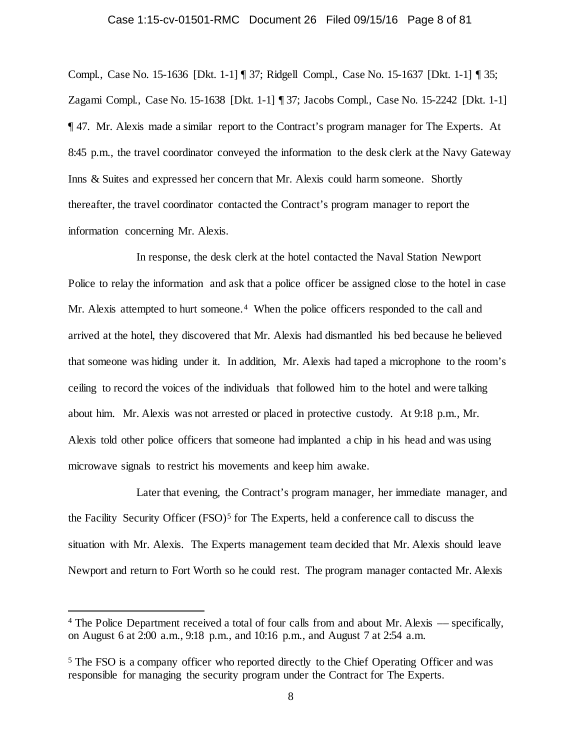Compl., Case No. 15-1636 [Dkt. 1-1] ¶ 37; Ridgell Compl., Case No. 15-1637 [Dkt. 1-1] ¶ 35; Zagami Compl., Case No. 15-1638 [Dkt. 1-1] ¶ 37; Jacobs Compl., Case No. 15-2242 [Dkt. 1-1] ¶ 47. Mr. Alexis made a similar report to the Contract's program manager for The Experts. At 8:45 p.m., the travel coordinator conveyed the information to the desk clerk at the Navy Gateway Inns & Suites and expressed her concern that Mr. Alexis could harm someone. Shortly thereafter, the travel coordinator contacted the Contract's program manager to report the information concerning Mr. Alexis.

In response, the desk clerk at the hotel contacted the Naval Station Newport Police to relay the information and ask that a police officer be assigned close to the hotel in case Mr. Alexis attempted to hurt someone.[4] When the police officers responded to the call and arrived at the hotel, they discovered that Mr. Alexis had dismantled his bed because he believed that someone was hiding under it. In addition, Mr. Alexis had taped a microphone to the room's ceiling to record the voices of the individuals that followed him to the hotel and were talking about him. Mr. Alexis was not arrested or placed in protective custody. At 9:18 p.m., Mr. Alexis told other police officers that someone had implanted a chip in his head and was using microwave signals to restrict his movements and keep him awake.

Later that evening, the Contract's program manager, her immediate manager, and the Facility Security Officer (FSO)[5] for The Experts, held a conference call to discuss the situation with Mr. Alexis. The Experts management team decided that Mr. Alexis should leave Newport and return to Fort Worth so he could rest. The program manager contacted Mr. Alexis

---

[4] The Police Department received a total of four calls from and about Mr. Alexis — specifically, on August 6 at 2:00 a.m., 9:18 p.m., and 10:16 p.m., and August 7 at 2:54 a.m.

[5] The FSO is a company officer who reported directly to the Chief Operating Officer and was responsible for managing the security program under the Contract for The Experts.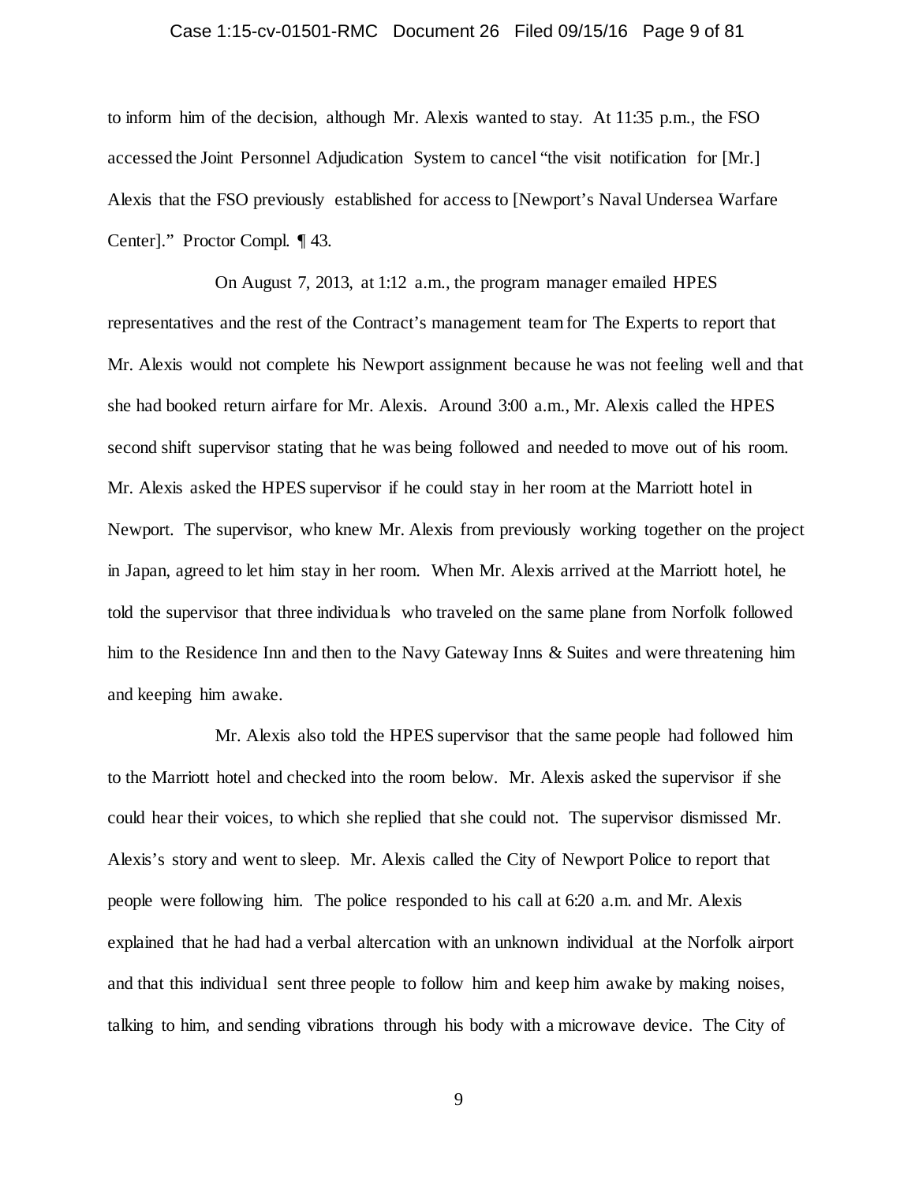to inform him of the decision, although Mr. Alexis wanted to stay. At 11:35 p.m., the FSO accessed the Joint Personnel Adjudication System to cancel "the visit notification for [Mr.] Alexis that the FSO previously established for access to [Newport's Naval Undersea Warfare Center]." Proctor Compl. ¶ 43.

On August 7, 2013, at 1:12 a.m., the program manager emailed HPES representatives and the rest of the Contract's management team for The Experts to report that Mr. Alexis would not complete his Newport assignment because he was not feeling well and that she had booked return airfare for Mr. Alexis. Around 3:00 a.m., Mr. Alexis called the HPES second shift supervisor stating that he was being followed and needed to move out of his room. Mr. Alexis asked the HPES supervisor if he could stay in her room at the Marriott hotel in Newport. The supervisor, who knew Mr. Alexis from previously working together on the project in Japan, agreed to let him stay in her room. When Mr. Alexis arrived at the Marriott hotel, he told the supervisor that three individuals who traveled on the same plane from Norfolk followed him to the Residence Inn and then to the Navy Gateway Inns & Suites and were threatening him and keeping him awake.

Mr. Alexis also told the HPES supervisor that the same people had followed him to the Marriott hotel and checked into the room below. Mr. Alexis asked the supervisor if she could hear their voices, to which she replied that she could not. The supervisor dismissed Mr. Alexis's story and went to sleep. Mr. Alexis called the City of Newport Police to report that people were following him. The police responded to his call at 6:20 a.m. and Mr. Alexis explained that he had had a verbal altercation with an unknown individual at the Norfolk airport and that this individual sent three people to follow him and keep him awake by making noises, talking to him, and sending vibrations through his body with a microwave device. The City of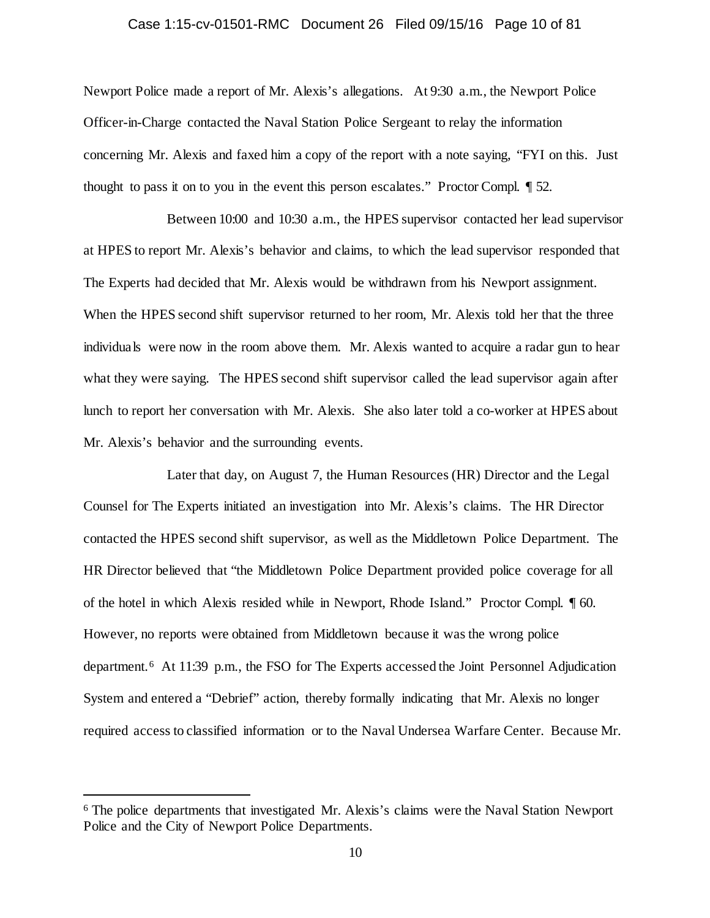Newport Police made a report of Mr. Alexis's allegations. At 9:30 a.m., the Newport Police Officer-in-Charge contacted the Naval Station Police Sergeant to relay the information concerning Mr. Alexis and faxed him a copy of the report with a note saying, "FYI on this. Just thought to pass it on to you in the event this person escalates." Proctor Compl. ¶ 52.

Between 10:00 and 10:30 a.m., the HPES supervisor contacted her lead supervisor at HPES to report Mr. Alexis's behavior and claims, to which the lead supervisor responded that The Experts had decided that Mr. Alexis would be withdrawn from his Newport assignment. When the HPES second shift supervisor returned to her room, Mr. Alexis told her that the three individuals were now in the room above them. Mr. Alexis wanted to acquire a radar gun to hear what they were saying. The HPES second shift supervisor called the lead supervisor again after lunch to report her conversation with Mr. Alexis. She also later told a co-worker at HPES about Mr. Alexis's behavior and the surrounding events.

Later that day, on August 7, the Human Resources (HR) Director and the Legal Counsel for The Experts initiated an investigation into Mr. Alexis's claims. The HR Director contacted the HPES second shift supervisor, as well as the Middletown Police Department. The HR Director believed that "the Middletown Police Department provided police coverage for all of the hotel in which Alexis resided while in Newport, Rhode Island." Proctor Compl. ¶ 60. However, no reports were obtained from Middletown because it was the wrong police department.[6] At 11:39 p.m., the FSO for The Experts accessed the Joint Personnel Adjudication System and entered a "Debrief" action, thereby formally indicating that Mr. Alexis no longer required access to classified information or to the Naval Undersea Warfare Center. Because Mr.

---

[6] The police departments that investigated Mr. Alexis's claims were the Naval Station Newport Police and the City of Newport Police Departments.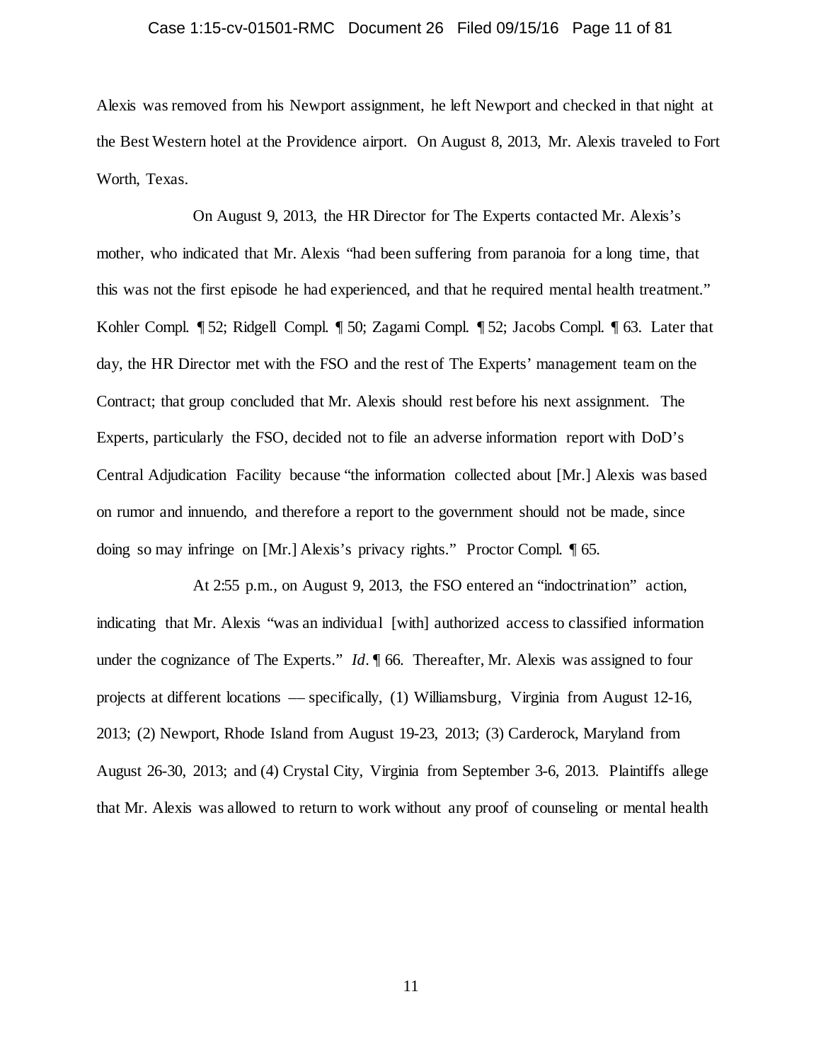Alexis was removed from his Newport assignment, he left Newport and checked in that night at the Best Western hotel at the Providence airport. On August 8, 2013, Mr. Alexis traveled to Fort Worth, Texas.

On August 9, 2013, the HR Director for The Experts contacted Mr. Alexis's mother, who indicated that Mr. Alexis "had been suffering from paranoia for a long time, that this was not the first episode he had experienced, and that he required mental health treatment." Kohler Compl. ¶ 52; Ridgell Compl. ¶ 50; Zagami Compl. ¶ 52; Jacobs Compl. ¶ 63. Later that day, the HR Director met with the FSO and the rest of The Experts' management team on the Contract; that group concluded that Mr. Alexis should rest before his next assignment. The Experts, particularly the FSO, decided not to file an adverse information report with DoD's Central Adjudication Facility because "the information collected about [Mr.] Alexis was based on rumor and innuendo, and therefore a report to the government should not be made, since doing so may infringe on [Mr.] Alexis's privacy rights." Proctor Compl. ¶ 65.

At 2:55 p.m., on August 9, 2013, the FSO entered an "indoctrination" action, indicating that Mr. Alexis "was an individual [with] authorized access to classified information under the cognizance of The Experts." *Id*. ¶ 66. Thereafter, Mr. Alexis was assigned to four projects at different locations — specifically, (1) Williamsburg, Virginia from August 12-16, 2013; (2) Newport, Rhode Island from August 19-23, 2013; (3) Carderock, Maryland from August 26-30, 2013; and (4) Crystal City, Virginia from September 3-6, 2013. Plaintiffs allege that Mr. Alexis was allowed to return to work without any proof of counseling or mental health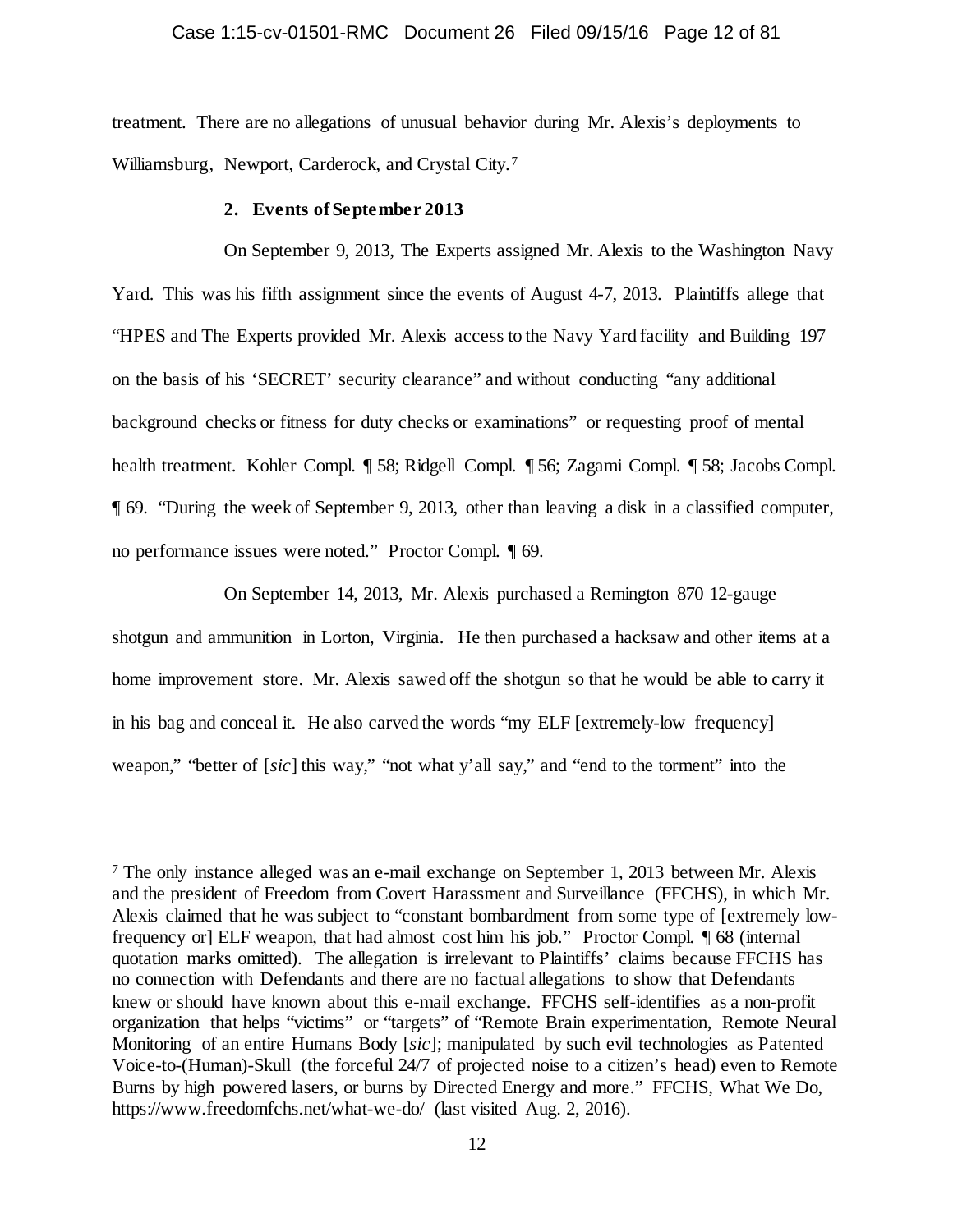treatment. There are no allegations of unusual behavior during Mr. Alexis's deployments to Williamsburg, Newport, Carderock, and Crystal City.[7]

**2. Events of September 2013**

On September 9, 2013, The Experts assigned Mr. Alexis to the Washington Navy Yard. This was his fifth assignment since the events of August 4-7, 2013. Plaintiffs allege that "HPES and The Experts provided Mr. Alexis access to the Navy Yard facility and Building 197 on the basis of his 'SECRET' security clearance" and without conducting "any additional background checks or fitness for duty checks or examinations" or requesting proof of mental health treatment. Kohler Compl. ¶ 58; Ridgell Compl. ¶ 56; Zagami Compl. ¶ 58; Jacobs Compl. ¶ 69. "During the week of September 9, 2013, other than leaving a disk in a classified computer, no performance issues were noted." Proctor Compl. ¶ 69.

On September 14, 2013, Mr. Alexis purchased a Remington 870 12-gauge shotgun and ammunition in Lorton, Virginia. He then purchased a hacksaw and other items at a home improvement store. Mr. Alexis sawed off the shotgun so that he would be able to carry it in his bag and conceal it. He also carved the words "my ELF [extremely-low frequency] weapon," "better of [*sic*] this way," "not what y'all say," and "end to the torment" into the

---

[7] The only instance alleged was an e-mail exchange on September 1, 2013 between Mr. Alexis and the president of Freedom from Covert Harassment and Surveillance (FFCHS), in which Mr. Alexis claimed that he was subject to "constant bombardment from some type of [extremely low-frequency or] ELF weapon, that had almost cost him his job." Proctor Compl. ¶ 68 (internal quotation marks omitted). The allegation is irrelevant to Plaintiffs' claims because FFCHS has no connection with Defendants and there are no factual allegations to show that Defendants knew or should have known about this e-mail exchange. FFCHS self-identifies as a non-profit organization that helps "victims" or "targets" of "Remote Brain experimentation, Remote Neural Monitoring of an entire Humans Body [*sic*]; manipulated by such evil technologies as Patented Voice-to-(Human)-Skull (the forceful 24/7 of projected noise to a citizen's head) even to Remote Burns by high powered lasers, or burns by Directed Energy and more." FFCHS, What We Do, https://www.freedomfchs.net/what-we-do/ (last visited Aug. 2, 2016).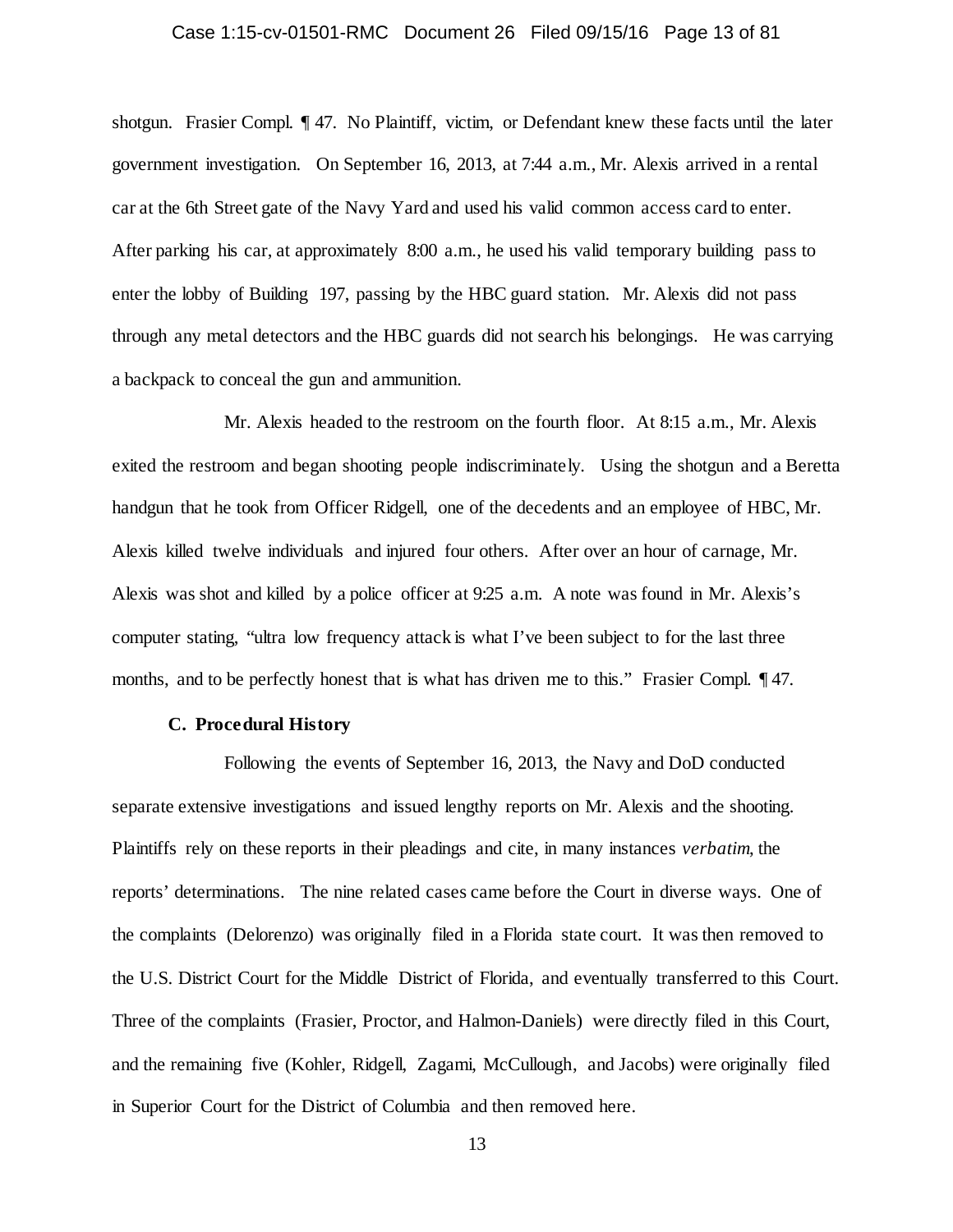shotgun. Frasier Compl. ¶ 47. No Plaintiff, victim, or Defendant knew these facts until the later government investigation. On September 16, 2013, at 7:44 a.m., Mr. Alexis arrived in a rental car at the 6th Street gate of the Navy Yard and used his valid common access card to enter. After parking his car, at approximately 8:00 a.m., he used his valid temporary building pass to enter the lobby of Building 197, passing by the HBC guard station. Mr. Alexis did not pass through any metal detectors and the HBC guards did not search his belongings. He was carrying a backpack to conceal the gun and ammunition.

Mr. Alexis headed to the restroom on the fourth floor. At 8:15 a.m., Mr. Alexis exited the restroom and began shooting people indiscriminately. Using the shotgun and a Beretta handgun that he took from Officer Ridgell, one of the decedents and an employee of HBC, Mr. Alexis killed twelve individuals and injured four others. After over an hour of carnage, Mr. Alexis was shot and killed by a police officer at 9:25 a.m. A note was found in Mr. Alexis's computer stating, "ultra low frequency attack is what I've been subject to for the last three months, and to be perfectly honest that is what has driven me to this." Frasier Compl. ¶ 47.

**C. Procedural History**

Following the events of September 16, 2013, the Navy and DoD conducted separate extensive investigations and issued lengthy reports on Mr. Alexis and the shooting. Plaintiffs rely on these reports in their pleadings and cite, in many instances *verbatim*, the reports' determinations. The nine related cases came before the Court in diverse ways. One of the complaints (Delorenzo) was originally filed in a Florida state court. It was then removed to the U.S. District Court for the Middle District of Florida, and eventually transferred to this Court. Three of the complaints (Frasier, Proctor, and Halmon-Daniels) were directly filed in this Court, and the remaining five (Kohler, Ridgell, Zagami, McCullough, and Jacobs) were originally filed in Superior Court for the District of Columbia and then removed here.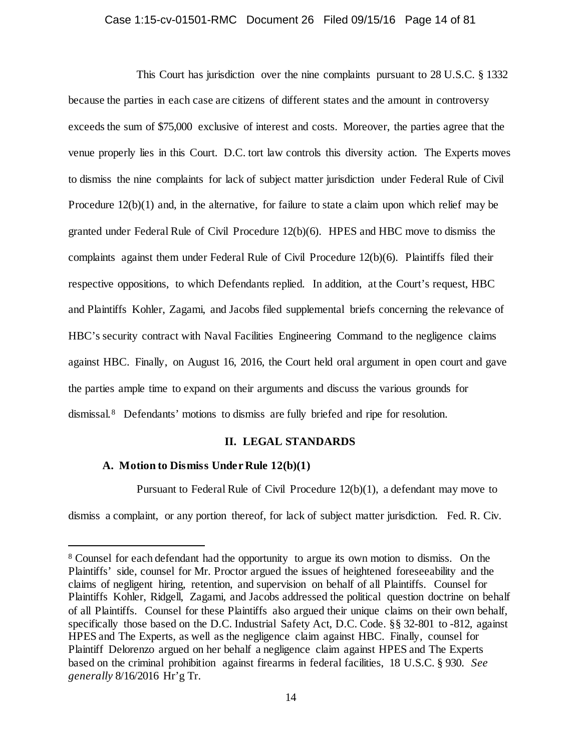This Court has jurisdiction over the nine complaints pursuant to 28 U.S.C. § 1332 because the parties in each case are citizens of different states and the amount in controversy exceeds the sum of $75,000 exclusive of interest and costs. Moreover, the parties agree that the venue properly lies in this Court. D.C. tort law controls this diversity action. The Experts moves to dismiss the nine complaints for lack of subject matter jurisdiction under Federal Rule of Civil Procedure 12(b)(1) and, in the alternative, for failure to state a claim upon which relief may be granted under Federal Rule of Civil Procedure 12(b)(6). HPES and HBC move to dismiss the complaints against them under Federal Rule of Civil Procedure 12(b)(6). Plaintiffs filed their respective oppositions, to which Defendants replied. In addition, at the Court's request, HBC and Plaintiffs Kohler, Zagami, and Jacobs filed supplemental briefs concerning the relevance of HBC's security contract with Naval Facilities Engineering Command to the negligence claims against HBC. Finally, on August 16, 2016, the Court held oral argument in open court and gave the parties ample time to expand on their arguments and discuss the various grounds for dismissal.[8] Defendants' motions to dismiss are fully briefed and ripe for resolution.

## II. LEGAL STANDARDS

### A. Motion to Dismiss Under Rule 12(b)(1)

Pursuant to Federal Rule of Civil Procedure 12(b)(1), a defendant may move to dismiss a complaint, or any portion thereof, for lack of subject matter jurisdiction. Fed. R. Civ.

---

[8] Counsel for each defendant had the opportunity to argue its own motion to dismiss. On the Plaintiffs' side, counsel for Mr. Proctor argued the issues of heightened foreseeability and the claims of negligent hiring, retention, and supervision on behalf of all Plaintiffs. Counsel for Plaintiffs Kohler, Ridgell, Zagami, and Jacobs addressed the political question doctrine on behalf of all Plaintiffs. Counsel for these Plaintiffs also argued their unique claims on their own behalf, specifically those based on the D.C. Industrial Safety Act, D.C. Code. §§ 32-801 to -812, against HPES and The Experts, as well as the negligence claim against HBC. Finally, counsel for Plaintiff Delorenzo argued on her behalf a negligence claim against HPES and The Experts based on the criminal prohibition against firearms in federal facilities, 18 U.S.C. § 930. *See generally* 8/16/2016 Hr'g Tr.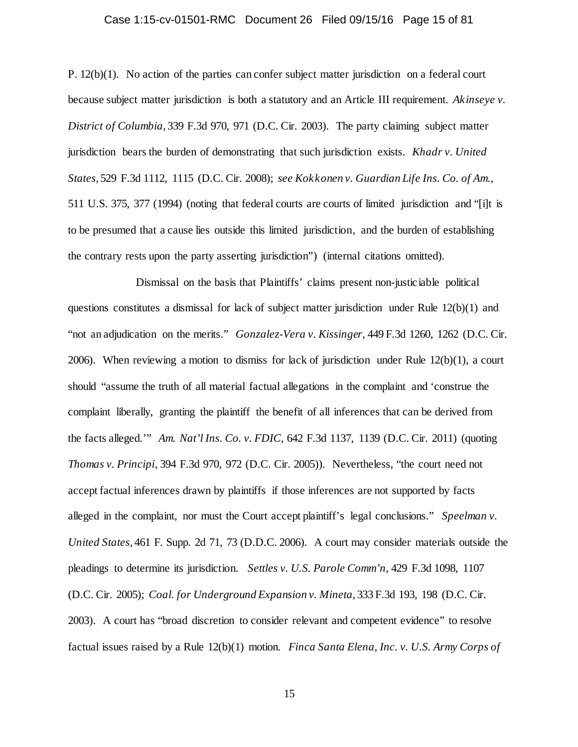P. 12(b)(1). No action of the parties can confer subject matter jurisdiction on a federal court because subject matter jurisdiction is both a statutory and an Article III requirement. *Akinseye v. District of Columbia*, 339 F.3d 970, 971 (D.C. Cir. 2003). The party claiming subject matter jurisdiction bears the burden of demonstrating that such jurisdiction exists. *Khadr v. United States*, 529 F.3d 1112, 1115 (D.C. Cir. 2008); *see Kokkonen v. Guardian Life Ins. Co. of Am.*, 511 U.S. 375, 377 (1994) (noting that federal courts are courts of limited jurisdiction and "[i]t is to be presumed that a cause lies outside this limited jurisdiction, and the burden of establishing the contrary rests upon the party asserting jurisdiction") (internal citations omitted).

Dismissal on the basis that Plaintiffs' claims present non-justiciable political questions constitutes a dismissal for lack of subject matter jurisdiction under Rule 12(b)(1) and "not an adjudication on the merits." *Gonzalez-Vera v. Kissinger*, 449 F.3d 1260, 1262 (D.C. Cir. 2006). When reviewing a motion to dismiss for lack of jurisdiction under Rule 12(b)(1), a court should "assume the truth of all material factual allegations in the complaint and 'construe the complaint liberally, granting the plaintiff the benefit of all inferences that can be derived from the facts alleged.'" *Am. Nat'l Ins. Co. v. FDIC*, 642 F.3d 1137, 1139 (D.C. Cir. 2011) (quoting *Thomas v. Principi*, 394 F.3d 970, 972 (D.C. Cir. 2005)). Nevertheless, "the court need not accept factual inferences drawn by plaintiffs if those inferences are not supported by facts alleged in the complaint, nor must the Court accept plaintiff's legal conclusions." *Speelman v. United States*, 461 F. Supp. 2d 71, 73 (D.D.C. 2006). A court may consider materials outside the pleadings to determine its jurisdiction. *Settles v. U.S. Parole Comm'n*, 429 F.3d 1098, 1107 (D.C. Cir. 2005); *Coal. for Underground Expansion v. Mineta*, 333 F.3d 193, 198 (D.C. Cir. 2003). A court has "broad discretion to consider relevant and competent evidence" to resolve factual issues raised by a Rule 12(b)(1) motion. *Finca Santa Elena, Inc. v. U.S. Army Corps of*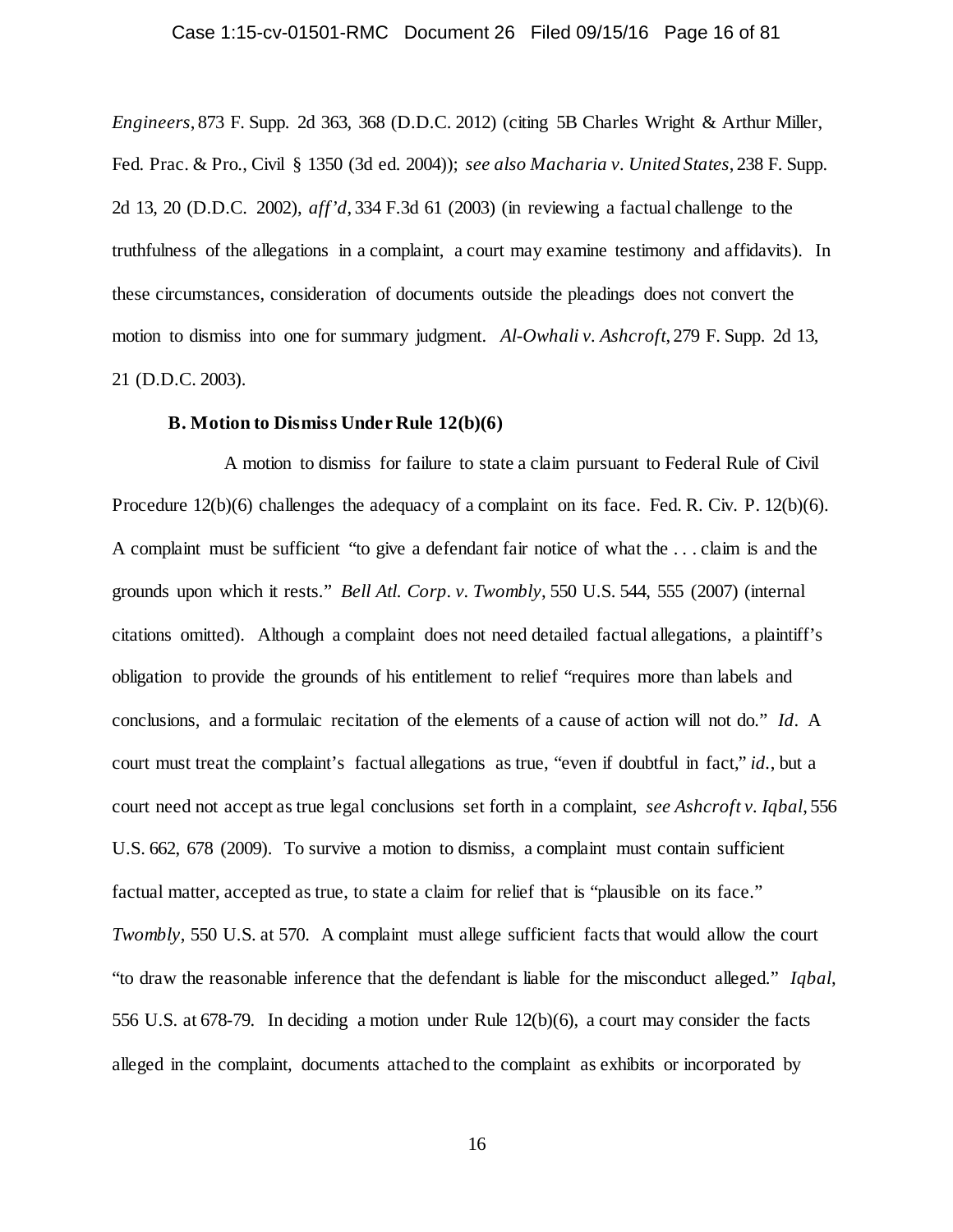*Engineers*, 873 F. Supp. 2d 363, 368 (D.D.C. 2012) (citing 5B Charles Wright & Arthur Miller, Fed. Prac. & Pro., Civil § 1350 (3d ed. 2004)); *see also Macharia v. United States*, 238 F. Supp. 2d 13, 20 (D.D.C. 2002), *aff'd*, 334 F.3d 61 (2003) (in reviewing a factual challenge to the truthfulness of the allegations in a complaint, a court may examine testimony and affidavits). In these circumstances, consideration of documents outside the pleadings does not convert the motion to dismiss into one for summary judgment. *Al-Owhali v. Ashcroft*, 279 F. Supp. 2d 13, 21 (D.D.C. 2003).

**B. Motion to Dismiss Under Rule 12(b)(6)**

A motion to dismiss for failure to state a claim pursuant to Federal Rule of Civil Procedure 12(b)(6) challenges the adequacy of a complaint on its face. Fed. R. Civ. P. 12(b)(6). A complaint must be sufficient "to give a defendant fair notice of what the . . . claim is and the grounds upon which it rests." *Bell Atl. Corp. v. Twombly*, 550 U.S. 544, 555 (2007) (internal citations omitted). Although a complaint does not need detailed factual allegations, a plaintiff's obligation to provide the grounds of his entitlement to relief "requires more than labels and conclusions, and a formulaic recitation of the elements of a cause of action will not do." *Id*. A court must treat the complaint's factual allegations as true, "even if doubtful in fact," *id*., but a court need not accept as true legal conclusions set forth in a complaint, *see Ashcroft v. Iqbal*, 556 U.S. 662, 678 (2009). To survive a motion to dismiss, a complaint must contain sufficient factual matter, accepted as true, to state a claim for relief that is "plausible on its face." *Twombly*, 550 U.S. at 570. A complaint must allege sufficient facts that would allow the court "to draw the reasonable inference that the defendant is liable for the misconduct alleged." *Iqbal*, 556 U.S. at 678-79. In deciding a motion under Rule 12(b)(6), a court may consider the facts alleged in the complaint, documents attached to the complaint as exhibits or incorporated by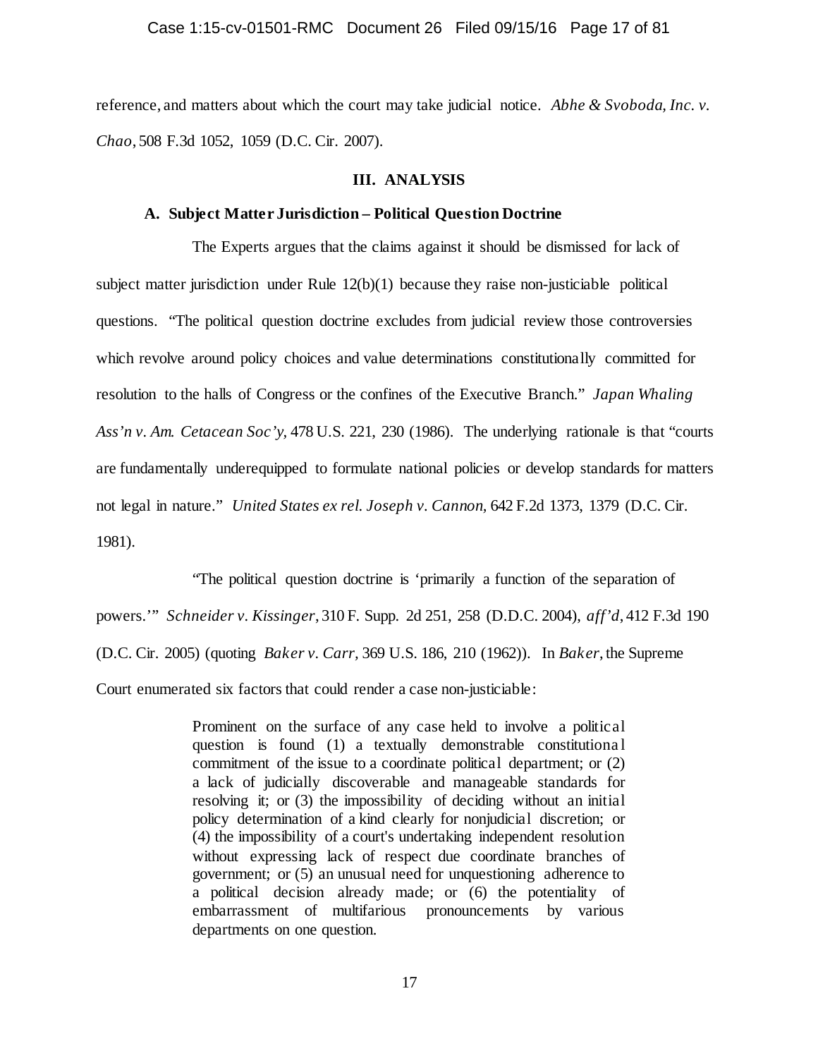reference, and matters about which the court may take judicial notice. *Abhe & Svoboda, Inc. v. Chao*, 508 F.3d 1052, 1059 (D.C. Cir. 2007).

## III. ANALYSIS

### A. Subject Matter Jurisdiction – Political Question Doctrine

The Experts argues that the claims against it should be dismissed for lack of subject matter jurisdiction under Rule 12(b)(1) because they raise non-justiciable political questions. "The political question doctrine excludes from judicial review those controversies which revolve around policy choices and value determinations constitutionally committed for resolution to the halls of Congress or the confines of the Executive Branch." *Japan Whaling Ass'n v. Am. Cetacean Soc'y*, 478 U.S. 221, 230 (1986). The underlying rationale is that "courts are fundamentally underequipped to formulate national policies or develop standards for matters not legal in nature." *United States ex rel. Joseph v. Cannon*, 642 F.2d 1373, 1379 (D.C. Cir. 1981).

"The political question doctrine is 'primarily a function of the separation of powers.'" *Schneider v. Kissinger*, 310 F. Supp. 2d 251, 258 (D.D.C. 2004), *aff'd*, 412 F.3d 190 (D.C. Cir. 2005) (quoting *Baker v. Carr*, 369 U.S. 186, 210 (1962)). In *Baker*, the Supreme Court enumerated six factors that could render a case non-justiciable:

> Prominent on the surface of any case held to involve a political question is found (1) a textually demonstrable constitutional commitment of the issue to a coordinate political department; or (2) a lack of judicially discoverable and manageable standards for resolving it; or (3) the impossibility of deciding without an initial policy determination of a kind clearly for nonjudicial discretion; or (4) the impossibility of a court's undertaking independent resolution without expressing lack of respect due coordinate branches of government; or (5) an unusual need for unquestioning adherence to a political decision already made; or (6) the potentiality of embarrassment of multifarious pronouncements by various departments on one question.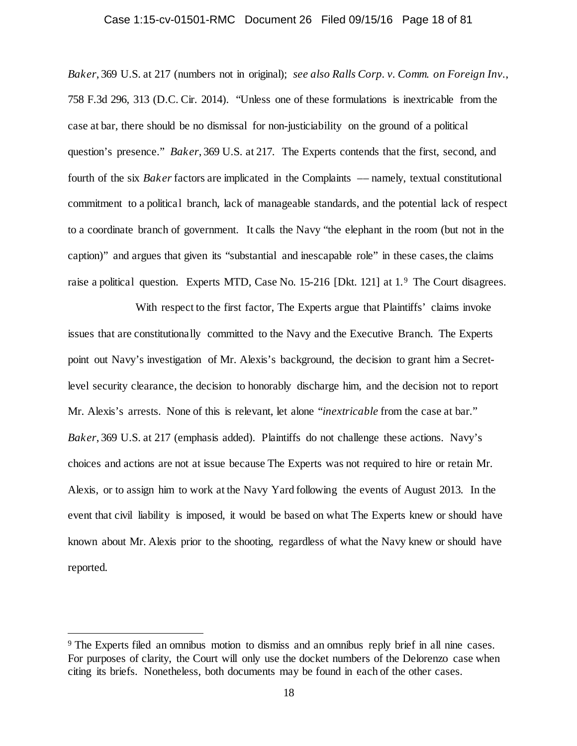*Baker*, 369 U.S. at 217 (numbers not in original); *see also Ralls Corp. v. Comm. on Foreign Inv.*, 758 F.3d 296, 313 (D.C. Cir. 2014). "Unless one of these formulations is inextricable from the case at bar, there should be no dismissal for non-justiciability on the ground of a political question's presence." *Baker*, 369 U.S. at 217. The Experts contends that the first, second, and fourth of the six *Baker* factors are implicated in the Complaints —– namely, textual constitutional commitment to a political branch, lack of manageable standards, and the potential lack of respect to a coordinate branch of government. It calls the Navy "the elephant in the room (but not in the caption)" and argues that given its "substantial and inescapable role" in these cases, the claims raise a political question. Experts MTD, Case No. 15-216 [Dkt. 121] at 1.[9] The Court disagrees.

With respect to the first factor, The Experts argue that Plaintiffs' claims invoke issues that are constitutionally committed to the Navy and the Executive Branch. The Experts point out Navy's investigation of Mr. Alexis's background, the decision to grant him a Secret-level security clearance, the decision to honorably discharge him, and the decision not to report Mr. Alexis's arrests. None of this is relevant, let alone "*inextricable* from the case at bar." *Baker*, 369 U.S. at 217 (emphasis added). Plaintiffs do not challenge these actions. Navy's choices and actions are not at issue because The Experts was not required to hire or retain Mr. Alexis, or to assign him to work at the Navy Yard following the events of August 2013. In the event that civil liability is imposed, it would be based on what The Experts knew or should have known about Mr. Alexis prior to the shooting, regardless of what the Navy knew or should have reported.

[9] The Experts filed an omnibus motion to dismiss and an omnibus reply brief in all nine cases. For purposes of clarity, the Court will only use the docket numbers of the Delorenzo case when citing its briefs. Nonetheless, both documents may be found in each of the other cases.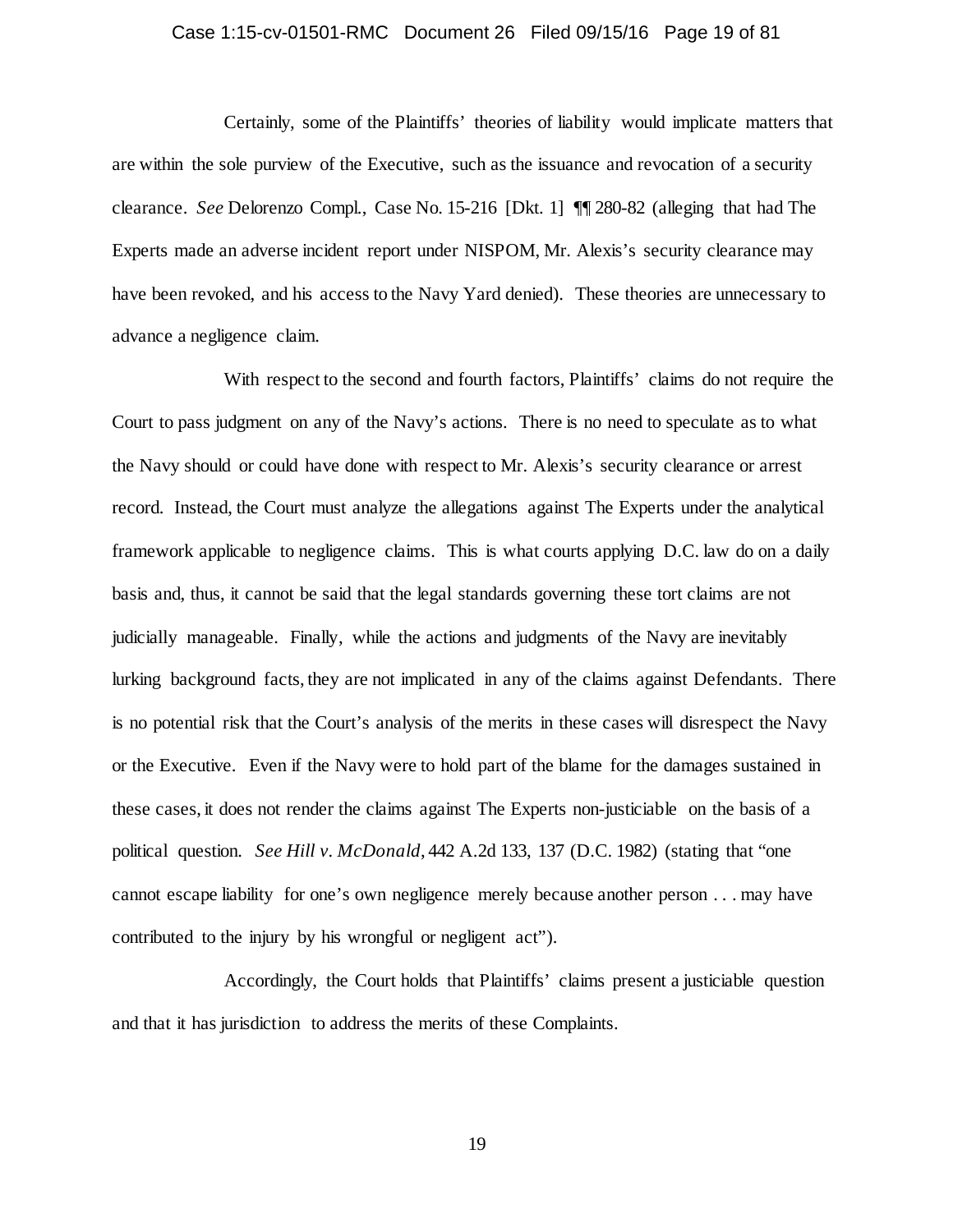Certainly, some of the Plaintiffs' theories of liability would implicate matters that are within the sole purview of the Executive, such as the issuance and revocation of a security clearance. *See* Delorenzo Compl., Case No. 15-216 [Dkt. 1] ¶¶ 280-82 (alleging that had The Experts made an adverse incident report under NISPOM, Mr. Alexis's security clearance may have been revoked, and his access to the Navy Yard denied). These theories are unnecessary to advance a negligence claim.

With respect to the second and fourth factors, Plaintiffs' claims do not require the Court to pass judgment on any of the Navy's actions. There is no need to speculate as to what the Navy should or could have done with respect to Mr. Alexis's security clearance or arrest record. Instead, the Court must analyze the allegations against The Experts under the analytical framework applicable to negligence claims. This is what courts applying D.C. law do on a daily basis and, thus, it cannot be said that the legal standards governing these tort claims are not judicially manageable. Finally, while the actions and judgments of the Navy are inevitably lurking background facts, they are not implicated in any of the claims against Defendants. There is no potential risk that the Court's analysis of the merits in these cases will disrespect the Navy or the Executive. Even if the Navy were to hold part of the blame for the damages sustained in these cases, it does not render the claims against The Experts non-justiciable on the basis of a political question. *See Hill v. McDonald*, 442 A.2d 133, 137 (D.C. 1982) (stating that "one cannot escape liability for one's own negligence merely because another person . . . may have contributed to the injury by his wrongful or negligent act").

Accordingly, the Court holds that Plaintiffs' claims present a justiciable question and that it has jurisdiction to address the merits of these Complaints.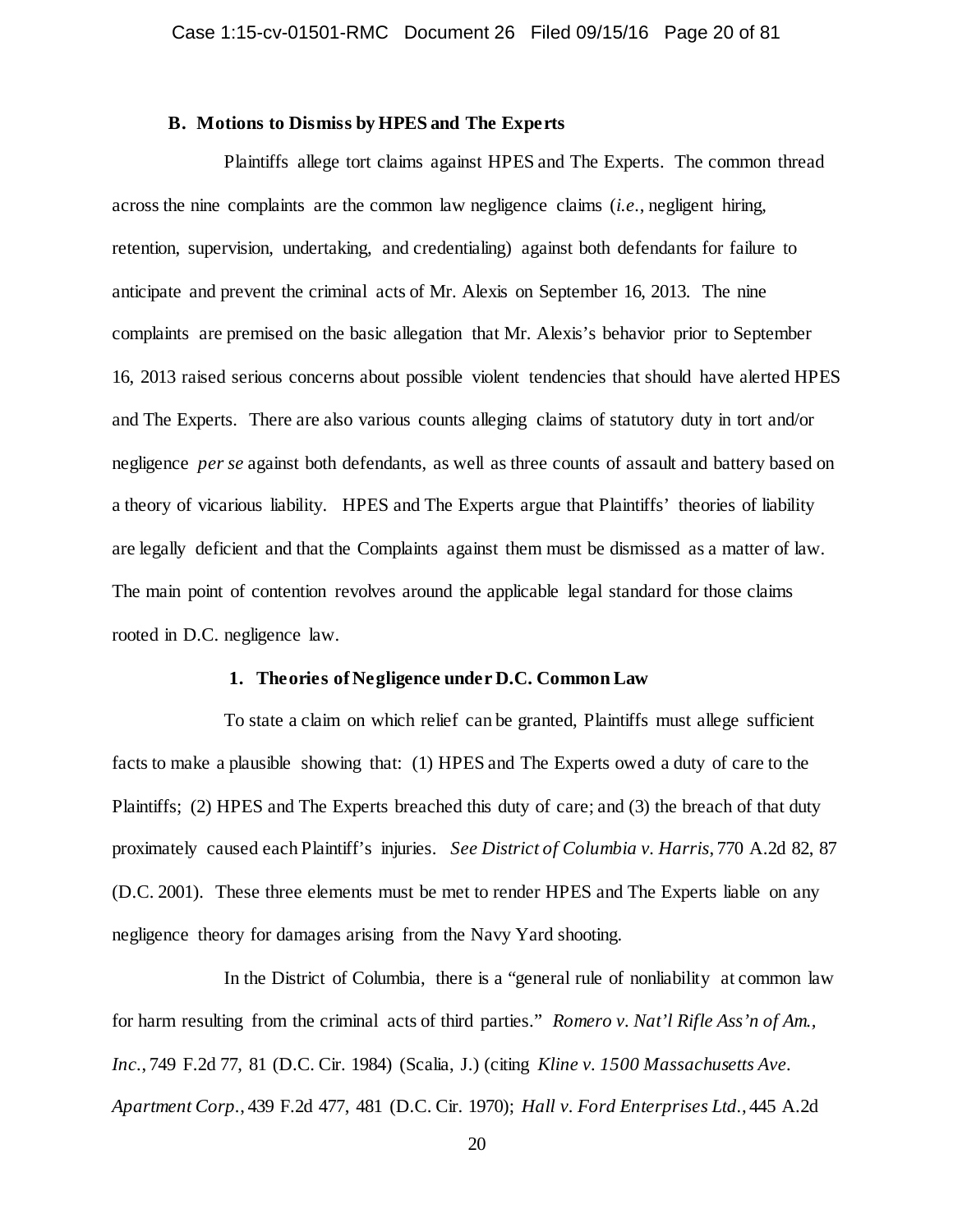### B. Motions to Dismiss by HPES and The Experts

Plaintiffs allege tort claims against HPES and The Experts. The common thread across the nine complaints are the common law negligence claims (*i.e.*, negligent hiring, retention, supervision, undertaking, and credentialing) against both defendants for failure to anticipate and prevent the criminal acts of Mr. Alexis on September 16, 2013. The nine complaints are premised on the basic allegation that Mr. Alexis's behavior prior to September 16, 2013 raised serious concerns about possible violent tendencies that should have alerted HPES and The Experts. There are also various counts alleging claims of statutory duty in tort and/or negligence *per se* against both defendants, as well as three counts of assault and battery based on a theory of vicarious liability. HPES and The Experts argue that Plaintiffs' theories of liability are legally deficient and that the Complaints against them must be dismissed as a matter of law. The main point of contention revolves around the applicable legal standard for those claims rooted in D.C. negligence law.

#### 1. Theories of Negligence under D.C. Common Law

To state a claim on which relief can be granted, Plaintiffs must allege sufficient facts to make a plausible showing that: (1) HPES and The Experts owed a duty of care to the Plaintiffs; (2) HPES and The Experts breached this duty of care; and (3) the breach of that duty proximately caused each Plaintiff's injuries. *See District of Columbia v. Harris*, 770 A.2d 82, 87 (D.C. 2001). These three elements must be met to render HPES and The Experts liable on any negligence theory for damages arising from the Navy Yard shooting.

In the District of Columbia, there is a "general rule of nonliability at common law for harm resulting from the criminal acts of third parties." *Romero v. Nat'l Rifle Ass'n of Am., Inc.*, 749 F.2d 77, 81 (D.C. Cir. 1984) (Scalia, J.) (citing *Kline v. 1500 Massachusetts Ave. Apartment Corp.*, 439 F.2d 477, 481 (D.C. Cir. 1970); *Hall v. Ford Enterprises Ltd.*, 445 A.2d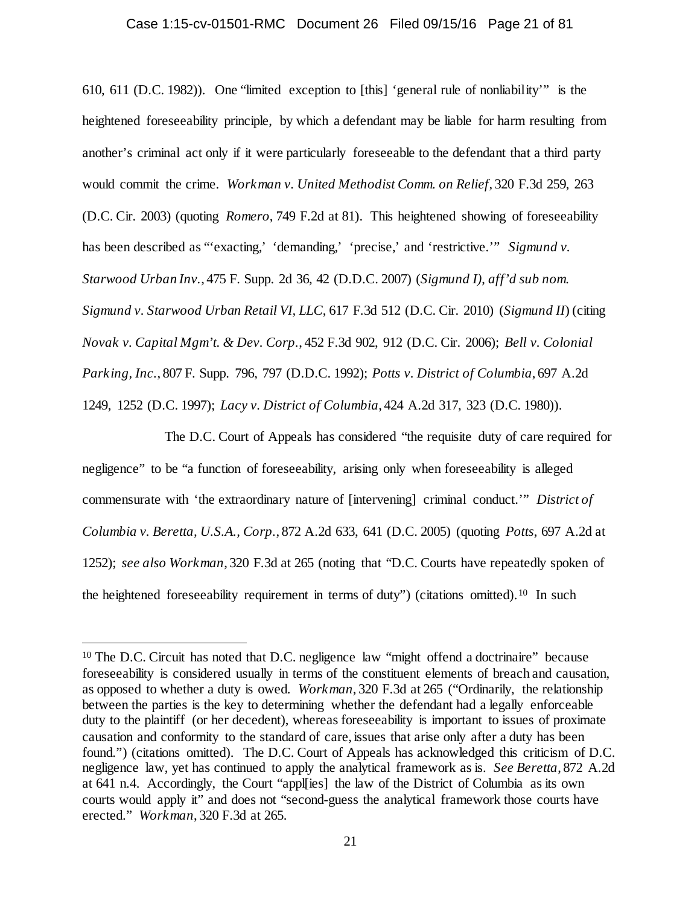610, 611 (D.C. 1982)). One "limited exception to [this] 'general rule of nonliability'" is the heightened foreseeability principle, by which a defendant may be liable for harm resulting from another's criminal act only if it were particularly foreseeable to the defendant that a third party would commit the crime. *Workman v. United Methodist Comm. on Relief*, 320 F.3d 259, 263 (D.C. Cir. 2003) (quoting *Romero*, 749 F.2d at 81). This heightened showing of foreseeability has been described as "'exacting,' 'demanding,' 'precise,' and 'restrictive.'" *Sigmund v. Starwood Urban Inv.*, 475 F. Supp. 2d 36, 42 (D.D.C. 2007) (*Sigmund I*), *aff'd sub nom. Sigmund v. Starwood Urban Retail VI, LLC*, 617 F.3d 512 (D.C. Cir. 2010) (*Sigmund II*) (citing *Novak v. Capital Mgm't. & Dev. Corp.*, 452 F.3d 902, 912 (D.C. Cir. 2006); *Bell v. Colonial Parking, Inc.*, 807 F. Supp. 796, 797 (D.D.C. 1992); *Potts v. District of Columbia*, 697 A.2d 1249, 1252 (D.C. 1997); *Lacy v. District of Columbia*, 424 A.2d 317, 323 (D.C. 1980)).

The D.C. Court of Appeals has considered "the requisite duty of care required for negligence" to be "a function of foreseeability, arising only when foreseeability is alleged commensurate with 'the extraordinary nature of [intervening] criminal conduct.'" *District of Columbia v. Beretta, U.S.A., Corp.*, 872 A.2d 633, 641 (D.C. 2005) (quoting *Potts*, 697 A.2d at 1252); *see also Workman*, 320 F.3d at 265 (noting that "D.C. Courts have repeatedly spoken of the heightened foreseeability requirement in terms of duty") (citations omitted).[10] In such

[10] The D.C. Circuit has noted that D.C. negligence law "might offend a doctrinaire" because foreseeability is considered usually in terms of the constituent elements of breach and causation, as opposed to whether a duty is owed. *Workman*, 320 F.3d at 265 ("Ordinarily, the relationship between the parties is the key to determining whether the defendant had a legally enforceable duty to the plaintiff (or her decedent), whereas foreseeability is important to issues of proximate causation and conformity to the standard of care, issues that arise only after a duty has been found.") (citations omitted). The D.C. Court of Appeals has acknowledged this criticism of D.C. negligence law, yet has continued to apply the analytical framework as is. *See Beretta*, 872 A.2d at 641 n.4. Accordingly, the Court "appl[ies] the law of the District of Columbia as its own courts would apply it" and does not "second-guess the analytical framework those courts have erected." *Workman*, 320 F.3d at 265.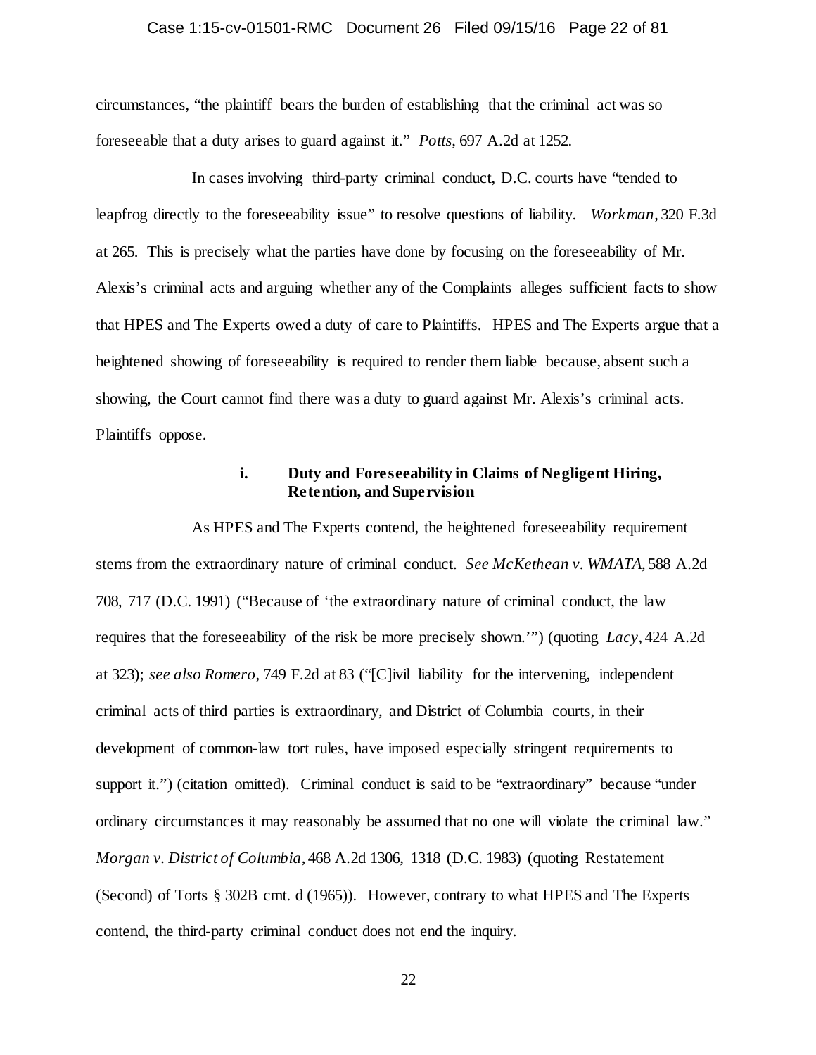circumstances, "the plaintiff bears the burden of establishing that the criminal act was so foreseeable that a duty arises to guard against it." *Potts*, 697 A.2d at 1252.

In cases involving third-party criminal conduct, D.C. courts have "tended to leapfrog directly to the foreseeability issue" to resolve questions of liability. *Workman*, 320 F.3d at 265. This is precisely what the parties have done by focusing on the foreseeability of Mr. Alexis's criminal acts and arguing whether any of the Complaints alleges sufficient facts to show that HPES and The Experts owed a duty of care to Plaintiffs. HPES and The Experts argue that a heightened showing of foreseeability is required to render them liable because, absent such a showing, the Court cannot find there was a duty to guard against Mr. Alexis's criminal acts. Plaintiffs oppose.

#### i. Duty and Foreseeability in Claims of Negligent Hiring, Retention, and Supervision

As HPES and The Experts contend, the heightened foreseeability requirement stems from the extraordinary nature of criminal conduct. *See McKethean v. WMATA*, 588 A.2d 708, 717 (D.C. 1991) ("Because of 'the extraordinary nature of criminal conduct, the law requires that the foreseeability of the risk be more precisely shown.'") (quoting *Lacy*, 424 A.2d at 323); *see also Romero*, 749 F.2d at 83 ("[C]ivil liability for the intervening, independent criminal acts of third parties is extraordinary, and District of Columbia courts, in their development of common-law tort rules, have imposed especially stringent requirements to support it.") (citation omitted). Criminal conduct is said to be "extraordinary" because "under ordinary circumstances it may reasonably be assumed that no one will violate the criminal law." *Morgan v. District of Columbia*, 468 A.2d 1306, 1318 (D.C. 1983) (quoting Restatement (Second) of Torts § 302B cmt. d (1965)). However, contrary to what HPES and The Experts contend, the third-party criminal conduct does not end the inquiry.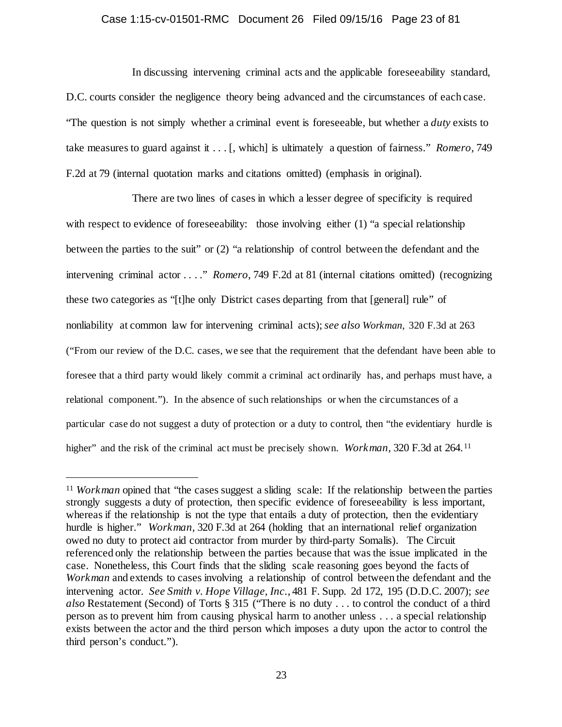In discussing intervening criminal acts and the applicable foreseeability standard, D.C. courts consider the negligence theory being advanced and the circumstances of each case. "The question is not simply whether a criminal event is foreseeable, but whether a *duty* exists to take measures to guard against it . . . [, which] is ultimately a question of fairness." *Romero*, 749 F.2d at 79 (internal quotation marks and citations omitted) (emphasis in original).

There are two lines of cases in which a lesser degree of specificity is required with respect to evidence of foreseeability: those involving either (1) "a special relationship between the parties to the suit" or (2) "a relationship of control between the defendant and the intervening criminal actor . . . ." *Romero*, 749 F.2d at 81 (internal citations omitted) (recognizing these two categories as "[t]he only District cases departing from that [general] rule" of nonliability at common law for intervening criminal acts); *see also Workman*, 320 F.3d at 263 ("From our review of the D.C. cases, we see that the requirement that the defendant have been able to foresee that a third party would likely commit a criminal act ordinarily has, and perhaps must have, a relational component."). In the absence of such relationships or when the circumstances of a particular case do not suggest a duty of protection or a duty to control, then "the evidentiary hurdle is higher" and the risk of the criminal act must be precisely shown. *Workman*, 320 F.3d at 264.[11]

---

[11] *Workman* opined that "the cases suggest a sliding scale: If the relationship between the parties strongly suggests a duty of protection, then specific evidence of foreseeability is less important, whereas if the relationship is not the type that entails a duty of protection, then the evidentiary hurdle is higher." *Workman*, 320 F.3d at 264 (holding that an international relief organization owed no duty to protect aid contractor from murder by third-party Somalis). The Circuit referenced only the relationship between the parties because that was the issue implicated in the case. Nonetheless, this Court finds that the sliding scale reasoning goes beyond the facts of *Workman* and extends to cases involving a relationship of control between the defendant and the intervening actor. *See Smith v. Hope Village, Inc.*, 481 F. Supp. 2d 172, 195 (D.D.C. 2007); *see also* Restatement (Second) of Torts § 315 ("There is no duty . . . to control the conduct of a third person as to prevent him from causing physical harm to another unless . . . a special relationship exists between the actor and the third person which imposes a duty upon the actor to control the third person's conduct.").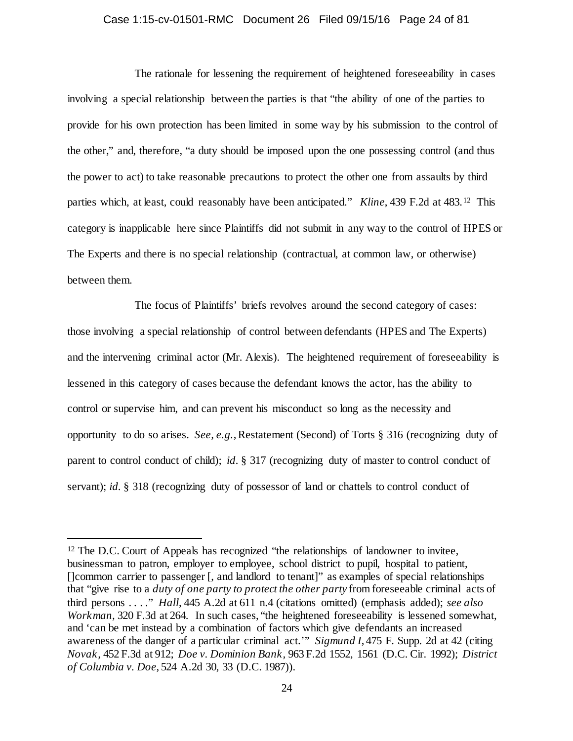The rationale for lessening the requirement of heightened foreseeability in cases involving a special relationship between the parties is that "the ability of one of the parties to provide for his own protection has been limited in some way by his submission to the control of the other," and, therefore, "a duty should be imposed upon the one possessing control (and thus the power to act) to take reasonable precautions to protect the other one from assaults by third parties which, at least, could reasonably have been anticipated." *Kline*, 439 F.2d at 483.[12] This category is inapplicable here since Plaintiffs did not submit in any way to the control of HPES or The Experts and there is no special relationship (contractual, at common law, or otherwise) between them.

The focus of Plaintiffs' briefs revolves around the second category of cases: those involving a special relationship of control between defendants (HPES and The Experts) and the intervening criminal actor (Mr. Alexis). The heightened requirement of foreseeability is lessened in this category of cases because the defendant knows the actor, has the ability to control or supervise him, and can prevent his misconduct so long as the necessity and opportunity to do so arises. *See, e.g.*, Restatement (Second) of Torts § 316 (recognizing duty of parent to control conduct of child); *id*. § 317 (recognizing duty of master to control conduct of servant); *id*. § 318 (recognizing duty of possessor of land or chattels to control conduct of

---

[12] The D.C. Court of Appeals has recognized "the relationships of landowner to invitee, businessman to patron, employer to employee, school district to pupil, hospital to patient, []common carrier to passenger [, and landlord to tenant]" as examples of special relationships that "give rise to a *duty of one party to protect the other party* from foreseeable criminal acts of third persons . . . ." *Hall*, 445 A.2d at 611 n.4 (citations omitted) (emphasis added); *see also Workman*, 320 F.3d at 264. In such cases, "the heightened foreseeability is lessened somewhat, and 'can be met instead by a combination of factors which give defendants an increased awareness of the danger of a particular criminal act.'" *Sigmund I*, 475 F. Supp. 2d at 42 (citing *Novak*, 452 F.3d at 912; *Doe v. Dominion Bank*, 963 F.2d 1552, 1561 (D.C. Cir. 1992); *District of Columbia v. Doe*, 524 A.2d 30, 33 (D.C. 1987)).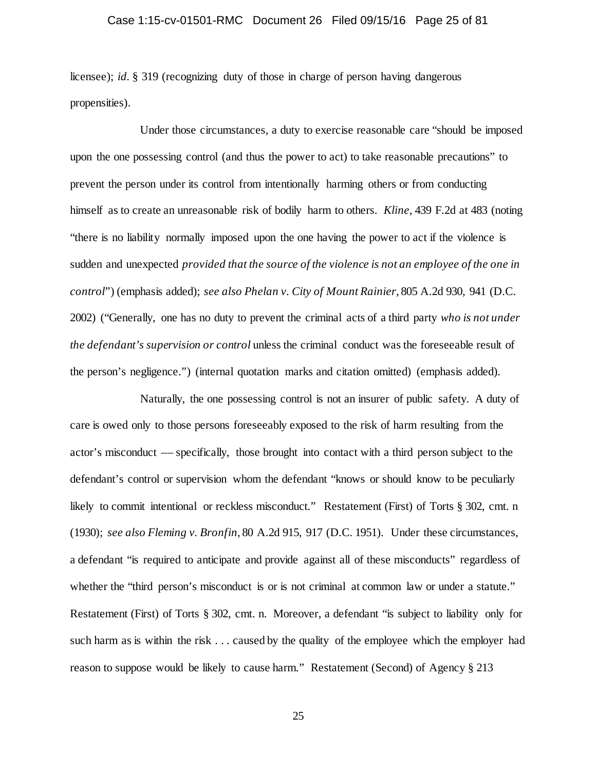licensee); *id*. § 319 (recognizing duty of those in charge of person having dangerous propensities).

Under those circumstances, a duty to exercise reasonable care "should be imposed upon the one possessing control (and thus the power to act) to take reasonable precautions" to prevent the person under its control from intentionally harming others or from conducting himself as to create an unreasonable risk of bodily harm to others. *Kline*, 439 F.2d at 483 (noting "there is no liability normally imposed upon the one having the power to act if the violence is sudden and unexpected *provided that the source of the violence is not an employee of the one in control*") (emphasis added); *see also Phelan v. City of Mount Rainier*, 805 A.2d 930, 941 (D.C. 2002) ("Generally, one has no duty to prevent the criminal acts of a third party *who is not under the defendant's supervision or control* unless the criminal conduct was the foreseeable result of the person's negligence.") (internal quotation marks and citation omitted) (emphasis added).

Naturally, the one possessing control is not an insurer of public safety. A duty of care is owed only to those persons foreseeably exposed to the risk of harm resulting from the actor's misconduct –– specifically, those brought into contact with a third person subject to the defendant's control or supervision whom the defendant "knows or should know to be peculiarly likely to commit intentional or reckless misconduct." Restatement (First) of Torts § 302, cmt. n (1930); *see also Fleming v. Bronfin*, 80 A.2d 915, 917 (D.C. 1951). Under these circumstances, a defendant "is required to anticipate and provide against all of these misconducts" regardless of whether the "third person's misconduct is or is not criminal at common law or under a statute." Restatement (First) of Torts § 302, cmt. n. Moreover, a defendant "is subject to liability only for such harm as is within the risk . . . caused by the quality of the employee which the employer had reason to suppose would be likely to cause harm." Restatement (Second) of Agency § 213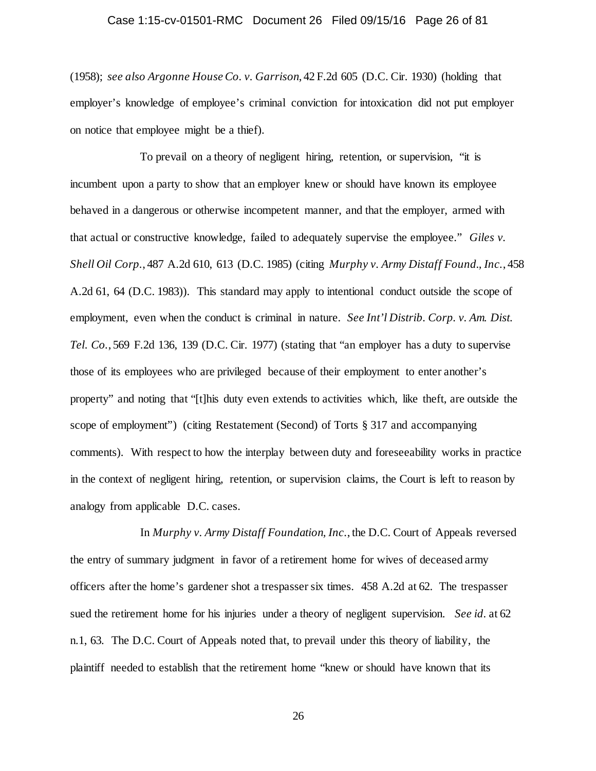(1958); *see also Argonne House Co. v. Garrison*, 42 F.2d 605 (D.C. Cir. 1930) (holding that employer's knowledge of employee's criminal conviction for intoxication did not put employer on notice that employee might be a thief).

To prevail on a theory of negligent hiring, retention, or supervision, "it is incumbent upon a party to show that an employer knew or should have known its employee behaved in a dangerous or otherwise incompetent manner, and that the employer, armed with that actual or constructive knowledge, failed to adequately supervise the employee." *Giles v. Shell Oil Corp.*, 487 A.2d 610, 613 (D.C. 1985) (citing *Murphy v. Army Distaff Found., Inc.*, 458 A.2d 61, 64 (D.C. 1983)). This standard may apply to intentional conduct outside the scope of employment, even when the conduct is criminal in nature. *See Int'l Distrib. Corp. v. Am. Dist. Tel. Co.*, 569 F.2d 136, 139 (D.C. Cir. 1977) (stating that "an employer has a duty to supervise those of its employees who are privileged because of their employment to enter another's property" and noting that "[t]his duty even extends to activities which, like theft, are outside the scope of employment") (citing Restatement (Second) of Torts § 317 and accompanying comments). With respect to how the interplay between duty and foreseeability works in practice in the context of negligent hiring, retention, or supervision claims, the Court is left to reason by analogy from applicable D.C. cases.

In *Murphy v. Army Distaff Foundation, Inc.*, the D.C. Court of Appeals reversed the entry of summary judgment in favor of a retirement home for wives of deceased army officers after the home's gardener shot a trespasser six times. 458 A.2d at 62. The trespasser sued the retirement home for his injuries under a theory of negligent supervision. *See id.* at 62 n.1, 63. The D.C. Court of Appeals noted that, to prevail under this theory of liability, the plaintiff needed to establish that the retirement home "knew or should have known that its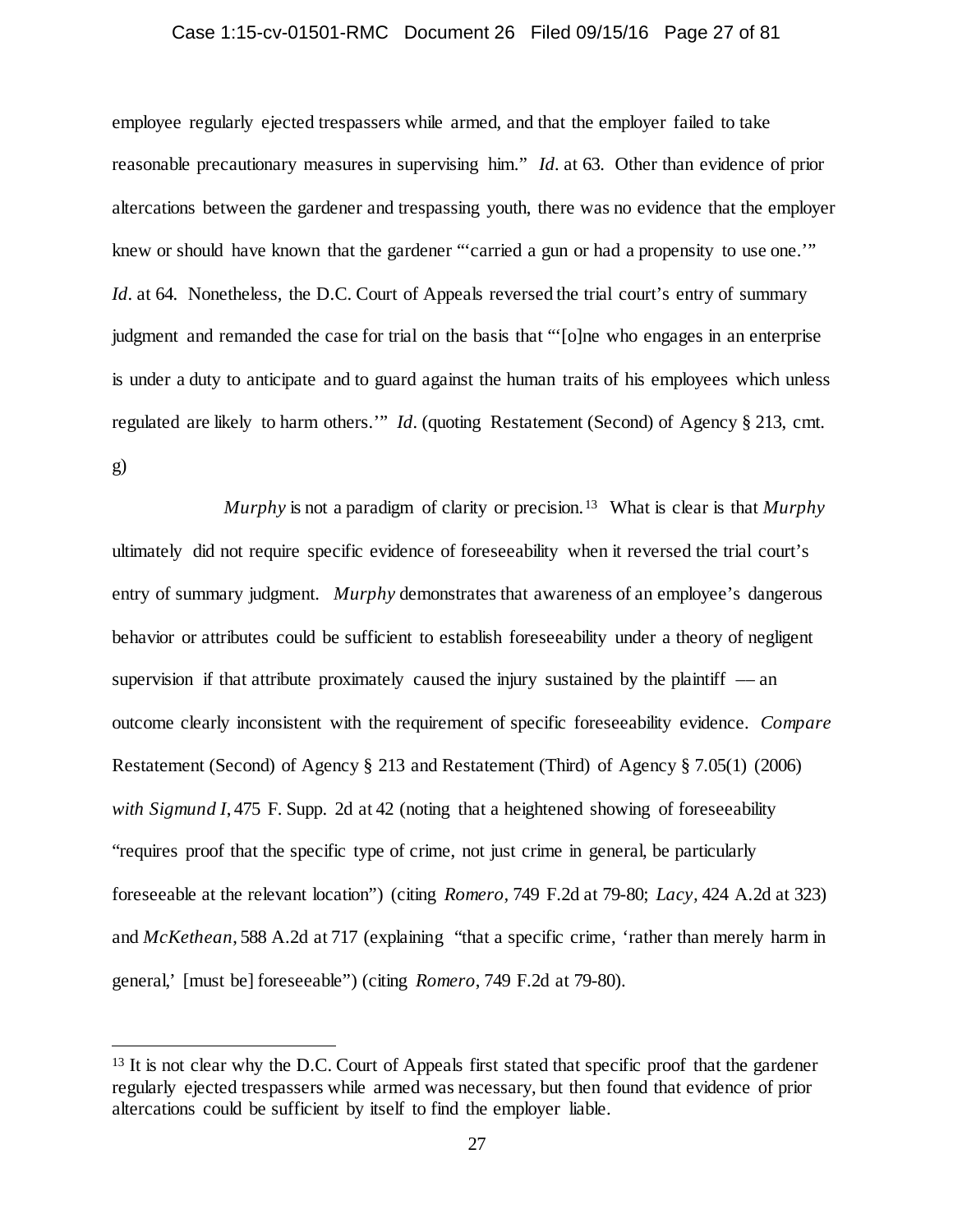employee regularly ejected trespassers while armed, and that the employer failed to take reasonable precautionary measures in supervising him." *Id*. at 63. Other than evidence of prior altercations between the gardener and trespassing youth, there was no evidence that the employer knew or should have known that the gardener "'carried a gun or had a propensity to use one.'" *Id*. at 64. Nonetheless, the D.C. Court of Appeals reversed the trial court's entry of summary judgment and remanded the case for trial on the basis that "'[o]ne who engages in an enterprise is under a duty to anticipate and to guard against the human traits of his employees which unless regulated are likely to harm others.'" *Id*. (quoting Restatement (Second) of Agency § 213, cmt. g)

*Murphy* is not a paradigm of clarity or precision.[13] What is clear is that *Murphy* ultimately did not require specific evidence of foreseeability when it reversed the trial court's entry of summary judgment. *Murphy* demonstrates that awareness of an employee's dangerous behavior or attributes could be sufficient to establish foreseeability under a theory of negligent supervision if that attribute proximately caused the injury sustained by the plaintiff — an outcome clearly inconsistent with the requirement of specific foreseeability evidence. *Compare* Restatement (Second) of Agency § 213 and Restatement (Third) of Agency § 7.05(1) (2006) *with Sigmund I*, 475 F. Supp. 2d at 42 (noting that a heightened showing of foreseeability "requires proof that the specific type of crime, not just crime in general, be particularly foreseeable at the relevant location") (citing *Romero*, 749 F.2d at 79-80; *Lacy*, 424 A.2d at 323) and *McKethean*, 588 A.2d at 717 (explaining "that a specific crime, 'rather than merely harm in general,' [must be] foreseeable") (citing *Romero*, 749 F.2d at 79-80).

---

[13] It is not clear why the D.C. Court of Appeals first stated that specific proof that the gardener regularly ejected trespassers while armed was necessary, but then found that evidence of prior altercations could be sufficient by itself to find the employer liable.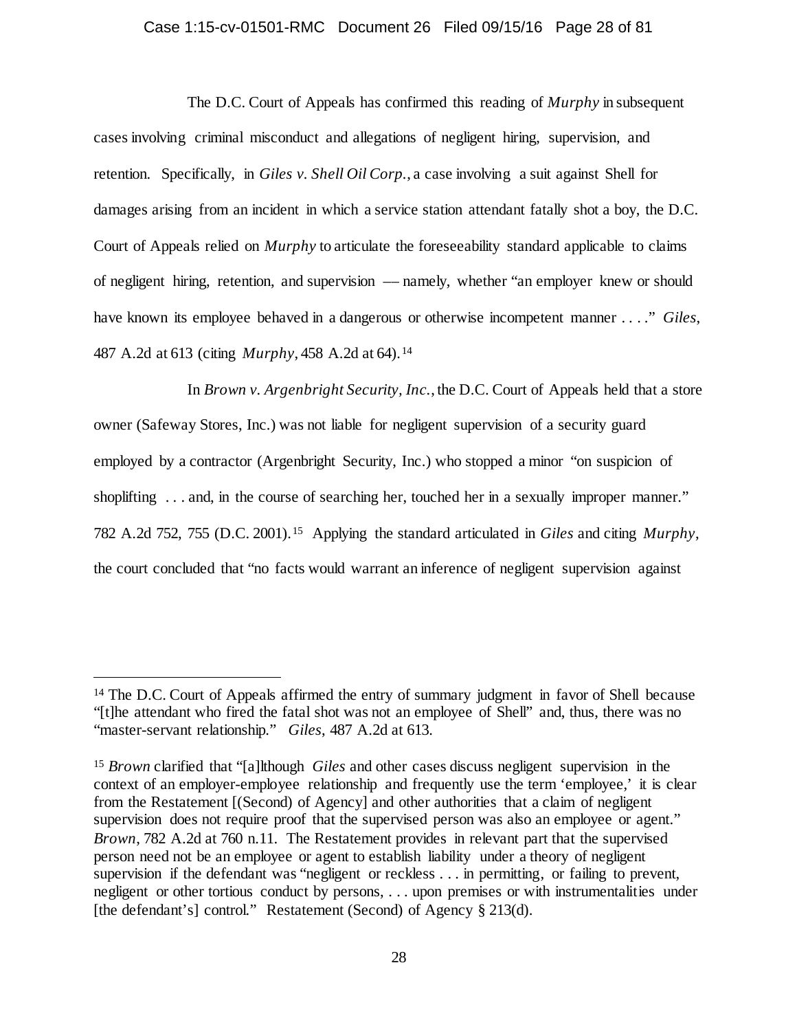The D.C. Court of Appeals has confirmed this reading of *Murphy* in subsequent cases involving criminal misconduct and allegations of negligent hiring, supervision, and retention. Specifically, in *Giles v. Shell Oil Corp.*, a case involving a suit against Shell for damages arising from an incident in which a service station attendant fatally shot a boy, the D.C. Court of Appeals relied on *Murphy* to articulate the foreseeability standard applicable to claims of negligent hiring, retention, and supervision — namely, whether "an employer knew or should have known its employee behaved in a dangerous or otherwise incompetent manner . . . ." *Giles*, 487 A.2d at 613 (citing *Murphy*, 458 A.2d at 64).[14]

In *Brown v. Argenbright Security, Inc.*, the D.C. Court of Appeals held that a store owner (Safeway Stores, Inc.) was not liable for negligent supervision of a security guard employed by a contractor (Argenbright Security, Inc.) who stopped a minor "on suspicion of shoplifting . . . and, in the course of searching her, touched her in a sexually improper manner." 782 A.2d 752, 755 (D.C. 2001).[15] Applying the standard articulated in *Giles* and citing *Murphy*, the court concluded that "no facts would warrant an inference of negligent supervision against

---

[14] The D.C. Court of Appeals affirmed the entry of summary judgment in favor of Shell because "[t]he attendant who fired the fatal shot was not an employee of Shell" and, thus, there was no "master-servant relationship." *Giles*, 487 A.2d at 613.

[15] *Brown* clarified that "[a]lthough *Giles* and other cases discuss negligent supervision in the context of an employer-employee relationship and frequently use the term 'employee,' it is clear from the Restatement [(Second) of Agency] and other authorities that a claim of negligent supervision does not require proof that the supervised person was also an employee or agent." *Brown*, 782 A.2d at 760 n.11. The Restatement provides in relevant part that the supervised person need not be an employee or agent to establish liability under a theory of negligent supervision if the defendant was "negligent or reckless . . . in permitting, or failing to prevent, negligent or other tortious conduct by persons, . . . upon premises or with instrumentalities under [the defendant's] control." Restatement (Second) of Agency § 213(d).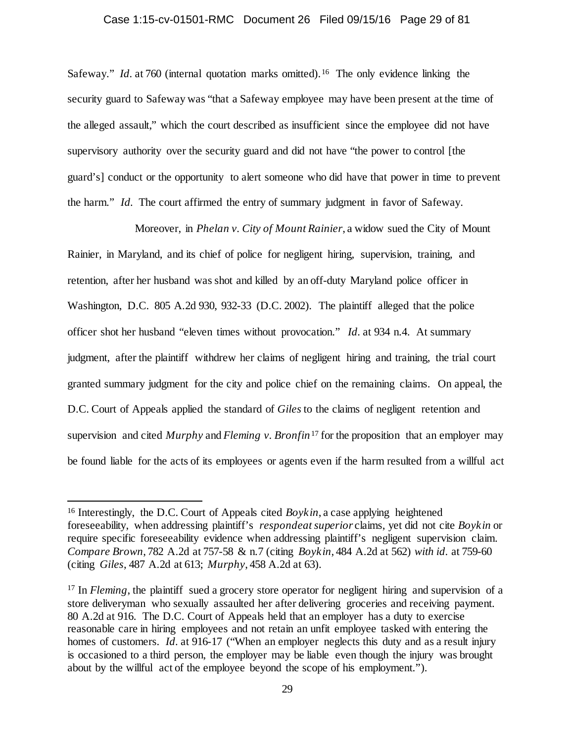Safeway." *Id.* at 760 (internal quotation marks omitted).[16] The only evidence linking the security guard to Safeway was "that a Safeway employee may have been present at the time of the alleged assault," which the court described as insufficient since the employee did not have supervisory authority over the security guard and did not have "the power to control [the guard's] conduct or the opportunity to alert someone who did have that power in time to prevent the harm." *Id.* The court affirmed the entry of summary judgment in favor of Safeway.

Moreover, in *Phelan v. City of Mount Rainier*, a widow sued the City of Mount Rainier, in Maryland, and its chief of police for negligent hiring, supervision, training, and retention, after her husband was shot and killed by an off-duty Maryland police officer in Washington, D.C. 805 A.2d 930, 932-33 (D.C. 2002). The plaintiff alleged that the police officer shot her husband "eleven times without provocation." *Id.* at 934 n.4. At summary judgment, after the plaintiff withdrew her claims of negligent hiring and training, the trial court granted summary judgment for the city and police chief on the remaining claims. On appeal, the D.C. Court of Appeals applied the standard of *Giles* to the claims of negligent retention and supervision and cited *Murphy* and *Fleming v. Bronfin*[17] for the proposition that an employer may be found liable for the acts of its employees or agents even if the harm resulted from a willful act

---

[16] Interestingly, the D.C. Court of Appeals cited *Boykin*, a case applying heightened foreseeability, when addressing plaintiff's *respondeat superior* claims, yet did not cite *Boykin* or require specific foreseeability evidence when addressing plaintiff's negligent supervision claim. *Compare Brown*, 782 A.2d at 757-58 & n.7 (citing *Boykin*, 484 A.2d at 562) *with id.* at 759-60 (citing *Giles*, 487 A.2d at 613; *Murphy*, 458 A.2d at 63).

[17] In *Fleming*, the plaintiff sued a grocery store operator for negligent hiring and supervision of a store deliveryman who sexually assaulted her after delivering groceries and receiving payment. 80 A.2d at 916. The D.C. Court of Appeals held that an employer has a duty to exercise reasonable care in hiring employees and not retain an unfit employee tasked with entering the homes of customers. *Id.* at 916-17 ("When an employer neglects this duty and as a result injury is occasioned to a third person, the employer may be liable even though the injury was brought about by the willful act of the employee beyond the scope of his employment.").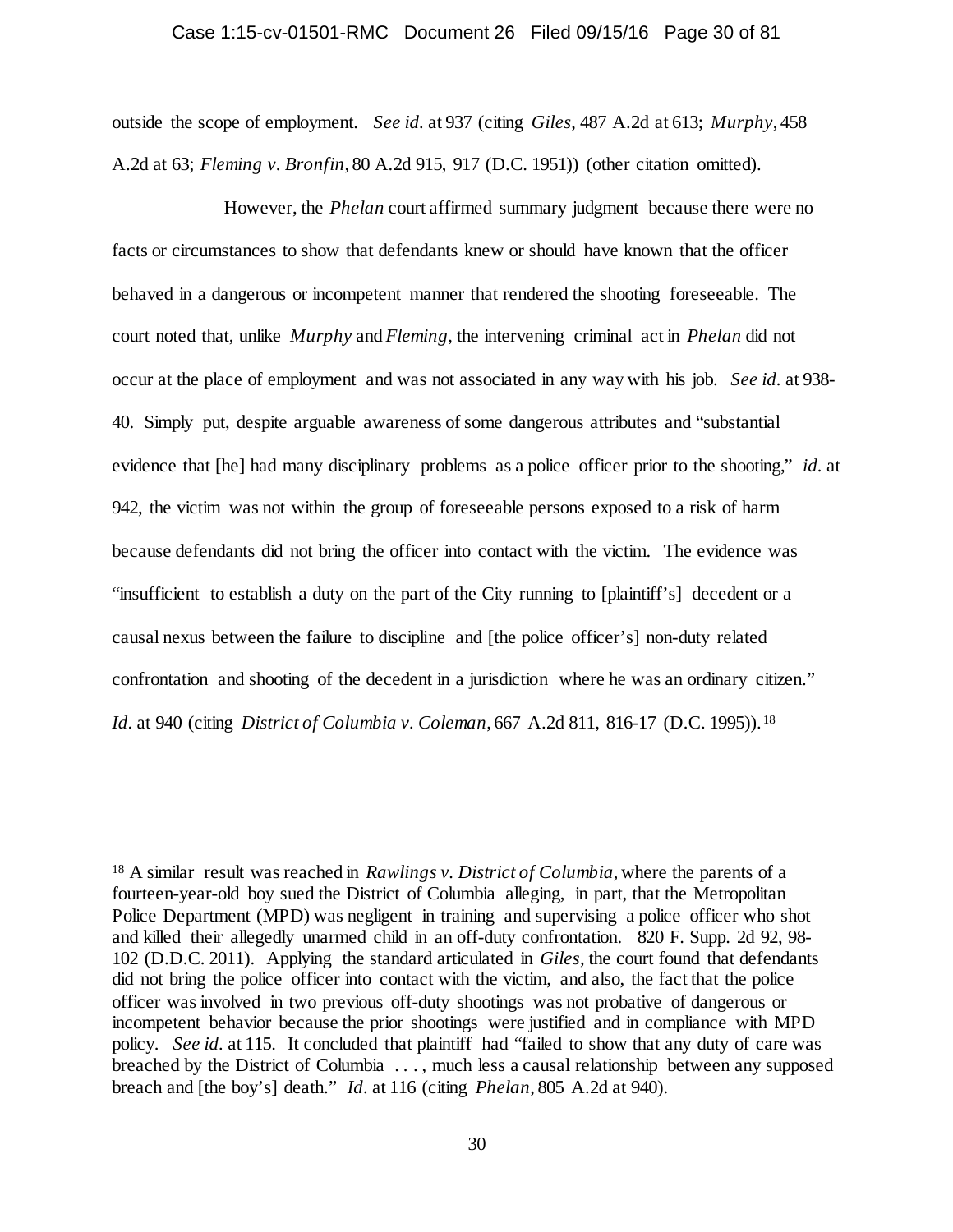outside the scope of employment. *See id.* at 937 (citing *Giles*, 487 A.2d at 613; *Murphy*, 458 A.2d at 63; *Fleming v. Bronfin*, 80 A.2d 915, 917 (D.C. 1951)) (other citation omitted).

However, the *Phelan* court affirmed summary judgment because there were no facts or circumstances to show that defendants knew or should have known that the officer behaved in a dangerous or incompetent manner that rendered the shooting foreseeable. The court noted that, unlike *Murphy* and *Fleming*, the intervening criminal act in *Phelan* did not occur at the place of employment and was not associated in any way with his job. *See id.* at 938-40. Simply put, despite arguable awareness of some dangerous attributes and "substantial evidence that [he] had many disciplinary problems as a police officer prior to the shooting," *id.* at 942, the victim was not within the group of foreseeable persons exposed to a risk of harm because defendants did not bring the officer into contact with the victim. The evidence was "insufficient to establish a duty on the part of the City running to [plaintiff's] decedent or a causal nexus between the failure to discipline and [the police officer's] non-duty related confrontation and shooting of the decedent in a jurisdiction where he was an ordinary citizen." *Id.* at 940 (citing *District of Columbia v. Coleman*, 667 A.2d 811, 816-17 (D.C. 1995)).[18]

---

[18] A similar result was reached in *Rawlings v. District of Columbia*, where the parents of a fourteen-year-old boy sued the District of Columbia alleging, in part, that the Metropolitan Police Department (MPD) was negligent in training and supervising a police officer who shot and killed their allegedly unarmed child in an off-duty confrontation. 820 F. Supp. 2d 92, 98-102 (D.D.C. 2011). Applying the standard articulated in *Giles*, the court found that defendants did not bring the police officer into contact with the victim, and also, the fact that the police officer was involved in two previous off-duty shootings was not probative of dangerous or incompetent behavior because the prior shootings were justified and in compliance with MPD policy. *See id.* at 115. It concluded that plaintiff had "failed to show that any duty of care was breached by the District of Columbia . . . , much less a causal relationship between any supposed breach and [the boy's] death." *Id.* at 116 (citing *Phelan*, 805 A.2d at 940).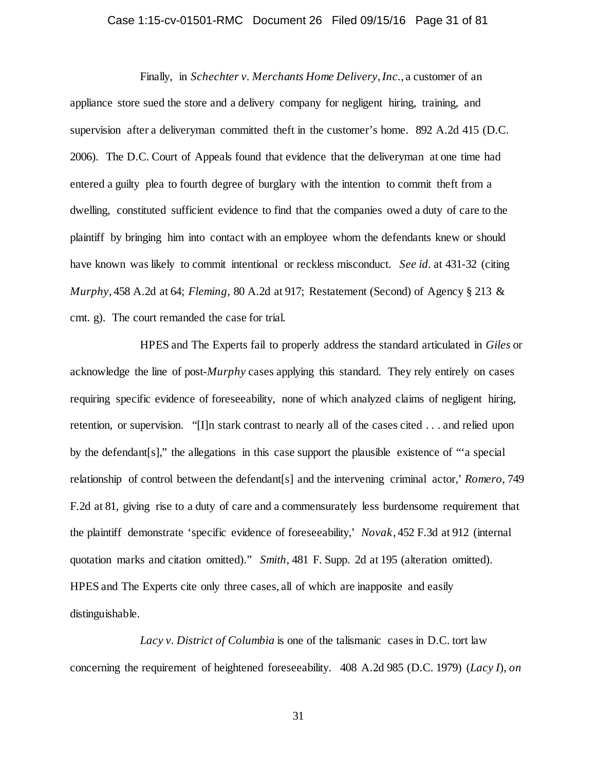Finally, in *Schechter v. Merchants Home Delivery, Inc.*, a customer of an appliance store sued the store and a delivery company for negligent hiring, training, and supervision after a deliveryman committed theft in the customer's home. 892 A.2d 415 (D.C. 2006). The D.C. Court of Appeals found that evidence that the deliveryman at one time had entered a guilty plea to fourth degree of burglary with the intention to commit theft from a dwelling, constituted sufficient evidence to find that the companies owed a duty of care to the plaintiff by bringing him into contact with an employee whom the defendants knew or should have known was likely to commit intentional or reckless misconduct. *See id.* at 431-32 (citing *Murphy*, 458 A.2d at 64; *Fleming*, 80 A.2d at 917; Restatement (Second) of Agency § 213 & cmt. g). The court remanded the case for trial.

HPES and The Experts fail to properly address the standard articulated in *Giles* or acknowledge the line of post-*Murphy* cases applying this standard. They rely entirely on cases requiring specific evidence of foreseeability, none of which analyzed claims of negligent hiring, retention, or supervision. "[I]n stark contrast to nearly all of the cases cited . . . and relied upon by the defendant[s]," the allegations in this case support the plausible existence of "'a special relationship of control between the defendant[s] and the intervening criminal actor,' *Romero*, 749 F.2d at 81, giving rise to a duty of care and a commensurately less burdensome requirement that the plaintiff demonstrate 'specific evidence of foreseeability,' *Novak*, 452 F.3d at 912 (internal quotation marks and citation omitted)." *Smith*, 481 F. Supp. 2d at 195 (alteration omitted). HPES and The Experts cite only three cases, all of which are inapposite and easily distinguishable.

*Lacy v. District of Columbia* is one of the talismanic cases in D.C. tort law concerning the requirement of heightened foreseeability. 408 A.2d 985 (D.C. 1979) (*Lacy I*), *on*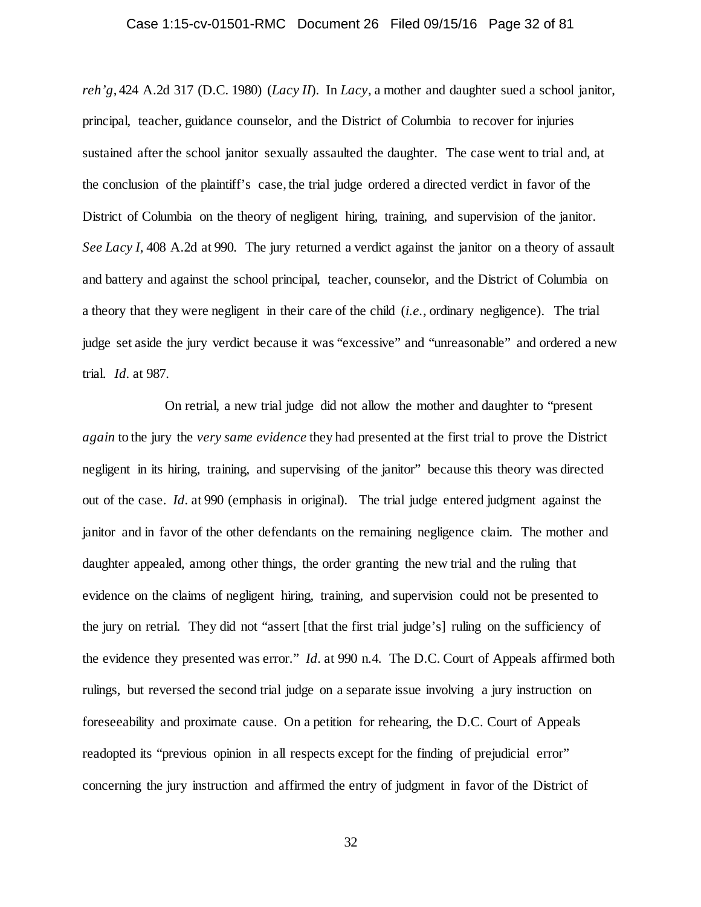*reh'g*, 424 A.2d 317 (D.C. 1980) (*Lacy II*). In *Lacy*, a mother and daughter sued a school janitor, principal, teacher, guidance counselor, and the District of Columbia to recover for injuries sustained after the school janitor sexually assaulted the daughter. The case went to trial and, at the conclusion of the plaintiff's case, the trial judge ordered a directed verdict in favor of the District of Columbia on the theory of negligent hiring, training, and supervision of the janitor. *See Lacy I*, 408 A.2d at 990. The jury returned a verdict against the janitor on a theory of assault and battery and against the school principal, teacher, counselor, and the District of Columbia on a theory that they were negligent in their care of the child (*i.e.*, ordinary negligence). The trial judge set aside the jury verdict because it was "excessive" and "unreasonable" and ordered a new trial. *Id*. at 987.

On retrial, a new trial judge did not allow the mother and daughter to "present *again* to the jury the *very same evidence* they had presented at the first trial to prove the District negligent in its hiring, training, and supervising of the janitor" because this theory was directed out of the case. *Id*. at 990 (emphasis in original). The trial judge entered judgment against the janitor and in favor of the other defendants on the remaining negligence claim. The mother and daughter appealed, among other things, the order granting the new trial and the ruling that evidence on the claims of negligent hiring, training, and supervision could not be presented to the jury on retrial. They did not "assert [that the first trial judge's] ruling on the sufficiency of the evidence they presented was error." *Id*. at 990 n.4. The D.C. Court of Appeals affirmed both rulings, but reversed the second trial judge on a separate issue involving a jury instruction on foreseeability and proximate cause. On a petition for rehearing, the D.C. Court of Appeals readopted its "previous opinion in all respects except for the finding of prejudicial error" concerning the jury instruction and affirmed the entry of judgment in favor of the District of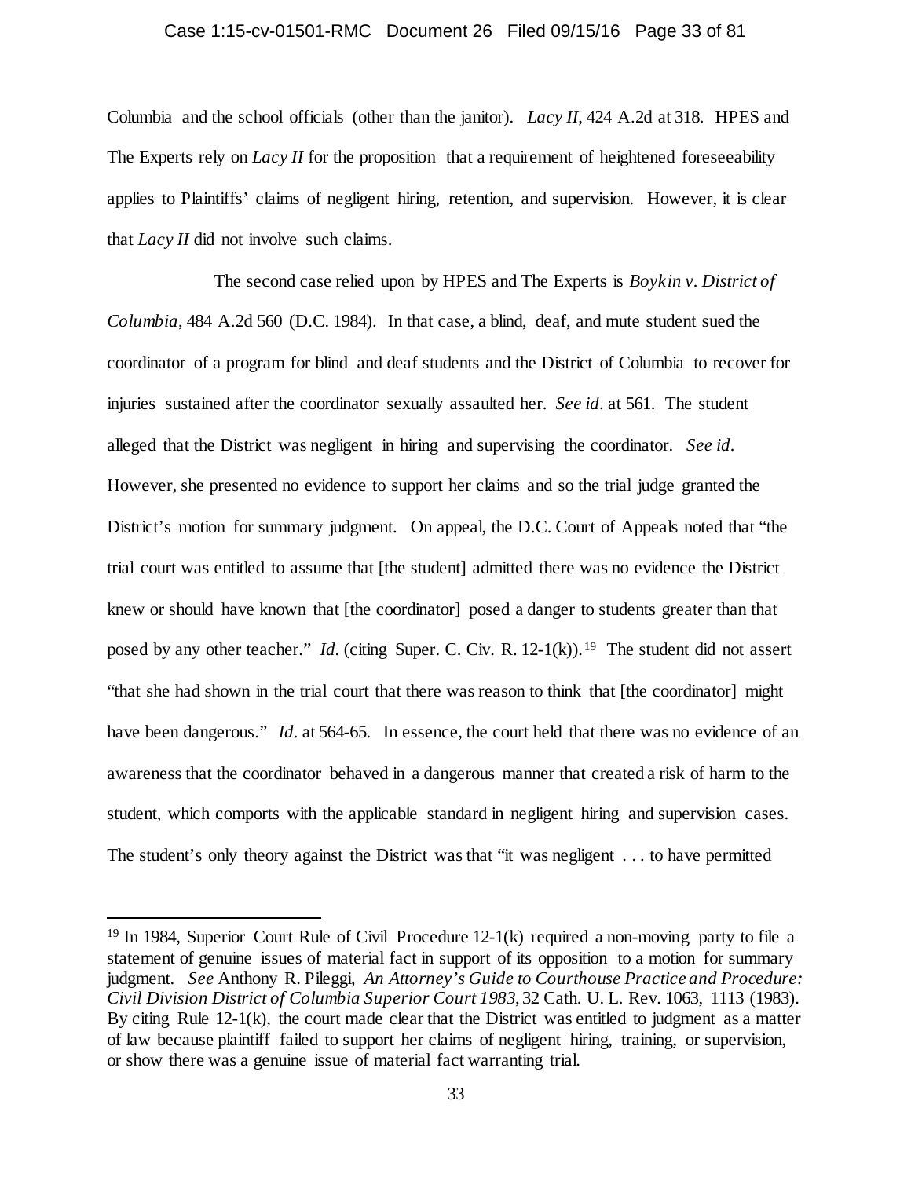Columbia and the school officials (other than the janitor). *Lacy II*, 424 A.2d at 318. HPES and The Experts rely on *Lacy II* for the proposition that a requirement of heightened foreseeability applies to Plaintiffs' claims of negligent hiring, retention, and supervision. However, it is clear that *Lacy II* did not involve such claims.

The second case relied upon by HPES and The Experts is *Boykin v. District of Columbia*, 484 A.2d 560 (D.C. 1984). In that case, a blind, deaf, and mute student sued the coordinator of a program for blind and deaf students and the District of Columbia to recover for injuries sustained after the coordinator sexually assaulted her. *See id.* at 561. The student alleged that the District was negligent in hiring and supervising the coordinator. *See id.* However, she presented no evidence to support her claims and so the trial judge granted the District's motion for summary judgment. On appeal, the D.C. Court of Appeals noted that "the trial court was entitled to assume that [the student] admitted there was no evidence the District knew or should have known that [the coordinator] posed a danger to students greater than that posed by any other teacher." *Id.* (citing Super. C. Civ. R. 12-1(k)).[19] The student did not assert "that she had shown in the trial court that there was reason to think that [the coordinator] might have been dangerous." *Id.* at 564-65. In essence, the court held that there was no evidence of an awareness that the coordinator behaved in a dangerous manner that created a risk of harm to the student, which comports with the applicable standard in negligent hiring and supervision cases. The student's only theory against the District was that "it was negligent . . . to have permitted

---

[19] In 1984, Superior Court Rule of Civil Procedure 12-1(k) required a non-moving party to file a statement of genuine issues of material fact in support of its opposition to a motion for summary judgment. *See* Anthony R. Pileggi, *An Attorney's Guide to Courthouse Practice and Procedure: Civil Division District of Columbia Superior Court 1983*, 32 Cath. U. L. Rev. 1063, 1113 (1983). By citing Rule 12-1(k), the court made clear that the District was entitled to judgment as a matter of law because plaintiff failed to support her claims of negligent hiring, training, or supervision, or show there was a genuine issue of material fact warranting trial.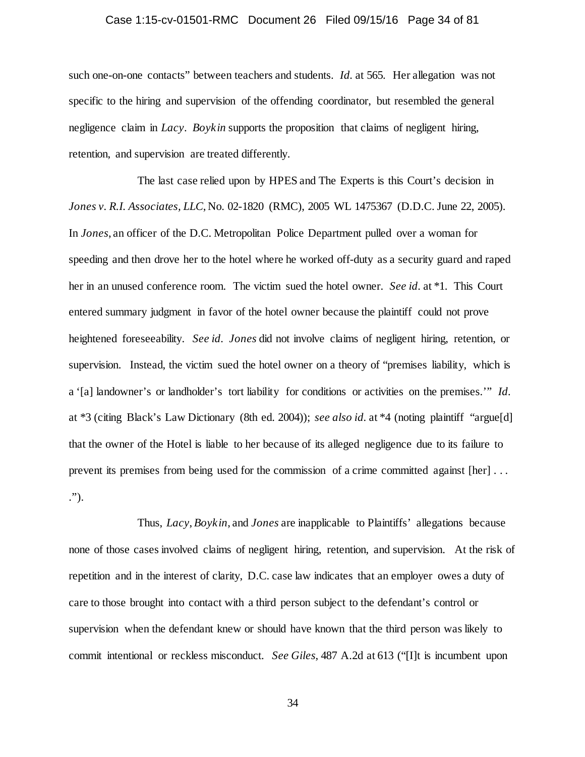such one-on-one contacts" between teachers and students. *Id.* at 565. Her allegation was not specific to the hiring and supervision of the offending coordinator, but resembled the general negligence claim in *Lacy*. *Boykin* supports the proposition that claims of negligent hiring, retention, and supervision are treated differently.

The last case relied upon by HPES and The Experts is this Court's decision in *Jones v. R.I. Associates, LLC*, No. 02-1820 (RMC), 2005 WL 1475367 (D.D.C. June 22, 2005). In *Jones*, an officer of the D.C. Metropolitan Police Department pulled over a woman for speeding and then drove her to the hotel where he worked off-duty as a security guard and raped her in an unused conference room. The victim sued the hotel owner. *See id.* at *1. This Court entered summary judgment in favor of the hotel owner because the plaintiff could not prove heightened foreseeability. *See id.* *Jones* did not involve claims of negligent hiring, retention, or supervision. Instead, the victim sued the hotel owner on a theory of "premises liability, which is a '[a] landowner's or landholder's tort liability for conditions or activities on the premises.'" *Id.* at *3 (citing Black's Law Dictionary (8th ed. 2004)); *see also id.* at *4 (noting plaintiff "argue[d] that the owner of the Hotel is liable to her because of its alleged negligence due to its failure to prevent its premises from being used for the commission of a crime committed against [her] . . . .").

Thus, *Lacy*, *Boykin*, and *Jones* are inapplicable to Plaintiffs' allegations because none of those cases involved claims of negligent hiring, retention, and supervision. At the risk of repetition and in the interest of clarity, D.C. case law indicates that an employer owes a duty of care to those brought into contact with a third person subject to the defendant's control or supervision when the defendant knew or should have known that the third person was likely to commit intentional or reckless misconduct. *See Giles*, 487 A.2d at 613 ("[I]t is incumbent upon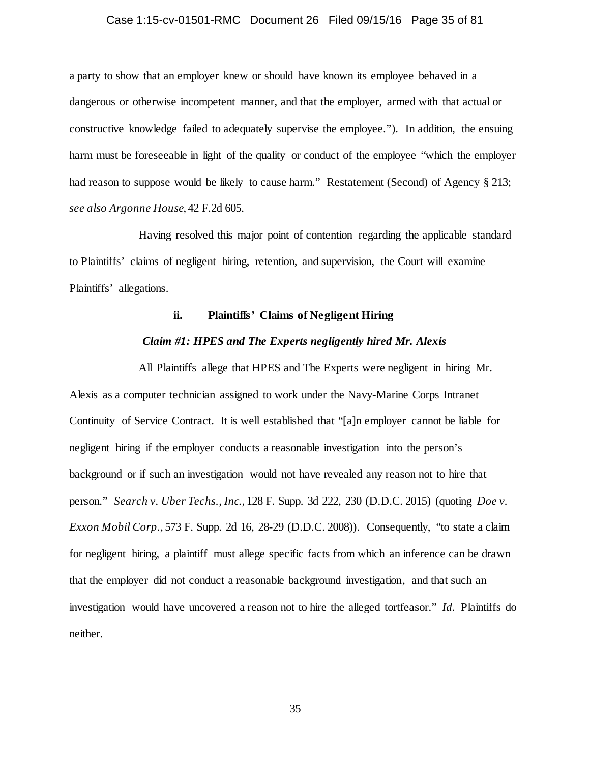a party to show that an employer knew or should have known its employee behaved in a dangerous or otherwise incompetent manner, and that the employer, armed with that actual or constructive knowledge failed to adequately supervise the employee."). In addition, the ensuing harm must be foreseeable in light of the quality or conduct of the employee "which the employer had reason to suppose would be likely to cause harm." Restatement (Second) of Agency § 213; *see also Argonne House*, 42 F.2d 605.

Having resolved this major point of contention regarding the applicable standard to Plaintiffs' claims of negligent hiring, retention, and supervision, the Court will examine Plaintiffs' allegations.

**ii. Plaintiffs' Claims of Negligent Hiring**

***Claim #1: HPES and The Experts negligently hired Mr. Alexis***

All Plaintiffs allege that HPES and The Experts were negligent in hiring Mr. Alexis as a computer technician assigned to work under the Navy-Marine Corps Intranet Continuity of Service Contract. It is well established that "[a]n employer cannot be liable for negligent hiring if the employer conducts a reasonable investigation into the person's background or if such an investigation would not have revealed any reason not to hire that person." *Search v. Uber Techs., Inc.*, 128 F. Supp. 3d 222, 230 (D.D.C. 2015) (quoting *Doe v. Exxon Mobil Corp.*, 573 F. Supp. 2d 16, 28-29 (D.D.C. 2008)). Consequently, "to state a claim for negligent hiring, a plaintiff must allege specific facts from which an inference can be drawn that the employer did not conduct a reasonable background investigation, and that such an investigation would have uncovered a reason not to hire the alleged tortfeasor." *Id*. Plaintiffs do neither.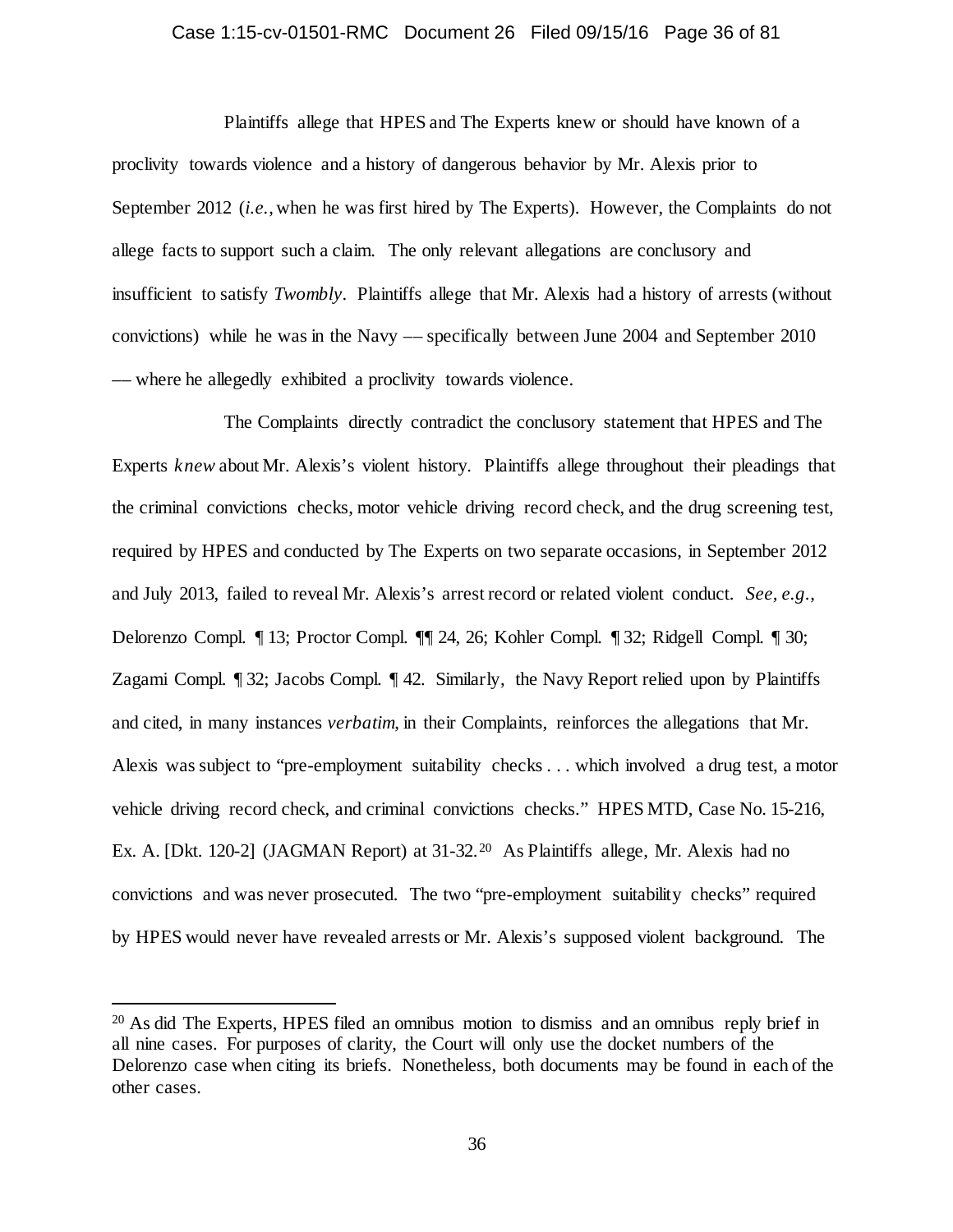Plaintiffs allege that HPES and The Experts knew or should have known of a proclivity towards violence and a history of dangerous behavior by Mr. Alexis prior to September 2012 (*i.e.*, when he was first hired by The Experts). However, the Complaints do not allege facts to support such a claim. The only relevant allegations are conclusory and insufficient to satisfy *Twombly*. Plaintiffs allege that Mr. Alexis had a history of arrests (without convictions) while he was in the Navy — specifically between June 2004 and September 2010 — where he allegedly exhibited a proclivity towards violence.

The Complaints directly contradict the conclusory statement that HPES and The Experts *knew* about Mr. Alexis's violent history. Plaintiffs allege throughout their pleadings that the criminal convictions checks, motor vehicle driving record check, and the drug screening test, required by HPES and conducted by The Experts on two separate occasions, in September 2012 and July 2013, failed to reveal Mr. Alexis's arrest record or related violent conduct. *See, e.g.*, Delorenzo Compl. ¶ 13; Proctor Compl. ¶¶ 24, 26; Kohler Compl. ¶ 32; Ridgell Compl. ¶ 30; Zagami Compl. ¶ 32; Jacobs Compl. ¶ 42. Similarly, the Navy Report relied upon by Plaintiffs and cited, in many instances *verbatim*, in their Complaints, reinforces the allegations that Mr. Alexis was subject to "pre-employment suitability checks . . . which involved a drug test, a motor vehicle driving record check, and criminal convictions checks." HPES MTD, Case No. 15-216, Ex. A. [Dkt. 120-2] (JAGMAN Report) at 31-32.[20] As Plaintiffs allege, Mr. Alexis had no convictions and was never prosecuted. The two "pre-employment suitability checks" required by HPES would never have revealed arrests or Mr. Alexis's supposed violent background. The

---

[20] As did The Experts, HPES filed an omnibus motion to dismiss and an omnibus reply brief in all nine cases. For purposes of clarity, the Court will only use the docket numbers of the Delorenzo case when citing its briefs. Nonetheless, both documents may be found in each of the other cases.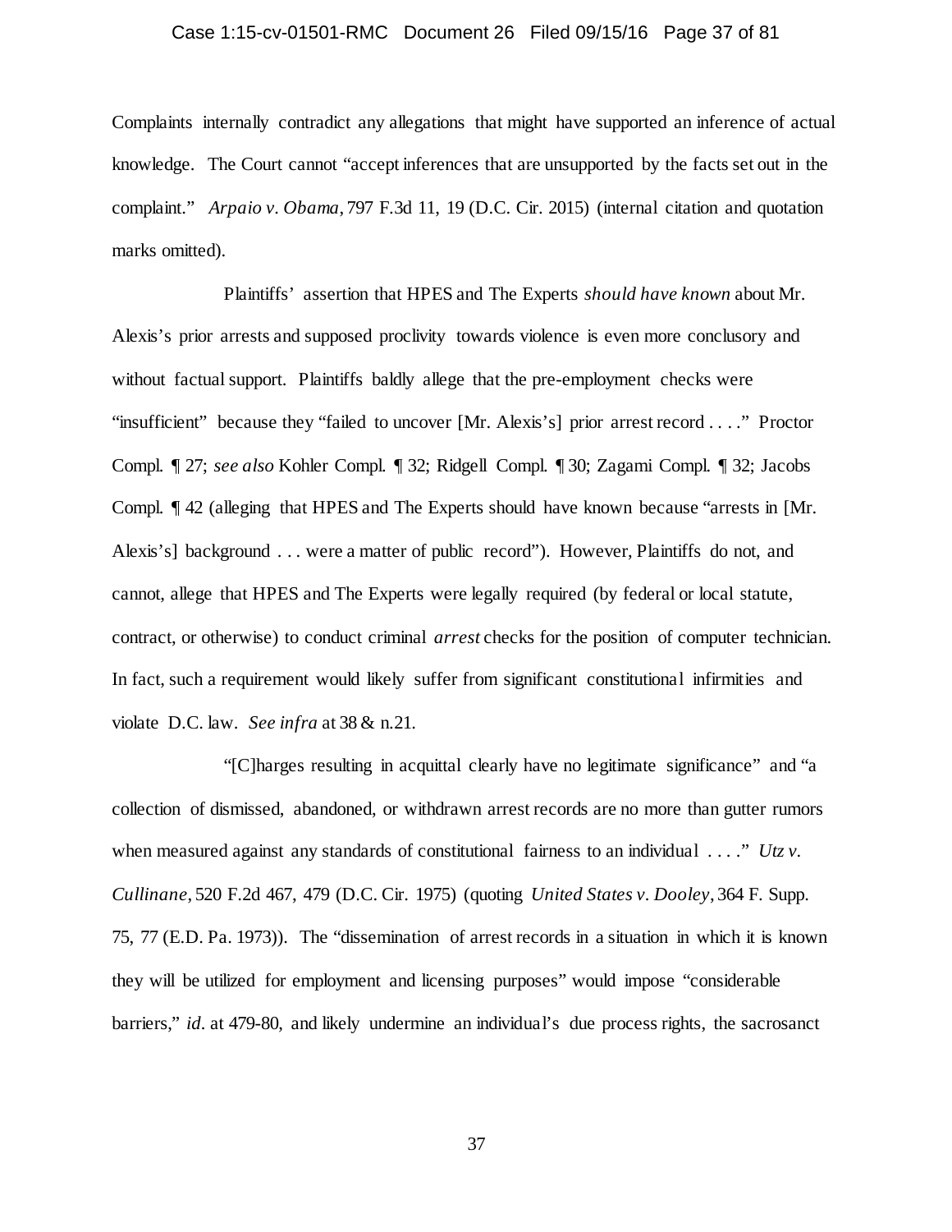Complaints internally contradict any allegations that might have supported an inference of actual knowledge. The Court cannot "accept inferences that are unsupported by the facts set out in the complaint." *Arpaio v. Obama*, 797 F.3d 11, 19 (D.C. Cir. 2015) (internal citation and quotation marks omitted).

Plaintiffs' assertion that HPES and The Experts *should have known* about Mr. Alexis's prior arrests and supposed proclivity towards violence is even more conclusory and without factual support. Plaintiffs baldly allege that the pre-employment checks were "insufficient" because they "failed to uncover [Mr. Alexis's] prior arrest record . . . ." Proctor Compl. ¶ 27; *see also* Kohler Compl. ¶ 32; Ridgell Compl. ¶ 30; Zagami Compl. ¶ 32; Jacobs Compl. ¶ 42 (alleging that HPES and The Experts should have known because "arrests in [Mr. Alexis's] background . . . were a matter of public record"). However, Plaintiffs do not, and cannot, allege that HPES and The Experts were legally required (by federal or local statute, contract, or otherwise) to conduct criminal *arrest* checks for the position of computer technician. In fact, such a requirement would likely suffer from significant constitutional infirmities and violate D.C. law. *See infra* at 38 & n.21.

"[C]harges resulting in acquittal clearly have no legitimate significance" and "a collection of dismissed, abandoned, or withdrawn arrest records are no more than gutter rumors when measured against any standards of constitutional fairness to an individual . . . ." *Utz v. Cullinane*, 520 F.2d 467, 479 (D.C. Cir. 1975) (quoting *United States v. Dooley*, 364 F. Supp. 75, 77 (E.D. Pa. 1973)). The "dissemination of arrest records in a situation in which it is known they will be utilized for employment and licensing purposes" would impose "considerable barriers," *id*. at 479-80, and likely undermine an individual's due process rights, the sacrosanct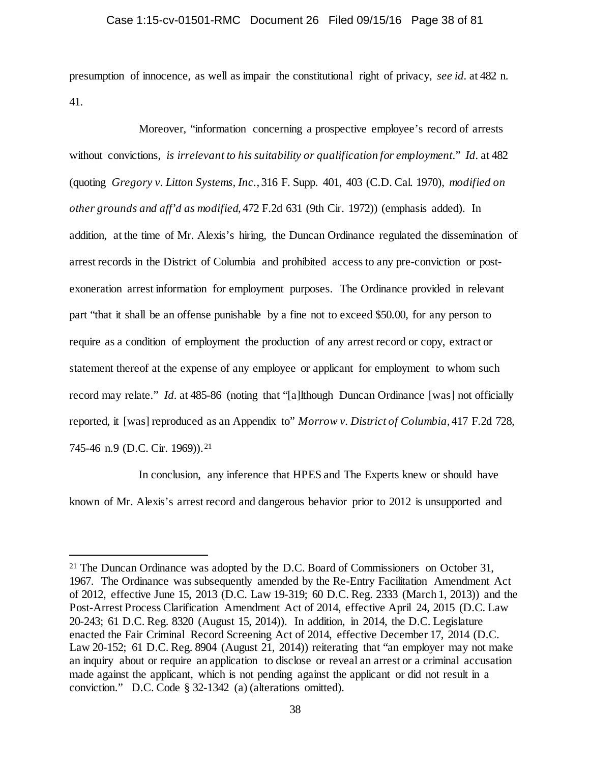presumption of innocence, as well as impair the constitutional right of privacy, *see id.* at 482 n. 41.

Moreover, "information concerning a prospective employee's record of arrests without convictions, *is irrelevant to his suitability or qualification for employment.*" *Id.* at 482 (quoting *Gregory v. Litton Systems, Inc.*, 316 F. Supp. 401, 403 (C.D. Cal. 1970), *modified on other grounds and aff'd as modified*, 472 F.2d 631 (9th Cir. 1972)) (emphasis added). In addition, at the time of Mr. Alexis's hiring, the Duncan Ordinance regulated the dissemination of arrest records in the District of Columbia and prohibited access to any pre-conviction or post-exoneration arrest information for employment purposes. The Ordinance provided in relevant part "that it shall be an offense punishable by a fine not to exceed $50.00, for any person to require as a condition of employment the production of any arrest record or copy, extract or statement thereof at the expense of any employee or applicant for employment to whom such record may relate." *Id.* at 485-86 (noting that "[a]lthough Duncan Ordinance [was] not officially reported, it [was] reproduced as an Appendix to" *Morrow v. District of Columbia*, 417 F.2d 728, 745-46 n.9 (D.C. Cir. 1969)).[21]

In conclusion, any inference that HPES and The Experts knew or should have known of Mr. Alexis's arrest record and dangerous behavior prior to 2012 is unsupported and

---

[21] The Duncan Ordinance was adopted by the D.C. Board of Commissioners on October 31, 1967. The Ordinance was subsequently amended by the Re-Entry Facilitation Amendment Act of 2012, effective June 15, 2013 (D.C. Law 19-319; 60 D.C. Reg. 2333 (March 1, 2013)) and the Post-Arrest Process Clarification Amendment Act of 2014, effective April 24, 2015 (D.C. Law 20-243; 61 D.C. Reg. 8320 (August 15, 2014)). In addition, in 2014, the D.C. Legislature enacted the Fair Criminal Record Screening Act of 2014, effective December 17, 2014 (D.C. Law 20-152; 61 D.C. Reg. 8904 (August 21, 2014)) reiterating that "an employer may not make an inquiry about or require an application to disclose or reveal an arrest or a criminal accusation made against the applicant, which is not pending against the applicant or did not result in a conviction." D.C. Code § 32-1342 (a) (alterations omitted).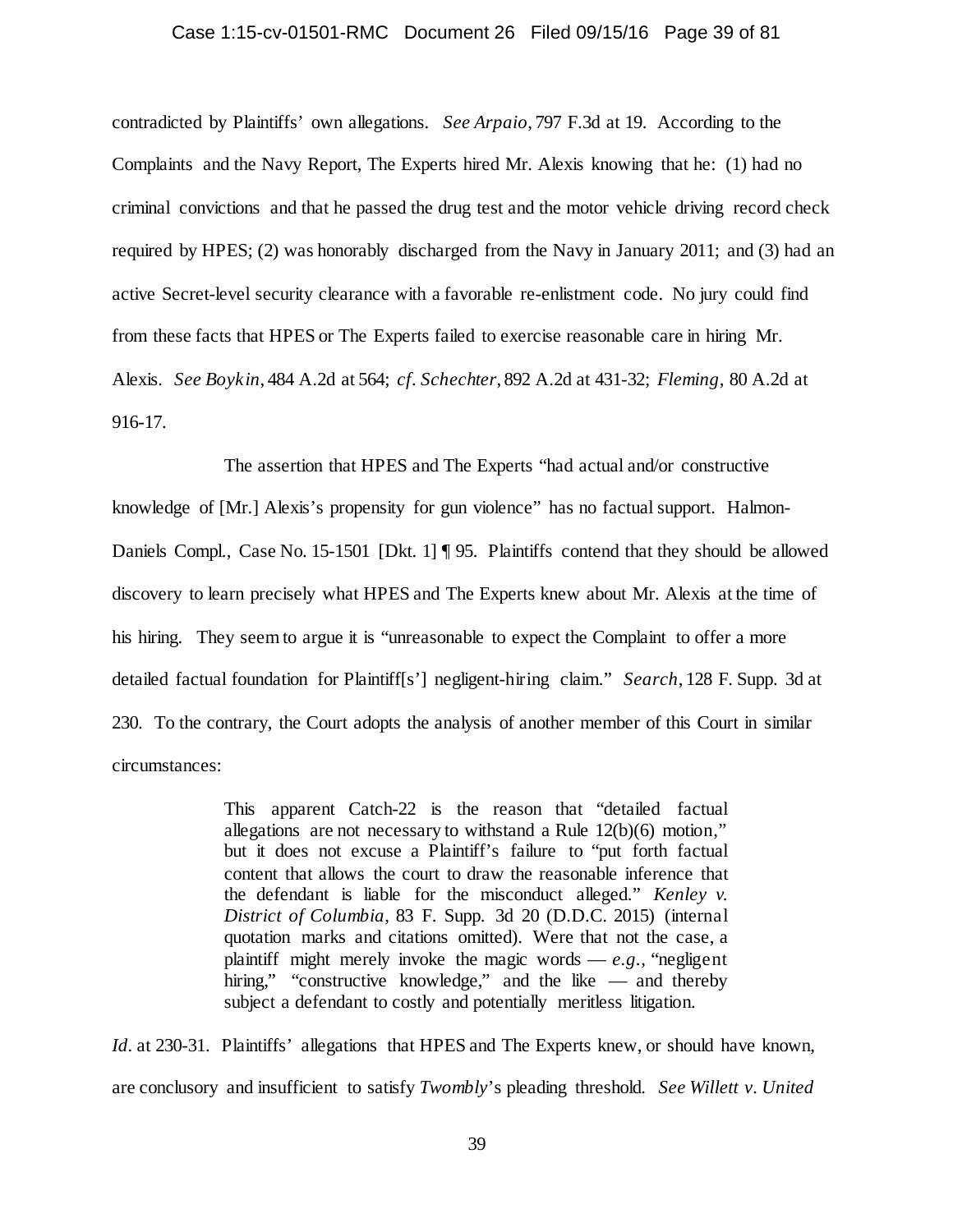contradicted by Plaintiffs' own allegations. *See Arpaio*, 797 F.3d at 19. According to the Complaints and the Navy Report, The Experts hired Mr. Alexis knowing that he: (1) had no criminal convictions and that he passed the drug test and the motor vehicle driving record check required by HPES; (2) was honorably discharged from the Navy in January 2011; and (3) had an active Secret-level security clearance with a favorable re-enlistment code. No jury could find from these facts that HPES or The Experts failed to exercise reasonable care in hiring Mr. Alexis. *See Boykin*, 484 A.2d at 564; *cf. Schechter*, 892 A.2d at 431-32; *Fleming*, 80 A.2d at 916-17.

The assertion that HPES and The Experts "had actual and/or constructive knowledge of [Mr.] Alexis's propensity for gun violence" has no factual support. Halmon-Daniels Compl., Case No. 15-1501 [Dkt. 1] ¶ 95. Plaintiffs contend that they should be allowed discovery to learn precisely what HPES and The Experts knew about Mr. Alexis at the time of his hiring. They seem to argue it is "unreasonable to expect the Complaint to offer a more detailed factual foundation for Plaintiff[s'] negligent-hiring claim." *Search*, 128 F. Supp. 3d at 230. To the contrary, the Court adopts the analysis of another member of this Court in similar circumstances:

> This apparent Catch-22 is the reason that "detailed factual allegations are not necessary to withstand a Rule 12(b)(6) motion," but it does not excuse a Plaintiff's failure to "put forth factual content that allows the court to draw the reasonable inference that the defendant is liable for the misconduct alleged." *Kenley v. District of Columbia*, 83 F. Supp. 3d 20 (D.D.C. 2015) (internal quotation marks and citations omitted). Were that not the case, a plaintiff might merely invoke the magic words — *e.g.*, "negligent hiring," "constructive knowledge," and the like — and thereby subject a defendant to costly and potentially meritless litigation.

*Id.* at 230-31. Plaintiffs' allegations that HPES and The Experts knew, or should have known, are conclusory and insufficient to satisfy *Twombly*'s pleading threshold. *See Willett v. United*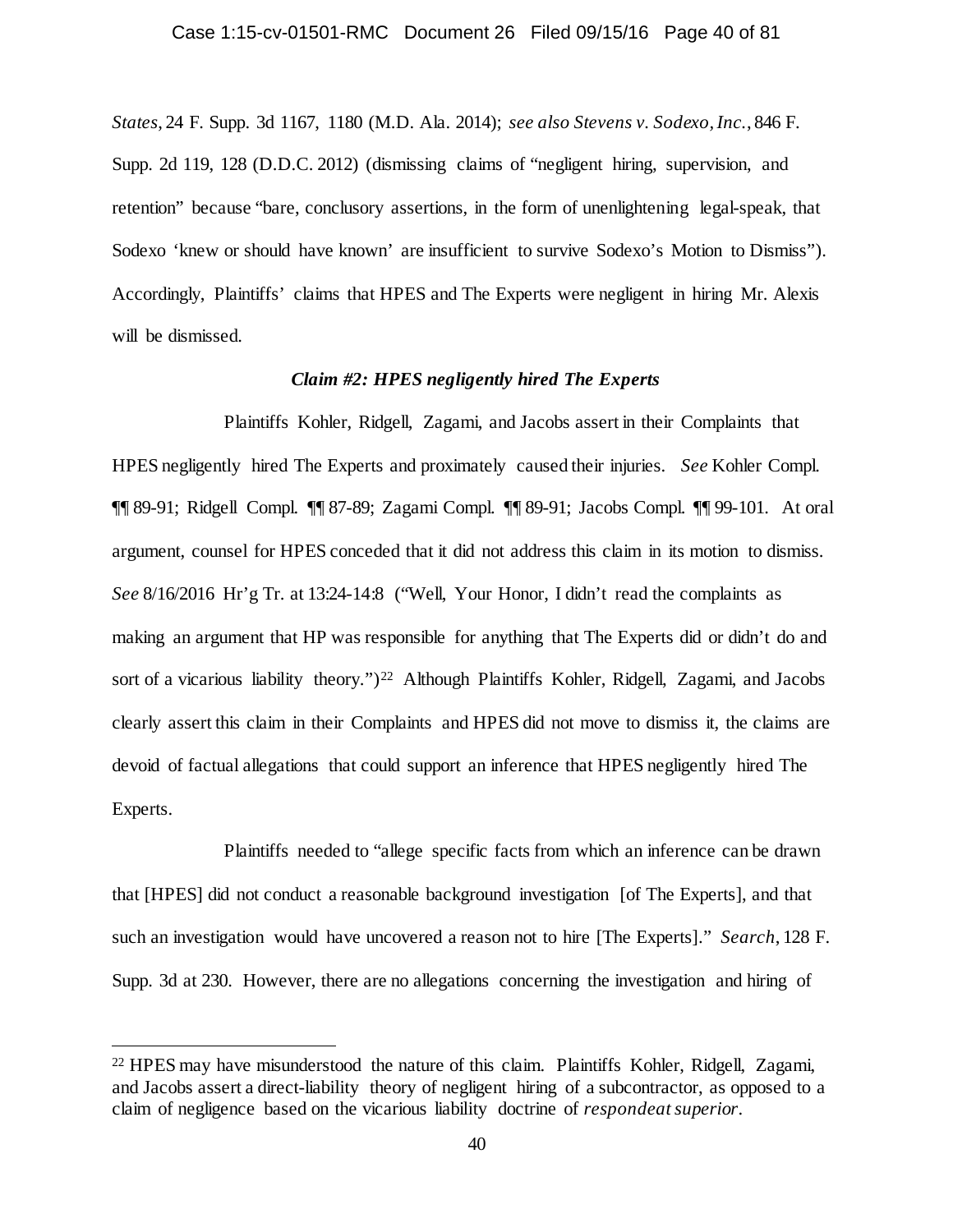*States*, 24 F. Supp. 3d 1167, 1180 (M.D. Ala. 2014); *see also Stevens v. Sodexo, Inc.*, 846 F. Supp. 2d 119, 128 (D.D.C. 2012) (dismissing claims of "negligent hiring, supervision, and retention" because "bare, conclusory assertions, in the form of unenlightening legal-speak, that Sodexo 'knew or should have known' are insufficient to survive Sodexo's Motion to Dismiss"). Accordingly, Plaintiffs' claims that HPES and The Experts were negligent in hiring Mr. Alexis will be dismissed.

***Claim #2: HPES negligently hired The Experts***

Plaintiffs Kohler, Ridgell, Zagami, and Jacobs assert in their Complaints that HPES negligently hired The Experts and proximately caused their injuries. *See* Kohler Compl. ¶¶ 89-91; Ridgell Compl. ¶¶ 87-89; Zagami Compl. ¶¶ 89-91; Jacobs Compl. ¶¶ 99-101. At oral argument, counsel for HPES conceded that it did not address this claim in its motion to dismiss. *See* 8/16/2016 Hr'g Tr. at 13:24-14:8 ("Well, Your Honor, I didn't read the complaints as making an argument that HP was responsible for anything that The Experts did or didn't do and sort of a vicarious liability theory.")[22] Although Plaintiffs Kohler, Ridgell, Zagami, and Jacobs clearly assert this claim in their Complaints and HPES did not move to dismiss it, the claims are devoid of factual allegations that could support an inference that HPES negligently hired The Experts.

Plaintiffs needed to "allege specific facts from which an inference can be drawn that [HPES] did not conduct a reasonable background investigation [of The Experts], and that such an investigation would have uncovered a reason not to hire [The Experts]." *Search*, 128 F. Supp. 3d at 230. However, there are no allegations concerning the investigation and hiring of

[22] HPES may have misunderstood the nature of this claim. Plaintiffs Kohler, Ridgell, Zagami, and Jacobs assert a direct-liability theory of negligent hiring of a subcontractor, as opposed to a claim of negligence based on the vicarious liability doctrine of *respondeat superior*.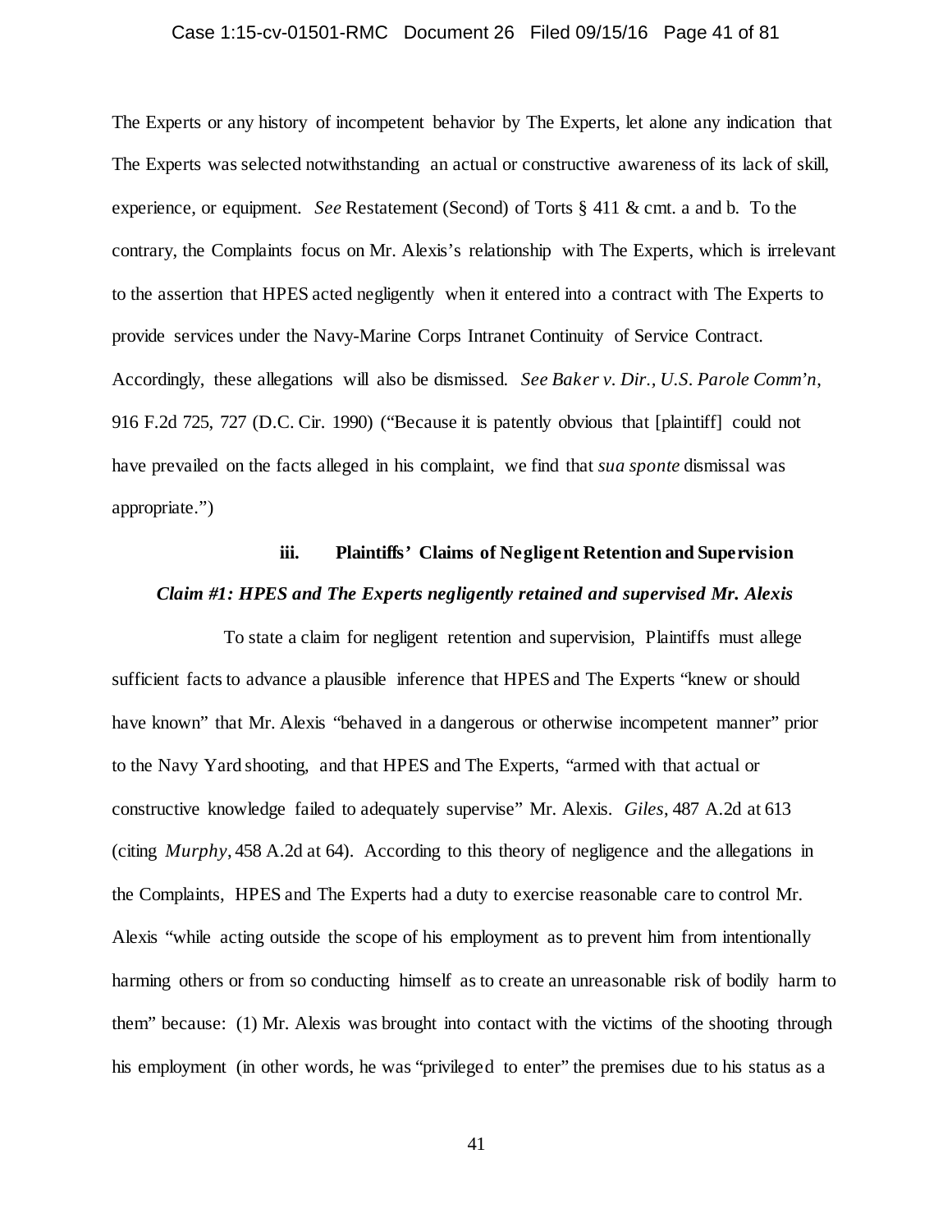The Experts or any history of incompetent behavior by The Experts, let alone any indication that The Experts was selected notwithstanding an actual or constructive awareness of its lack of skill, experience, or equipment. *See* Restatement (Second) of Torts § 411 & cmt. a and b. To the contrary, the Complaints focus on Mr. Alexis's relationship with The Experts, which is irrelevant to the assertion that HPES acted negligently when it entered into a contract with The Experts to provide services under the Navy-Marine Corps Intranet Continuity of Service Contract. Accordingly, these allegations will also be dismissed. *See Baker v. Dir., U.S. Parole Comm'n*, 916 F.2d 725, 727 (D.C. Cir. 1990) ("Because it is patently obvious that [plaintiff] could not have prevailed on the facts alleged in his complaint, we find that *sua sponte* dismissal was appropriate.")

### iii. Plaintiffs' Claims of Negligent Retention and Supervision

***Claim #1: HPES and The Experts negligently retained and supervised Mr. Alexis***

To state a claim for negligent retention and supervision, Plaintiffs must allege sufficient facts to advance a plausible inference that HPES and The Experts "knew or should have known" that Mr. Alexis "behaved in a dangerous or otherwise incompetent manner" prior to the Navy Yard shooting, and that HPES and The Experts, "armed with that actual or constructive knowledge failed to adequately supervise" Mr. Alexis. *Giles*, 487 A.2d at 613 (citing *Murphy*, 458 A.2d at 64). According to this theory of negligence and the allegations in the Complaints, HPES and The Experts had a duty to exercise reasonable care to control Mr. Alexis "while acting outside the scope of his employment as to prevent him from intentionally harming others or from so conducting himself as to create an unreasonable risk of bodily harm to them" because: (1) Mr. Alexis was brought into contact with the victims of the shooting through his employment (in other words, he was "privileged to enter" the premises due to his status as a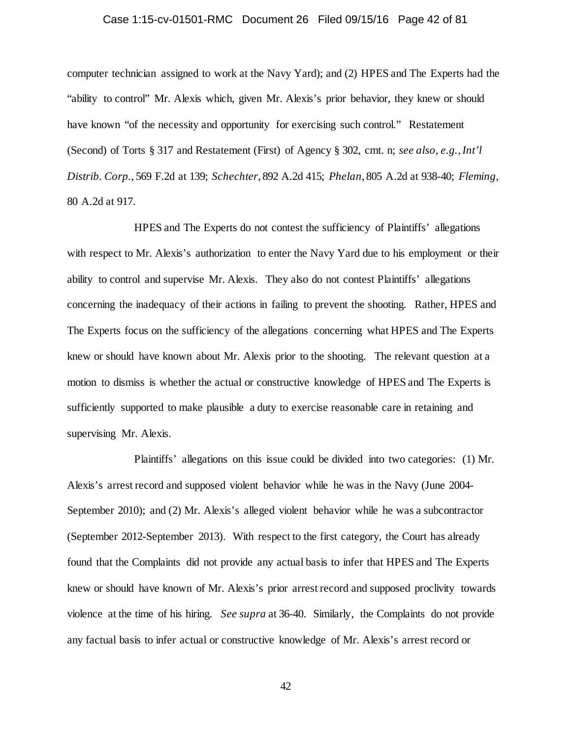computer technician assigned to work at the Navy Yard); and (2) HPES and The Experts had the "ability to control" Mr. Alexis which, given Mr. Alexis's prior behavior, they knew or should have known "of the necessity and opportunity for exercising such control." Restatement (Second) of Torts § 317 and Restatement (First) of Agency § 302, cmt. n; *see also, e.g.*, *Int'l Distrib. Corp.*, 569 F.2d at 139; *Schechter*, 892 A.2d 415; *Phelan*, 805 A.2d at 938-40; *Fleming*, 80 A.2d at 917.

HPES and The Experts do not contest the sufficiency of Plaintiffs' allegations with respect to Mr. Alexis's authorization to enter the Navy Yard due to his employment or their ability to control and supervise Mr. Alexis. They also do not contest Plaintiffs' allegations concerning the inadequacy of their actions in failing to prevent the shooting. Rather, HPES and The Experts focus on the sufficiency of the allegations concerning what HPES and The Experts knew or should have known about Mr. Alexis prior to the shooting. The relevant question at a motion to dismiss is whether the actual or constructive knowledge of HPES and The Experts is sufficiently supported to make plausible a duty to exercise reasonable care in retaining and supervising Mr. Alexis.

Plaintiffs' allegations on this issue could be divided into two categories: (1) Mr. Alexis's arrest record and supposed violent behavior while he was in the Navy (June 2004-September 2010); and (2) Mr. Alexis's alleged violent behavior while he was a subcontractor (September 2012-September 2013). With respect to the first category, the Court has already found that the Complaints did not provide any actual basis to infer that HPES and The Experts knew or should have known of Mr. Alexis's prior arrest record and supposed proclivity towards violence at the time of his hiring. *See supra* at 36-40. Similarly, the Complaints do not provide any factual basis to infer actual or constructive knowledge of Mr. Alexis's arrest record or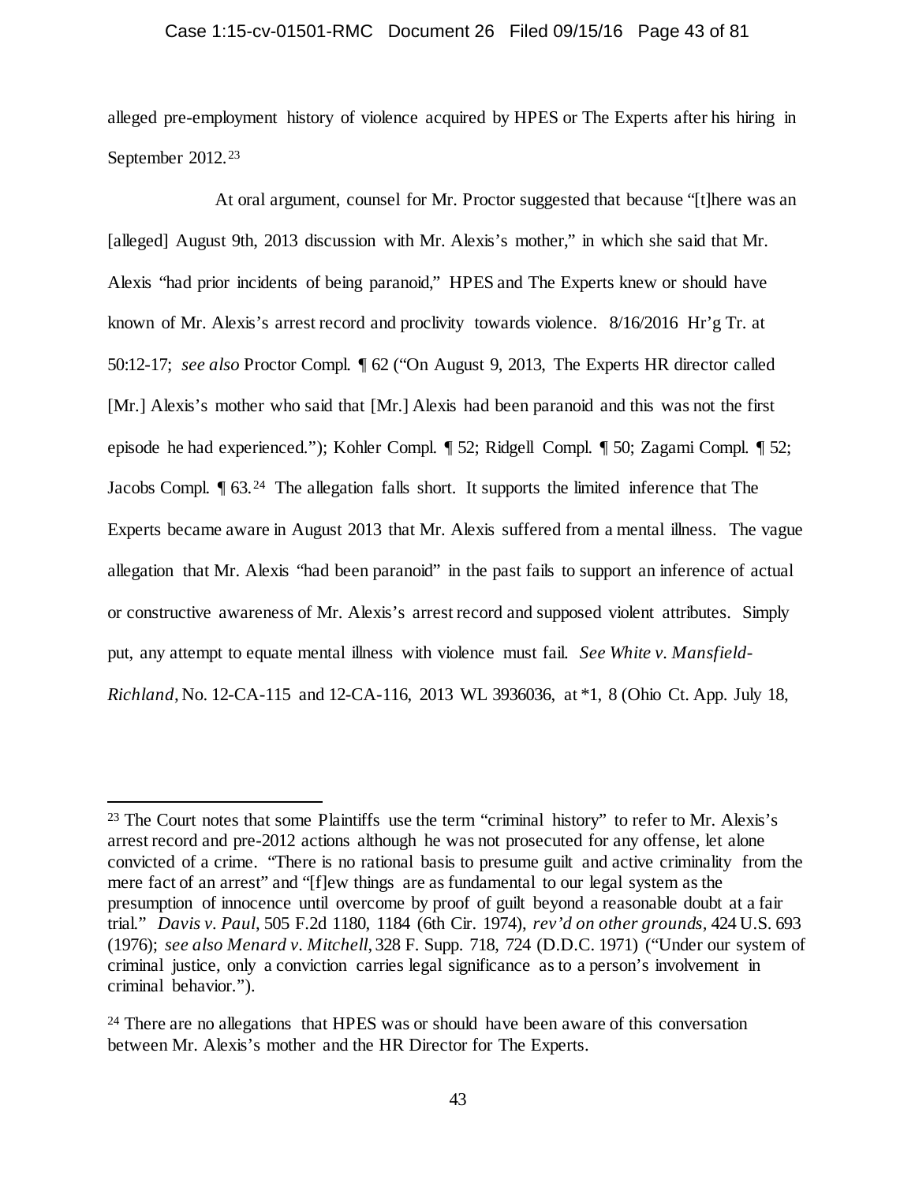alleged pre-employment history of violence acquired by HPES or The Experts after his hiring in September 2012.[23]

At oral argument, counsel for Mr. Proctor suggested that because "[t]here was an [alleged] August 9th, 2013 discussion with Mr. Alexis's mother," in which she said that Mr. Alexis "had prior incidents of being paranoid," HPES and The Experts knew or should have known of Mr. Alexis's arrest record and proclivity towards violence. 8/16/2016 Hr'g Tr. at 50:12-17; *see also* Proctor Compl. ¶ 62 ("On August 9, 2013, The Experts HR director called [Mr.] Alexis's mother who said that [Mr.] Alexis had been paranoid and this was not the first episode he had experienced."); Kohler Compl. ¶ 52; Ridgell Compl. ¶ 50; Zagami Compl. ¶ 52; Jacobs Compl. ¶ 63.[24] The allegation falls short. It supports the limited inference that The Experts became aware in August 2013 that Mr. Alexis suffered from a mental illness. The vague allegation that Mr. Alexis "had been paranoid" in the past fails to support an inference of actual or constructive awareness of Mr. Alexis's arrest record and supposed violent attributes. Simply put, any attempt to equate mental illness with violence must fail. *See White v. Mansfield-Richland*, No. 12-CA-115 and 12-CA-116, 2013 WL 3936036, at *1, 8 (Ohio Ct. App. July 18,

---

[23] The Court notes that some Plaintiffs use the term "criminal history" to refer to Mr. Alexis's arrest record and pre-2012 actions although he was not prosecuted for any offense, let alone convicted of a crime. "There is no rational basis to presume guilt and active criminality from the mere fact of an arrest" and "[f]ew things are as fundamental to our legal system as the presumption of innocence until overcome by proof of guilt beyond a reasonable doubt at a fair trial." *Davis v. Paul*, 505 F.2d 1180, 1184 (6th Cir. 1974), *rev'd on other grounds*, 424 U.S. 693 (1976); *see also Menard v. Mitchell*, 328 F. Supp. 718, 724 (D.D.C. 1971) ("Under our system of criminal justice, only a conviction carries legal significance as to a person's involvement in criminal behavior.").

[24] There are no allegations that HPES was or should have been aware of this conversation between Mr. Alexis's mother and the HR Director for The Experts.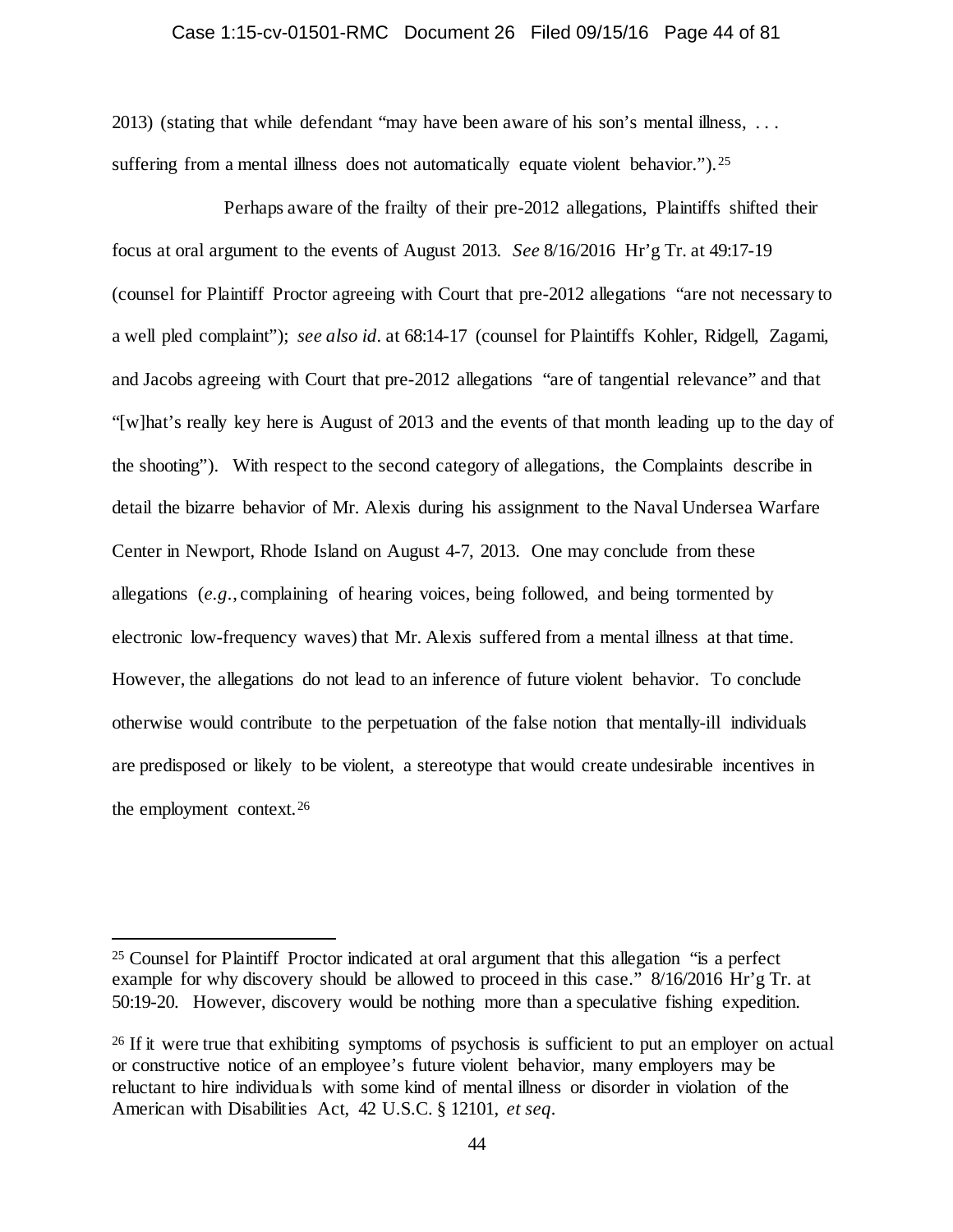2013) (stating that while defendant "may have been aware of his son's mental illness, . . . suffering from a mental illness does not automatically equate violent behavior.").[25]

Perhaps aware of the frailty of their pre-2012 allegations, Plaintiffs shifted their focus at oral argument to the events of August 2013. *See* 8/16/2016 Hr'g Tr. at 49:17-19 (counsel for Plaintiff Proctor agreeing with Court that pre-2012 allegations "are not necessary to a well pled complaint"); *see also id*. at 68:14-17 (counsel for Plaintiffs Kohler, Ridgell, Zagami, and Jacobs agreeing with Court that pre-2012 allegations "are of tangential relevance" and that "[w]hat's really key here is August of 2013 and the events of that month leading up to the day of the shooting"). With respect to the second category of allegations, the Complaints describe in detail the bizarre behavior of Mr. Alexis during his assignment to the Naval Undersea Warfare Center in Newport, Rhode Island on August 4-7, 2013. One may conclude from these allegations (*e.g.*, complaining of hearing voices, being followed, and being tormented by electronic low-frequency waves) that Mr. Alexis suffered from a mental illness at that time. However, the allegations do not lead to an inference of future violent behavior. To conclude otherwise would contribute to the perpetuation of the false notion that mentally-ill individuals are predisposed or likely to be violent, a stereotype that would create undesirable incentives in the employment context.[26]

---

[25] Counsel for Plaintiff Proctor indicated at oral argument that this allegation "is a perfect example for why discovery should be allowed to proceed in this case." 8/16/2016 Hr'g Tr. at 50:19-20. However, discovery would be nothing more than a speculative fishing expedition.

[26] If it were true that exhibiting symptoms of psychosis is sufficient to put an employer on actual or constructive notice of an employee's future violent behavior, many employers may be reluctant to hire individuals with some kind of mental illness or disorder in violation of the American with Disabilities Act, 42 U.S.C. § 12101, *et seq*.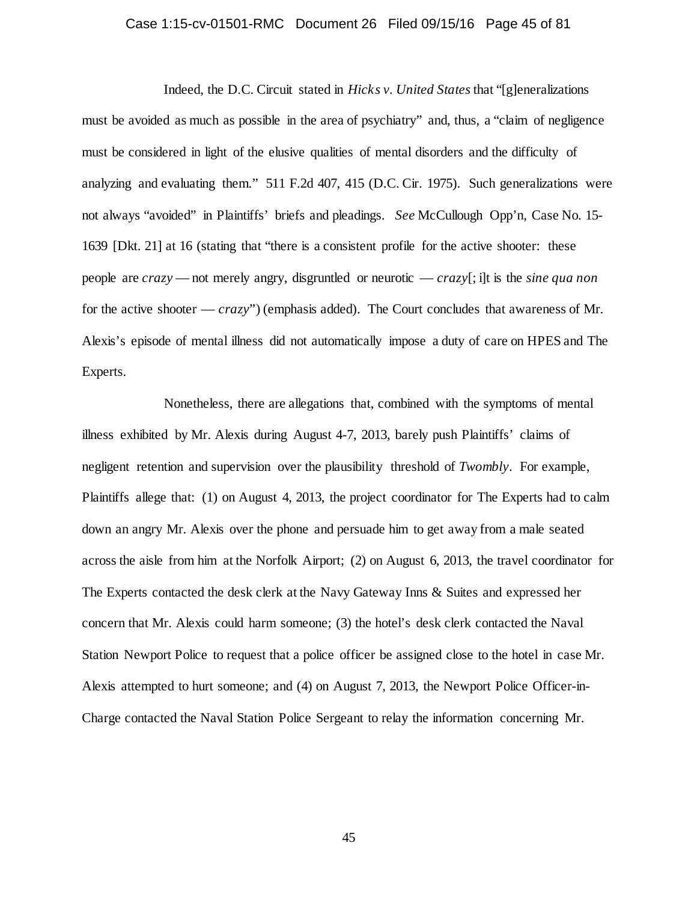Indeed, the D.C. Circuit stated in *Hicks v. United States* that "[g]eneralizations must be avoided as much as possible in the area of psychiatry" and, thus, a "claim of negligence must be considered in light of the elusive qualities of mental disorders and the difficulty of analyzing and evaluating them." 511 F.2d 407, 415 (D.C. Cir. 1975). Such generalizations were not always "avoided" in Plaintiffs' briefs and pleadings. *See* McCullough Opp'n, Case No. 15-1639 [Dkt. 21] at 16 (stating that "there is a consistent profile for the active shooter: these people are *crazy* — not merely angry, disgruntled or neurotic — *crazy*[; i]t is the *sine qua non* for the active shooter — *crazy*") (emphasis added). The Court concludes that awareness of Mr. Alexis's episode of mental illness did not automatically impose a duty of care on HPES and The Experts.

Nonetheless, there are allegations that, combined with the symptoms of mental illness exhibited by Mr. Alexis during August 4-7, 2013, barely push Plaintiffs' claims of negligent retention and supervision over the plausibility threshold of *Twombly*. For example, Plaintiffs allege that: (1) on August 4, 2013, the project coordinator for The Experts had to calm down an angry Mr. Alexis over the phone and persuade him to get away from a male seated across the aisle from him at the Norfolk Airport; (2) on August 6, 2013, the travel coordinator for The Experts contacted the desk clerk at the Navy Gateway Inns & Suites and expressed her concern that Mr. Alexis could harm someone; (3) the hotel's desk clerk contacted the Naval Station Newport Police to request that a police officer be assigned close to the hotel in case Mr. Alexis attempted to hurt someone; and (4) on August 7, 2013, the Newport Police Officer-in-Charge contacted the Naval Station Police Sergeant to relay the information concerning Mr.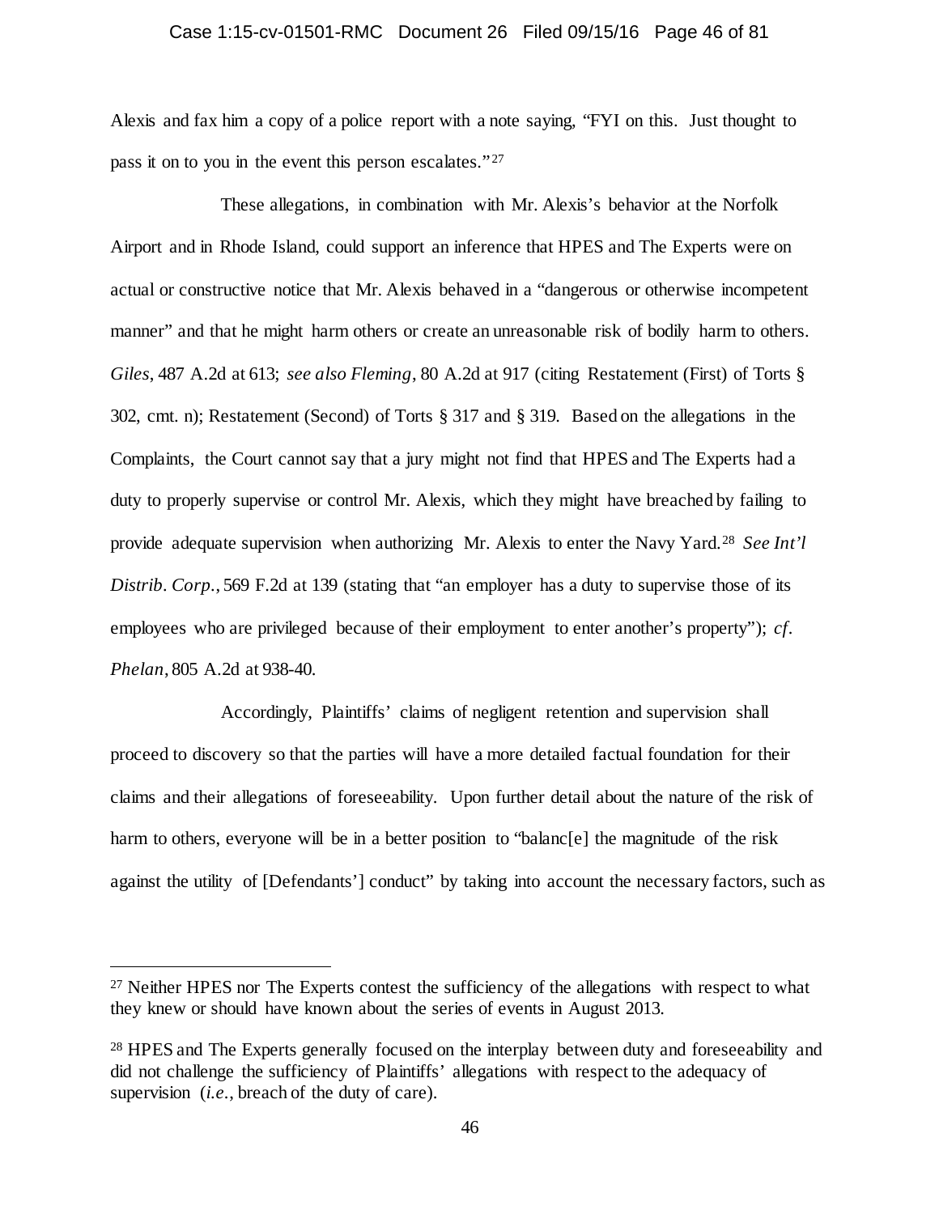Alexis and fax him a copy of a police report with a note saying, "FYI on this. Just thought to pass it on to you in the event this person escalates."[27]

These allegations, in combination with Mr. Alexis's behavior at the Norfolk Airport and in Rhode Island, could support an inference that HPES and The Experts were on actual or constructive notice that Mr. Alexis behaved in a "dangerous or otherwise incompetent manner" and that he might harm others or create an unreasonable risk of bodily harm to others. *Giles*, 487 A.2d at 613; *see also Fleming*, 80 A.2d at 917 (citing Restatement (First) of Torts § 302, cmt. n); Restatement (Second) of Torts § 317 and § 319. Based on the allegations in the Complaints, the Court cannot say that a jury might not find that HPES and The Experts had a duty to properly supervise or control Mr. Alexis, which they might have breached by failing to provide adequate supervision when authorizing Mr. Alexis to enter the Navy Yard.[28] *See Int'l Distrib. Corp.*, 569 F.2d at 139 (stating that "an employer has a duty to supervise those of its employees who are privileged because of their employment to enter another's property"); *cf. Phelan*, 805 A.2d at 938-40.

Accordingly, Plaintiffs' claims of negligent retention and supervision shall proceed to discovery so that the parties will have a more detailed factual foundation for their claims and their allegations of foreseeability. Upon further detail about the nature of the risk of harm to others, everyone will be in a better position to "balanc[e] the magnitude of the risk against the utility of [Defendants'] conduct" by taking into account the necessary factors, such as

---

[27] Neither HPES nor The Experts contest the sufficiency of the allegations with respect to what they knew or should have known about the series of events in August 2013.

[28] HPES and The Experts generally focused on the interplay between duty and foreseeability and did not challenge the sufficiency of Plaintiffs' allegations with respect to the adequacy of supervision (*i.e.*, breach of the duty of care).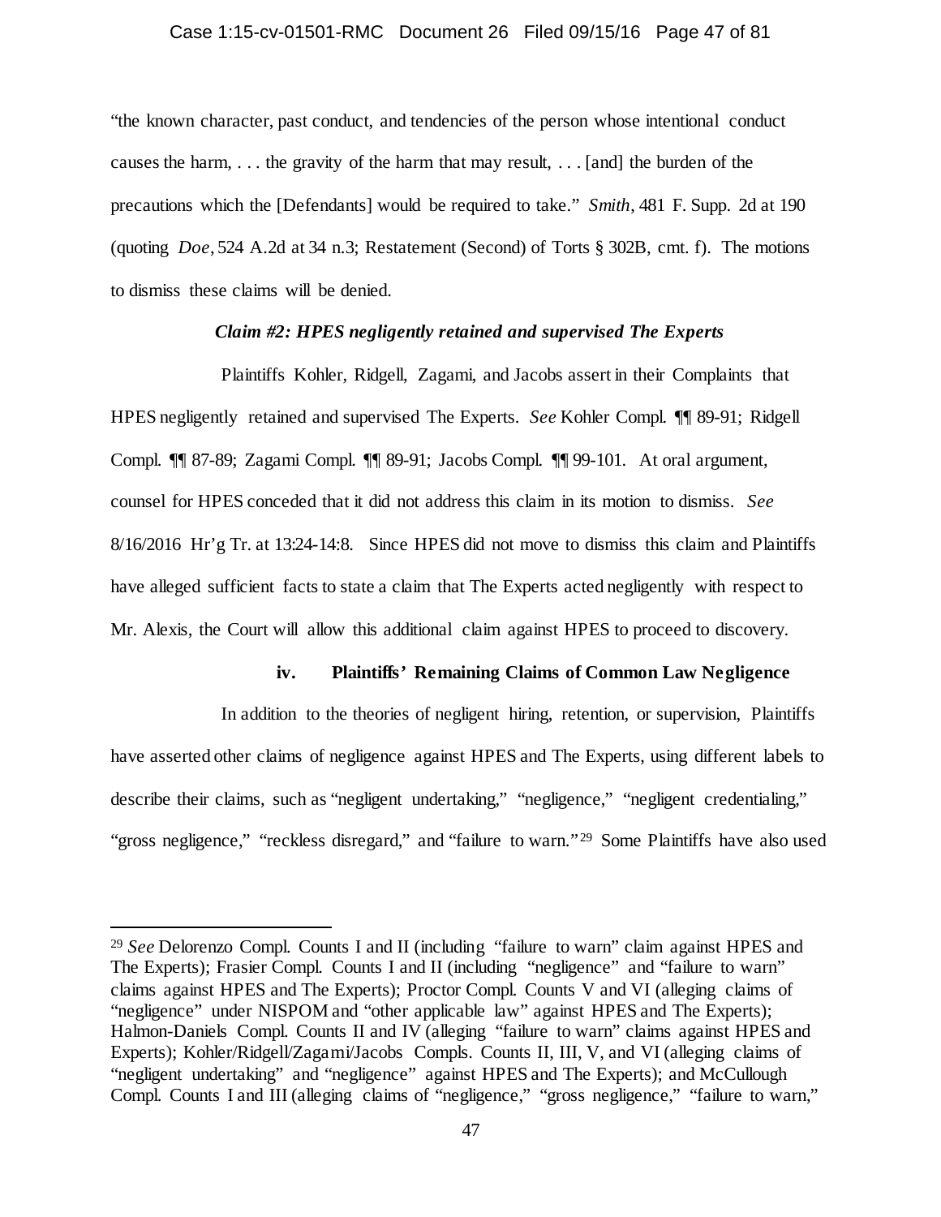"the known character, past conduct, and tendencies of the person whose intentional conduct causes the harm, . . . the gravity of the harm that may result, . . . [and] the burden of the precautions which the [Defendants] would be required to take." *Smith*, 481 F. Supp. 2d at 190 (quoting *Doe*, 524 A.2d at 34 n.3; Restatement (Second) of Torts § 302B, cmt. f). The motions to dismiss these claims will be denied.

***Claim #2: HPES negligently retained and supervised The Experts***

Plaintiffs Kohler, Ridgell, Zagami, and Jacobs assert in their Complaints that HPES negligently retained and supervised The Experts. *See* Kohler Compl. ¶¶ 89-91; Ridgell Compl. ¶¶ 87-89; Zagami Compl. ¶¶ 89-91; Jacobs Compl. ¶¶ 99-101. At oral argument, counsel for HPES conceded that it did not address this claim in its motion to dismiss. *See* 8/16/2016 Hr'g Tr. at 13:24-14:8. Since HPES did not move to dismiss this claim and Plaintiffs have alleged sufficient facts to state a claim that The Experts acted negligently with respect to Mr. Alexis, the Court will allow this additional claim against HPES to proceed to discovery.

**iv. Plaintiffs' Remaining Claims of Common Law Negligence**

In addition to the theories of negligent hiring, retention, or supervision, Plaintiffs have asserted other claims of negligence against HPES and The Experts, using different labels to describe their claims, such as "negligent undertaking," "negligence," "negligent credentialing," "gross negligence," "reckless disregard," and "failure to warn."[29] Some Plaintiffs have also used

---

[29] *See* Delorenzo Compl. Counts I and II (including "failure to warn" claim against HPES and The Experts); Frasier Compl. Counts I and II (including "negligence" and "failure to warn" claims against HPES and The Experts); Proctor Compl. Counts V and VI (alleging claims of "negligence" under NISPOM and "other applicable law" against HPES and The Experts); Halmon-Daniels Compl. Counts II and IV (alleging "failure to warn" claims against HPES and Experts); Kohler/Ridgell/Zagami/Jacobs Compls. Counts II, III, V, and VI (alleging claims of "negligent undertaking" and "negligence" against HPES and The Experts); and McCullough Compl. Counts I and III (alleging claims of "negligence," "gross negligence," "failure to warn,"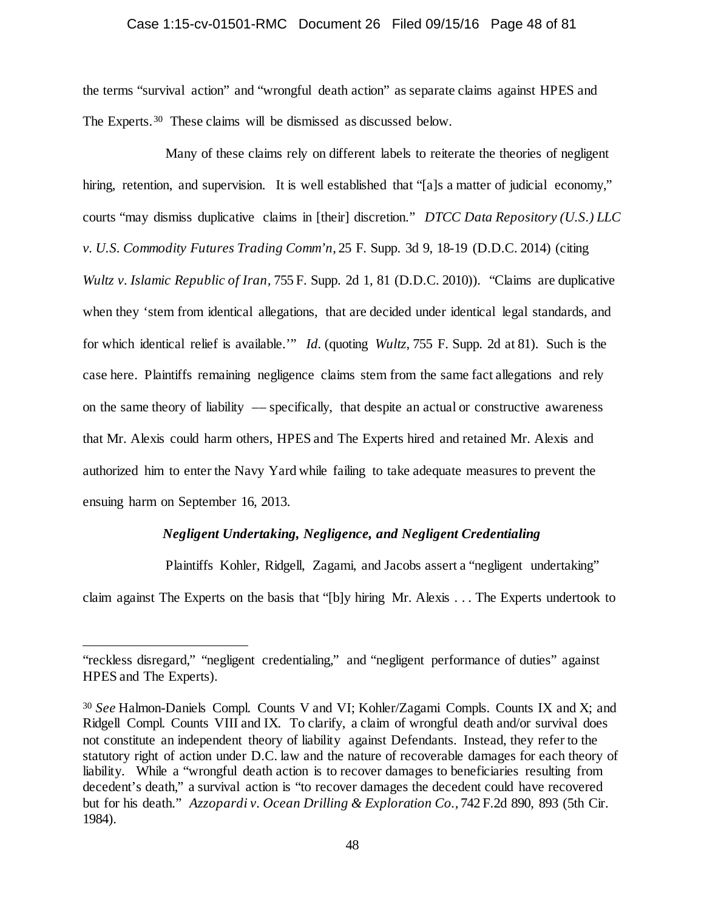the terms "survival action" and "wrongful death action" as separate claims against HPES and The Experts.[30] These claims will be dismissed as discussed below.

Many of these claims rely on different labels to reiterate the theories of negligent hiring, retention, and supervision. It is well established that "[a]s a matter of judicial economy," courts "may dismiss duplicative claims in [their] discretion." *DTCC Data Repository (U.S.) LLC v. U.S. Commodity Futures Trading Comm'n*, 25 F. Supp. 3d 9, 18-19 (D.D.C. 2014) (citing *Wultz v. Islamic Republic of Iran*, 755 F. Supp. 2d 1, 81 (D.D.C. 2010)). "Claims are duplicative when they 'stem from identical allegations, that are decided under identical legal standards, and for which identical relief is available.'" *Id.* (quoting *Wultz*, 755 F. Supp. 2d at 81). Such is the case here. Plaintiffs remaining negligence claims stem from the same fact allegations and rely on the same theory of liability –– specifically, that despite an actual or constructive awareness that Mr. Alexis could harm others, HPES and The Experts hired and retained Mr. Alexis and authorized him to enter the Navy Yard while failing to take adequate measures to prevent the ensuing harm on September 16, 2013.

### *Negligent Undertaking, Negligence, and Negligent Credentialing*

Plaintiffs Kohler, Ridgell, Zagami, and Jacobs assert a "negligent undertaking" claim against The Experts on the basis that "[b]y hiring Mr. Alexis . . . The Experts undertook to

---

"reckless disregard," "negligent credentialing," and "negligent performance of duties" against HPES and The Experts).

[30] *See* Halmon-Daniels Compl. Counts V and VI; Kohler/Zagami Compls. Counts IX and X; and Ridgell Compl. Counts VIII and IX. To clarify, a claim of wrongful death and/or survival does not constitute an independent theory of liability against Defendants. Instead, they refer to the statutory right of action under D.C. law and the nature of recoverable damages for each theory of liability. While a "wrongful death action is to recover damages to beneficiaries resulting from decedent's death," a survival action is "to recover damages the decedent could have recovered but for his death." *Azzopardi v. Ocean Drilling & Exploration Co.*, 742 F.2d 890, 893 (5th Cir. 1984).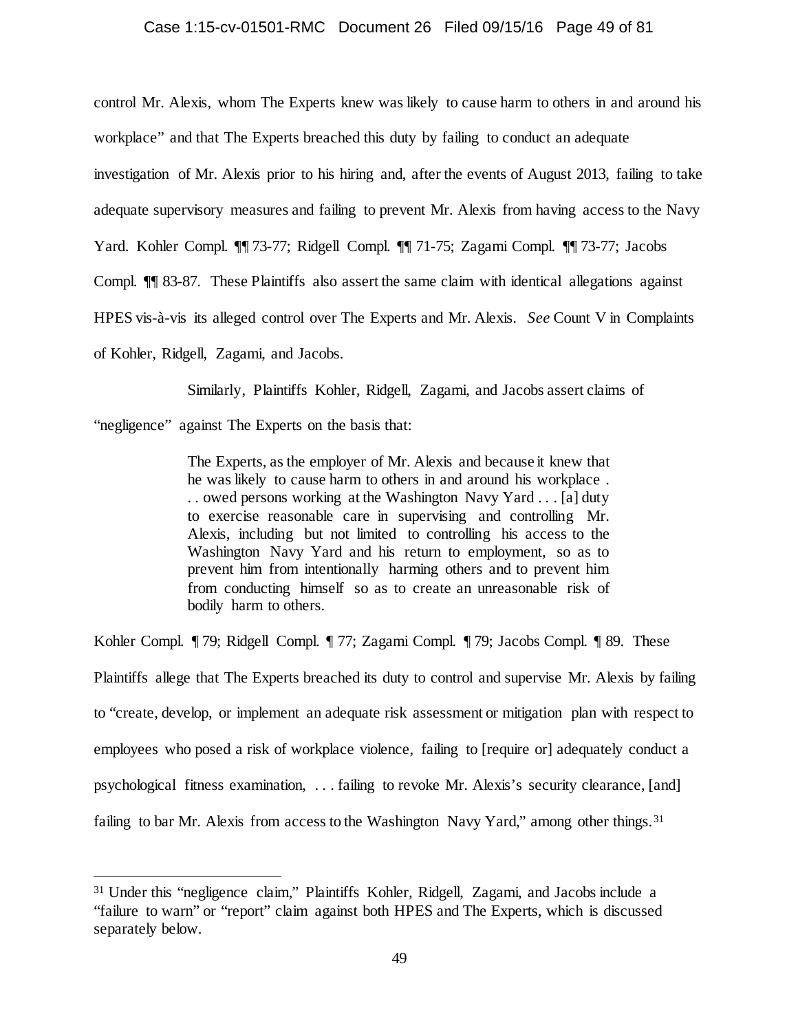control Mr. Alexis, whom The Experts knew was likely to cause harm to others in and around his workplace" and that The Experts breached this duty by failing to conduct an adequate investigation of Mr. Alexis prior to his hiring and, after the events of August 2013, failing to take adequate supervisory measures and failing to prevent Mr. Alexis from having access to the Navy Yard. Kohler Compl. ¶¶ 73-77; Ridgell Compl. ¶¶ 71-75; Zagami Compl. ¶¶ 73-77; Jacobs Compl. ¶¶ 83-87. These Plaintiffs also assert the same claim with identical allegations against HPES vis-à-vis its alleged control over The Experts and Mr. Alexis. *See* Count V in Complaints of Kohler, Ridgell, Zagami, and Jacobs.

Similarly, Plaintiffs Kohler, Ridgell, Zagami, and Jacobs assert claims of "negligence" against The Experts on the basis that:

> The Experts, as the employer of Mr. Alexis and because it knew that he was likely to cause harm to others in and around his workplace . . . owed persons working at the Washington Navy Yard . . . [a] duty to exercise reasonable care in supervising and controlling Mr. Alexis, including but not limited to controlling his access to the Washington Navy Yard and his return to employment, so as to prevent him from intentionally harming others and to prevent him from conducting himself so as to create an unreasonable risk of bodily harm to others.

Kohler Compl. ¶ 79; Ridgell Compl. ¶ 77; Zagami Compl. ¶ 79; Jacobs Compl. ¶ 89. These Plaintiffs allege that The Experts breached its duty to control and supervise Mr. Alexis by failing to "create, develop, or implement an adequate risk assessment or mitigation plan with respect to employees who posed a risk of workplace violence, failing to [require or] adequately conduct a psychological fitness examination, . . . failing to revoke Mr. Alexis's security clearance, [and] failing to bar Mr. Alexis from access to the Washington Navy Yard," among other things.[31]

[31] Under this "negligence claim," Plaintiffs Kohler, Ridgell, Zagami, and Jacobs include a "failure to warn" or "report" claim against both HPES and The Experts, which is discussed separately below.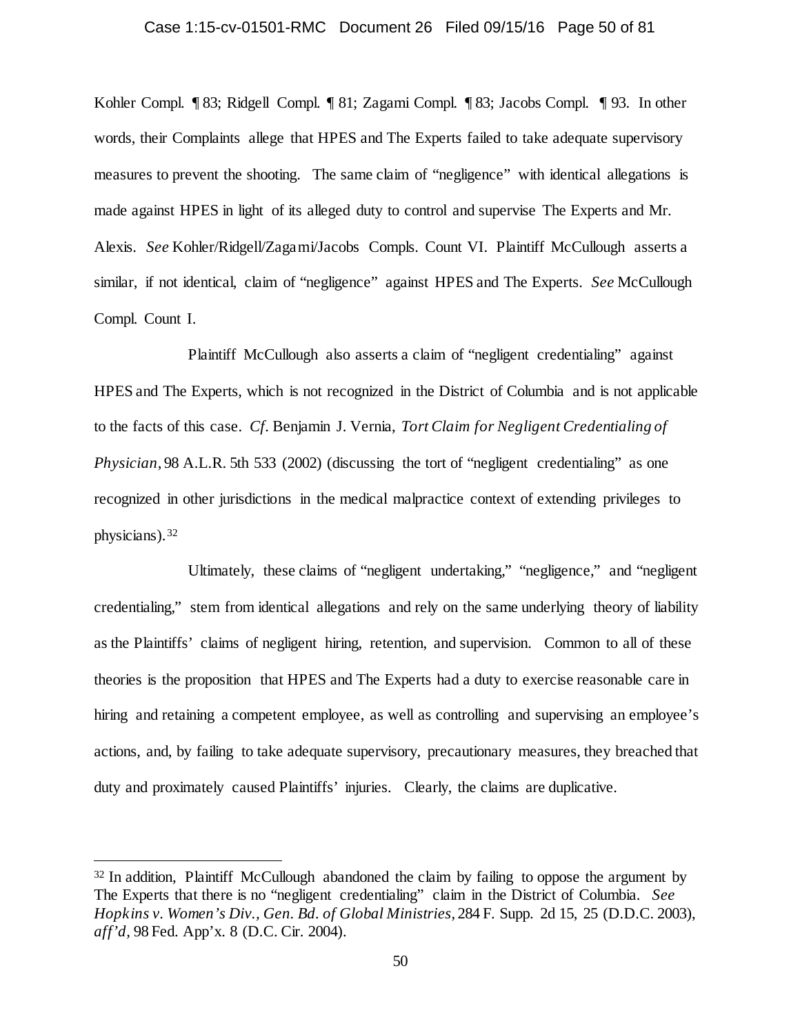Kohler Compl. ¶ 83; Ridgell Compl. ¶ 81; Zagami Compl. ¶ 83; Jacobs Compl. ¶ 93. In other words, their Complaints allege that HPES and The Experts failed to take adequate supervisory measures to prevent the shooting. The same claim of "negligence" with identical allegations is made against HPES in light of its alleged duty to control and supervise The Experts and Mr. Alexis. *See* Kohler/Ridgell/Zagami/Jacobs Compls. Count VI. Plaintiff McCullough asserts a similar, if not identical, claim of "negligence" against HPES and The Experts. *See* McCullough Compl. Count I.

Plaintiff McCullough also asserts a claim of "negligent credentialing" against HPES and The Experts, which is not recognized in the District of Columbia and is not applicable to the facts of this case. *Cf.* Benjamin J. Vernia, *Tort Claim for Negligent Credentialing of Physician*, 98 A.L.R. 5th 533 (2002) (discussing the tort of "negligent credentialing" as one recognized in other jurisdictions in the medical malpractice context of extending privileges to physicians).[32]

Ultimately, these claims of "negligent undertaking," "negligence," and "negligent credentialing," stem from identical allegations and rely on the same underlying theory of liability as the Plaintiffs' claims of negligent hiring, retention, and supervision. Common to all of these theories is the proposition that HPES and The Experts had a duty to exercise reasonable care in hiring and retaining a competent employee, as well as controlling and supervising an employee's actions, and, by failing to take adequate supervisory, precautionary measures, they breached that duty and proximately caused Plaintiffs' injuries. Clearly, the claims are duplicative.

---

[32] In addition, Plaintiff McCullough abandoned the claim by failing to oppose the argument by The Experts that there is no "negligent credentialing" claim in the District of Columbia. *See Hopkins v. Women's Div., Gen. Bd. of Global Ministries*, 284 F. Supp. 2d 15, 25 (D.D.C. 2003), *aff'd*, 98 Fed. App'x. 8 (D.C. Cir. 2004).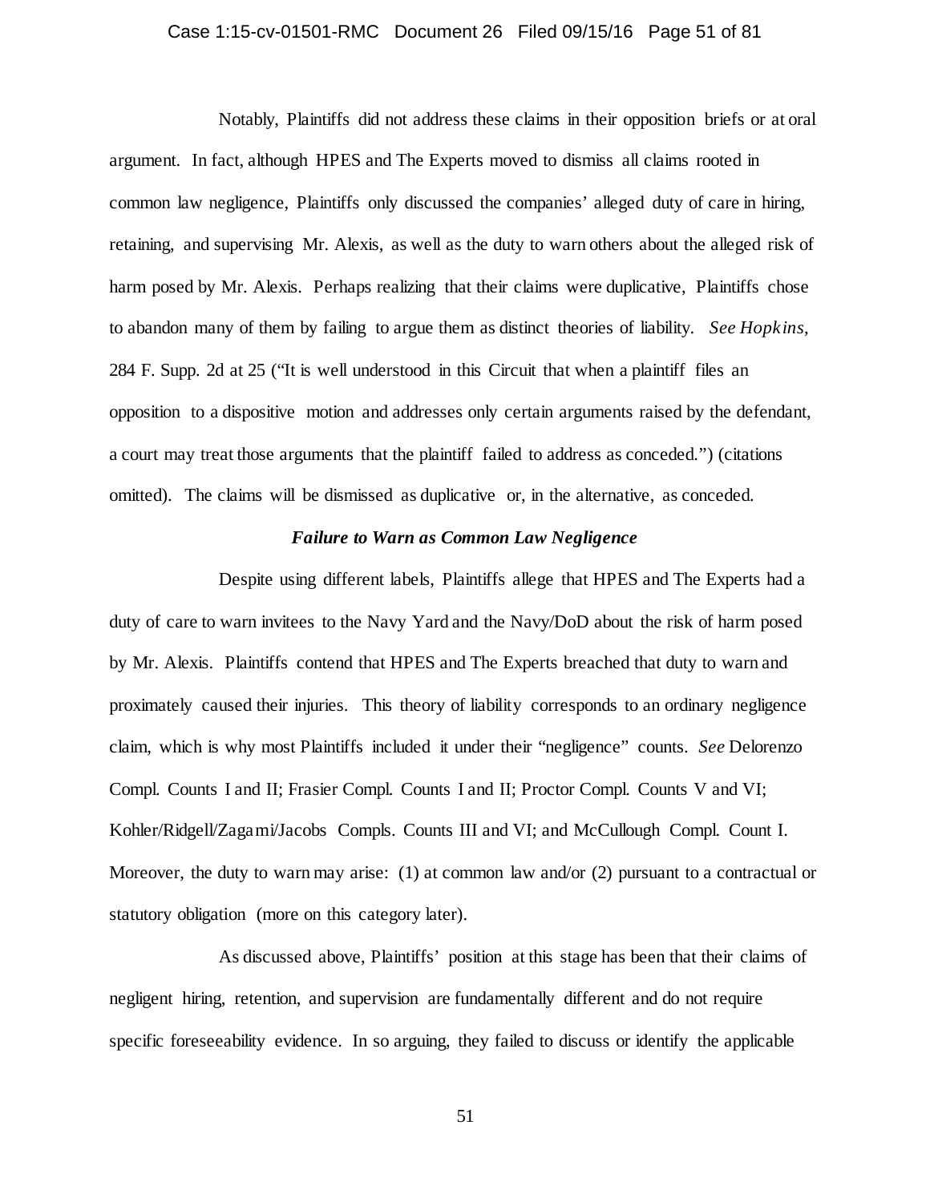Notably, Plaintiffs did not address these claims in their opposition briefs or at oral argument. In fact, although HPES and The Experts moved to dismiss all claims rooted in common law negligence, Plaintiffs only discussed the companies' alleged duty of care in hiring, retaining, and supervising Mr. Alexis, as well as the duty to warn others about the alleged risk of harm posed by Mr. Alexis. Perhaps realizing that their claims were duplicative, Plaintiffs chose to abandon many of them by failing to argue them as distinct theories of liability. *See Hopkins*, 284 F. Supp. 2d at 25 ("It is well understood in this Circuit that when a plaintiff files an opposition to a dispositive motion and addresses only certain arguments raised by the defendant, a court may treat those arguments that the plaintiff failed to address as conceded.") (citations omitted). The claims will be dismissed as duplicative or, in the alternative, as conceded.

***Failure to Warn as Common Law Negligence***

Despite using different labels, Plaintiffs allege that HPES and The Experts had a duty of care to warn invitees to the Navy Yard and the Navy/DoD about the risk of harm posed by Mr. Alexis. Plaintiffs contend that HPES and The Experts breached that duty to warn and proximately caused their injuries. This theory of liability corresponds to an ordinary negligence claim, which is why most Plaintiffs included it under their "negligence" counts. *See* Delorenzo Compl. Counts I and II; Frasier Compl. Counts I and II; Proctor Compl. Counts V and VI; Kohler/Ridgell/Zagami/Jacobs Compls. Counts III and VI; and McCullough Compl. Count I. Moreover, the duty to warn may arise: (1) at common law and/or (2) pursuant to a contractual or statutory obligation (more on this category later).

As discussed above, Plaintiffs' position at this stage has been that their claims of negligent hiring, retention, and supervision are fundamentally different and do not require specific foreseeability evidence. In so arguing, they failed to discuss or identify the applicable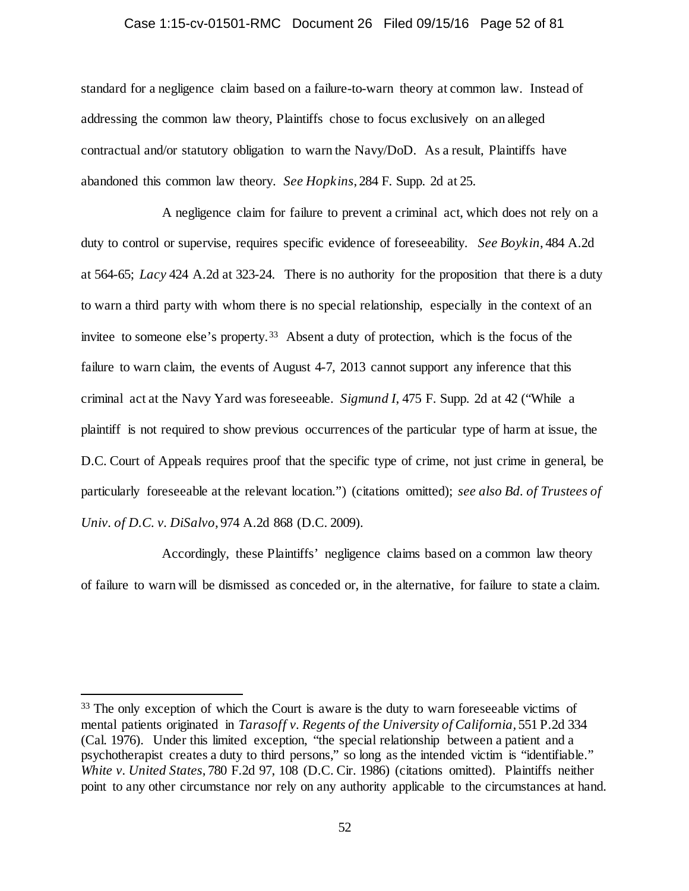standard for a negligence claim based on a failure-to-warn theory at common law. Instead of addressing the common law theory, Plaintiffs chose to focus exclusively on an alleged contractual and/or statutory obligation to warn the Navy/DoD. As a result, Plaintiffs have abandoned this common law theory. *See Hopkins*, 284 F. Supp. 2d at 25.

A negligence claim for failure to prevent a criminal act, which does not rely on a duty to control or supervise, requires specific evidence of foreseeability. *See Boykin*, 484 A.2d at 564-65; *Lacy* 424 A.2d at 323-24. There is no authority for the proposition that there is a duty to warn a third party with whom there is no special relationship, especially in the context of an invitee to someone else's property.[33] Absent a duty of protection, which is the focus of the failure to warn claim, the events of August 4-7, 2013 cannot support any inference that this criminal act at the Navy Yard was foreseeable. *Sigmund I*, 475 F. Supp. 2d at 42 ("While a plaintiff is not required to show previous occurrences of the particular type of harm at issue, the D.C. Court of Appeals requires proof that the specific type of crime, not just crime in general, be particularly foreseeable at the relevant location.") (citations omitted); *see also Bd. of Trustees of Univ. of D.C. v. DiSalvo*, 974 A.2d 868 (D.C. 2009).

Accordingly, these Plaintiffs' negligence claims based on a common law theory of failure to warn will be dismissed as conceded or, in the alternative, for failure to state a claim.

---

[33] The only exception of which the Court is aware is the duty to warn foreseeable victims of mental patients originated in *Tarasoff v. Regents of the University of California*, 551 P.2d 334 (Cal. 1976). Under this limited exception, "the special relationship between a patient and a psychotherapist creates a duty to third persons," so long as the intended victim is "identifiable." *White v. United States*, 780 F.2d 97, 108 (D.C. Cir. 1986) (citations omitted). Plaintiffs neither point to any other circumstance nor rely on any authority applicable to the circumstances at hand.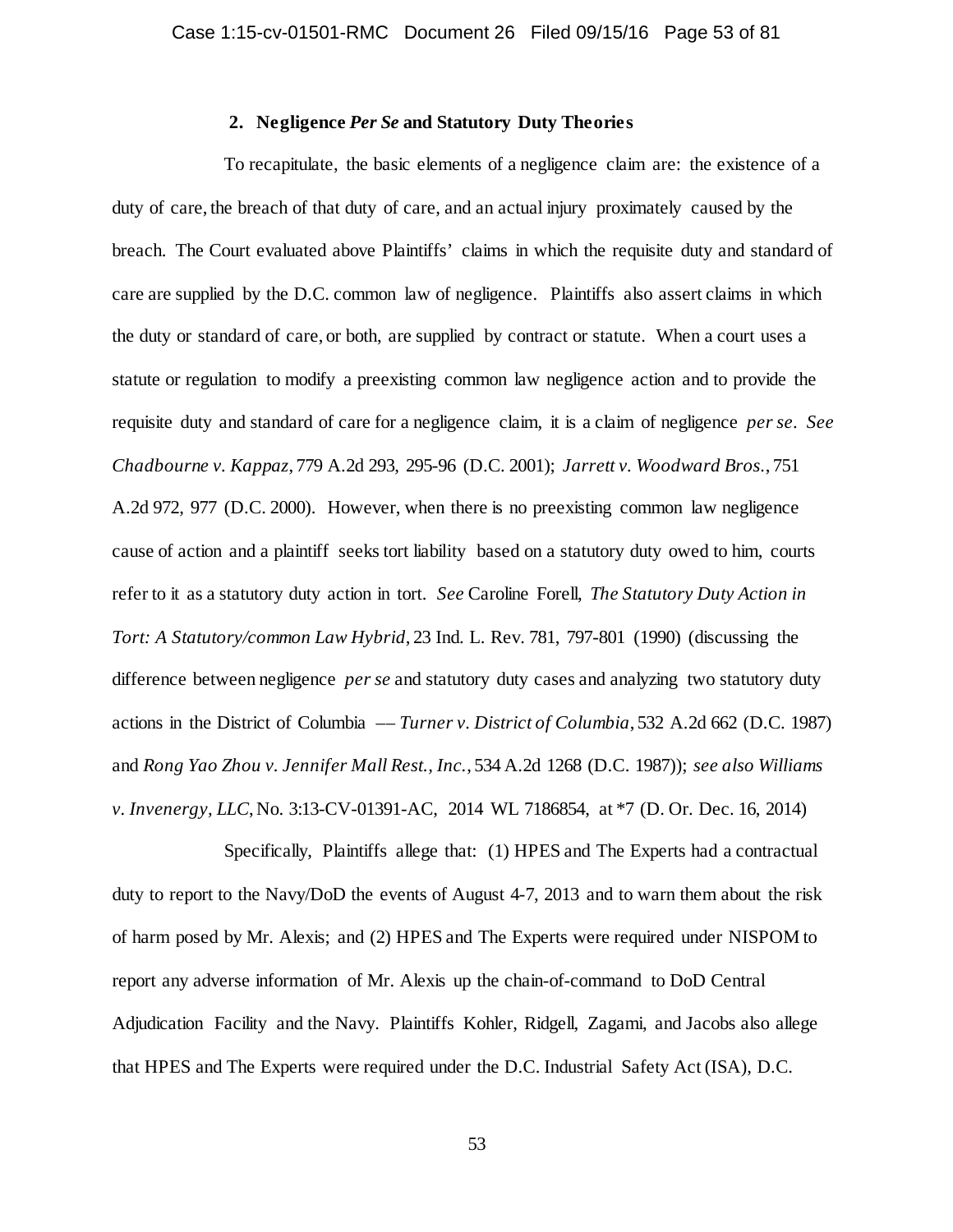### 2. Negligence *Per Se* and Statutory Duty Theories

To recapitulate, the basic elements of a negligence claim are: the existence of a duty of care, the breach of that duty of care, and an actual injury proximately caused by the breach. The Court evaluated above Plaintiffs' claims in which the requisite duty and standard of care are supplied by the D.C. common law of negligence. Plaintiffs also assert claims in which the duty or standard of care, or both, are supplied by contract or statute. When a court uses a statute or regulation to modify a preexisting common law negligence action and to provide the requisite duty and standard of care for a negligence claim, it is a claim of negligence *per se*. *See Chadbourne v. Kappaz*, 779 A.2d 293, 295-96 (D.C. 2001); *Jarrett v. Woodward Bros.*, 751 A.2d 972, 977 (D.C. 2000). However, when there is no preexisting common law negligence cause of action and a plaintiff seeks tort liability based on a statutory duty owed to him, courts refer to it as a statutory duty action in tort. *See* Caroline Forell, *The Statutory Duty Action in Tort: A Statutory/common Law Hybrid*, 23 Ind. L. Rev. 781, 797-801 (1990) (discussing the difference between negligence *per se* and statutory duty cases and analyzing two statutory duty actions in the District of Columbia –– *Turner v. District of Columbia*, 532 A.2d 662 (D.C. 1987) and *Rong Yao Zhou v. Jennifer Mall Rest., Inc.*, 534 A.2d 1268 (D.C. 1987)); *see also Williams v. Invenergy, LLC*, No. 3:13-CV-01391-AC, 2014 WL 7186854, at *7 (D. Or. Dec. 16, 2014)

Specifically, Plaintiffs allege that: (1) HPES and The Experts had a contractual duty to report to the Navy/DoD the events of August 4-7, 2013 and to warn them about the risk of harm posed by Mr. Alexis; and (2) HPES and The Experts were required under NISPOM to report any adverse information of Mr. Alexis up the chain-of-command to DoD Central Adjudication Facility and the Navy. Plaintiffs Kohler, Ridgell, Zagami, and Jacobs also allege that HPES and The Experts were required under the D.C. Industrial Safety Act (ISA), D.C.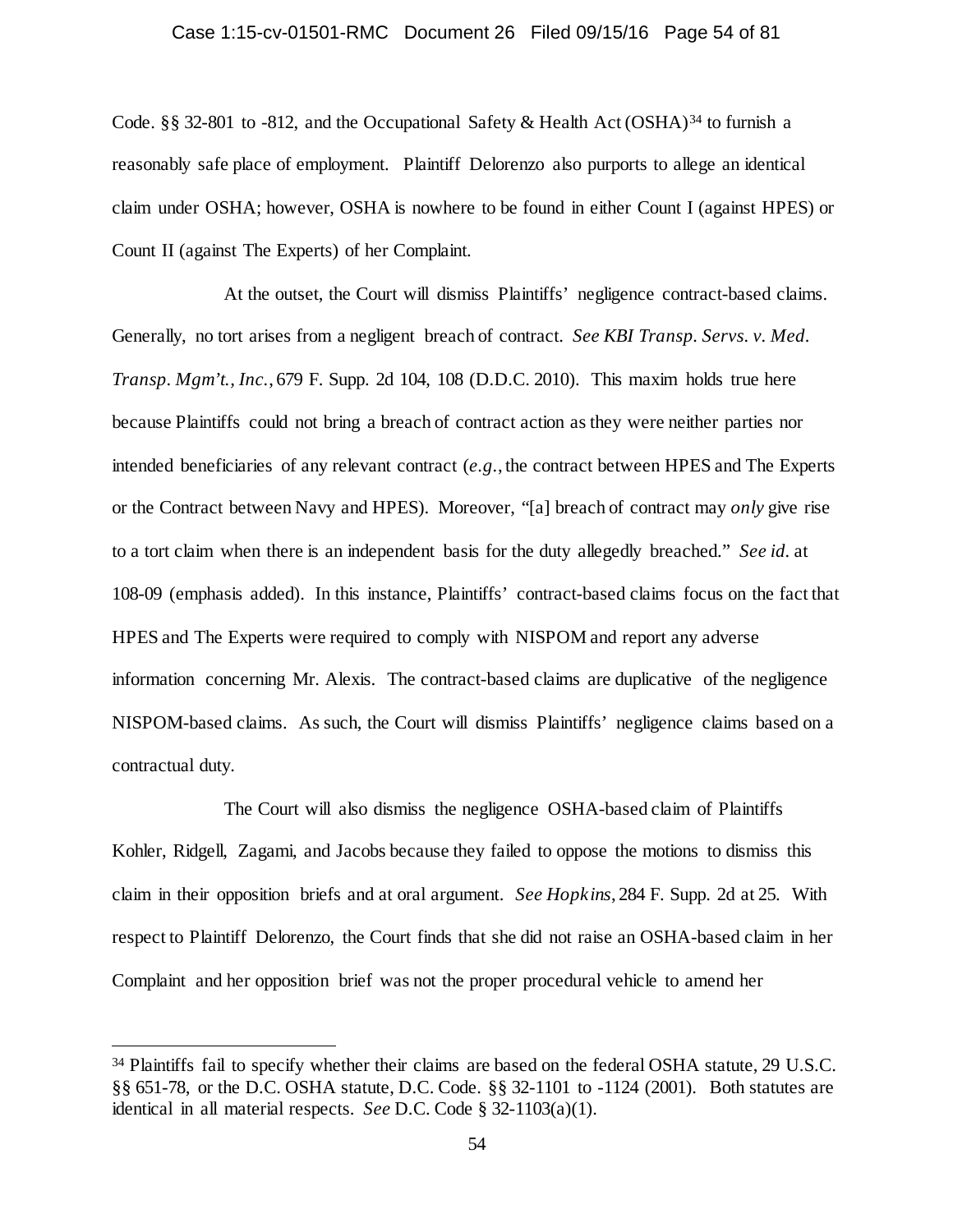Code. §§ 32-801 to -812, and the Occupational Safety & Health Act (OSHA)[34] to furnish a reasonably safe place of employment. Plaintiff Delorenzo also purports to allege an identical claim under OSHA; however, OSHA is nowhere to be found in either Count I (against HPES) or Count II (against The Experts) of her Complaint.

At the outset, the Court will dismiss Plaintiffs' negligence contract-based claims. Generally, no tort arises from a negligent breach of contract. *See KBI Transp. Servs. v. Med. Transp. Mgm't., Inc.*, 679 F. Supp. 2d 104, 108 (D.D.C. 2010). This maxim holds true here because Plaintiffs could not bring a breach of contract action as they were neither parties nor intended beneficiaries of any relevant contract (*e.g.*, the contract between HPES and The Experts or the Contract between Navy and HPES). Moreover, "[a] breach of contract may *only* give rise to a tort claim when there is an independent basis for the duty allegedly breached." *See id.* at 108-09 (emphasis added). In this instance, Plaintiffs' contract-based claims focus on the fact that HPES and The Experts were required to comply with NISPOM and report any adverse information concerning Mr. Alexis. The contract-based claims are duplicative of the negligence NISPOM-based claims. As such, the Court will dismiss Plaintiffs' negligence claims based on a contractual duty.

The Court will also dismiss the negligence OSHA-based claim of Plaintiffs Kohler, Ridgell, Zagami, and Jacobs because they failed to oppose the motions to dismiss this claim in their opposition briefs and at oral argument. *See Hopkins*, 284 F. Supp. 2d at 25. With respect to Plaintiff Delorenzo, the Court finds that she did not raise an OSHA-based claim in her Complaint and her opposition brief was not the proper procedural vehicle to amend her

---

[34] Plaintiffs fail to specify whether their claims are based on the federal OSHA statute, 29 U.S.C. §§ 651-78, or the D.C. OSHA statute, D.C. Code. §§ 32-1101 to -1124 (2001). Both statutes are identical in all material respects. *See* D.C. Code § 32-1103(a)(1).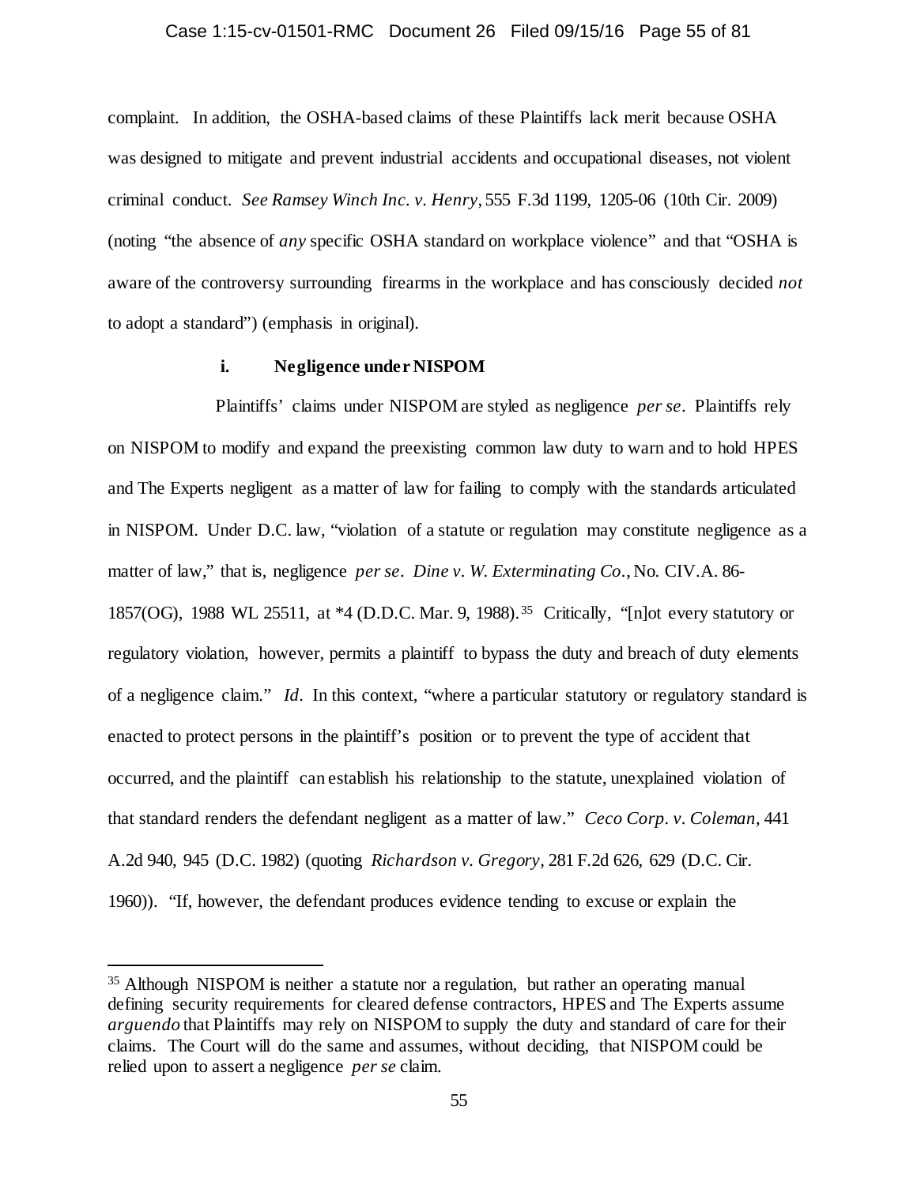complaint. In addition, the OSHA-based claims of these Plaintiffs lack merit because OSHA was designed to mitigate and prevent industrial accidents and occupational diseases, not violent criminal conduct. *See Ramsey Winch Inc. v. Henry*, 555 F.3d 1199, 1205-06 (10th Cir. 2009) (noting "the absence of *any* specific OSHA standard on workplace violence" and that "OSHA is aware of the controversy surrounding firearms in the workplace and has consciously decided *not* to adopt a standard") (emphasis in original).

**i. Negligence under NISPOM**

Plaintiffs' claims under NISPOM are styled as negligence *per se*. Plaintiffs rely on NISPOM to modify and expand the preexisting common law duty to warn and to hold HPES and The Experts negligent as a matter of law for failing to comply with the standards articulated in NISPOM. Under D.C. law, "violation of a statute or regulation may constitute negligence as a matter of law," that is, negligence *per se*. *Dine v. W. Exterminating Co.*, No. CIV.A. 86-1857(OG), 1988 WL 25511, at *4 (D.D.C. Mar. 9, 1988).[35] Critically, "[n]ot every statutory or regulatory violation, however, permits a plaintiff to bypass the duty and breach of duty elements of a negligence claim." *Id*. In this context, "where a particular statutory or regulatory standard is enacted to protect persons in the plaintiff's position or to prevent the type of accident that occurred, and the plaintiff can establish his relationship to the statute, unexplained violation of that standard renders the defendant negligent as a matter of law." *Ceco Corp. v. Coleman*, 441 A.2d 940, 945 (D.C. 1982) (quoting *Richardson v. Gregory*, 281 F.2d 626, 629 (D.C. Cir. 1960)). "If, however, the defendant produces evidence tending to excuse or explain the

[35] Although NISPOM is neither a statute nor a regulation, but rather an operating manual defining security requirements for cleared defense contractors, HPES and The Experts assume *arguendo* that Plaintiffs may rely on NISPOM to supply the duty and standard of care for their claims. The Court will do the same and assumes, without deciding, that NISPOM could be relied upon to assert a negligence *per se* claim.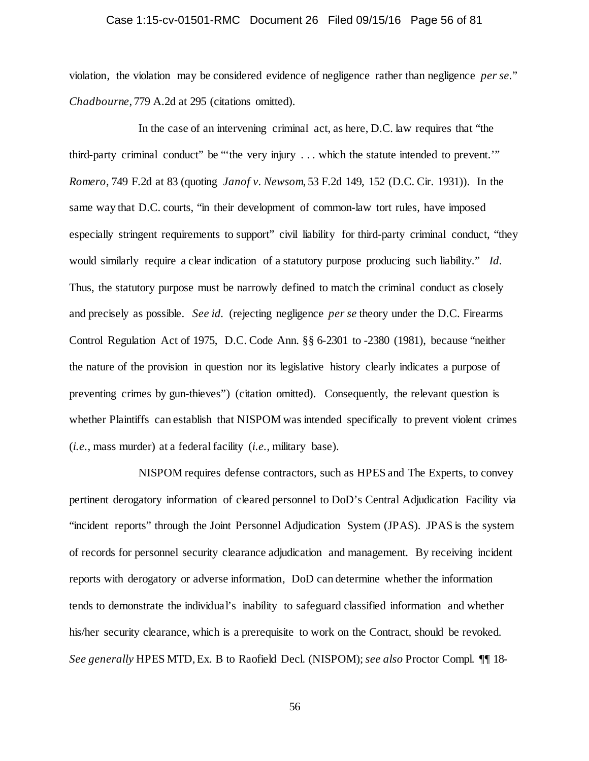violation, the violation may be considered evidence of negligence rather than negligence *per se*." *Chadbourne*, 779 A.2d at 295 (citations omitted).

In the case of an intervening criminal act, as here, D.C. law requires that "the third-party criminal conduct" be "'the very injury . . . which the statute intended to prevent.'" *Romero*, 749 F.2d at 83 (quoting *Janof v. Newsom*, 53 F.2d 149, 152 (D.C. Cir. 1931)). In the same way that D.C. courts, "in their development of common-law tort rules, have imposed especially stringent requirements to support" civil liability for third-party criminal conduct, "they would similarly require a clear indication of a statutory purpose producing such liability." *Id*. Thus, the statutory purpose must be narrowly defined to match the criminal conduct as closely and precisely as possible. *See id*. (rejecting negligence *per se* theory under the D.C. Firearms Control Regulation Act of 1975, D.C. Code Ann. §§ 6-2301 to -2380 (1981), because "neither the nature of the provision in question nor its legislative history clearly indicates a purpose of preventing crimes by gun-thieves") (citation omitted). Consequently, the relevant question is whether Plaintiffs can establish that NISPOM was intended specifically to prevent violent crimes (*i.e.*, mass murder) at a federal facility (*i.e.*, military base).

NISPOM requires defense contractors, such as HPES and The Experts, to convey pertinent derogatory information of cleared personnel to DoD's Central Adjudication Facility via "incident reports" through the Joint Personnel Adjudication System (JPAS). JPAS is the system of records for personnel security clearance adjudication and management. By receiving incident reports with derogatory or adverse information, DoD can determine whether the information tends to demonstrate the individual's inability to safeguard classified information and whether his/her security clearance, which is a prerequisite to work on the Contract, should be revoked. *See generally* HPES MTD, Ex. B to Raofield Decl. (NISPOM); *see also* Proctor Compl. ¶¶ 18-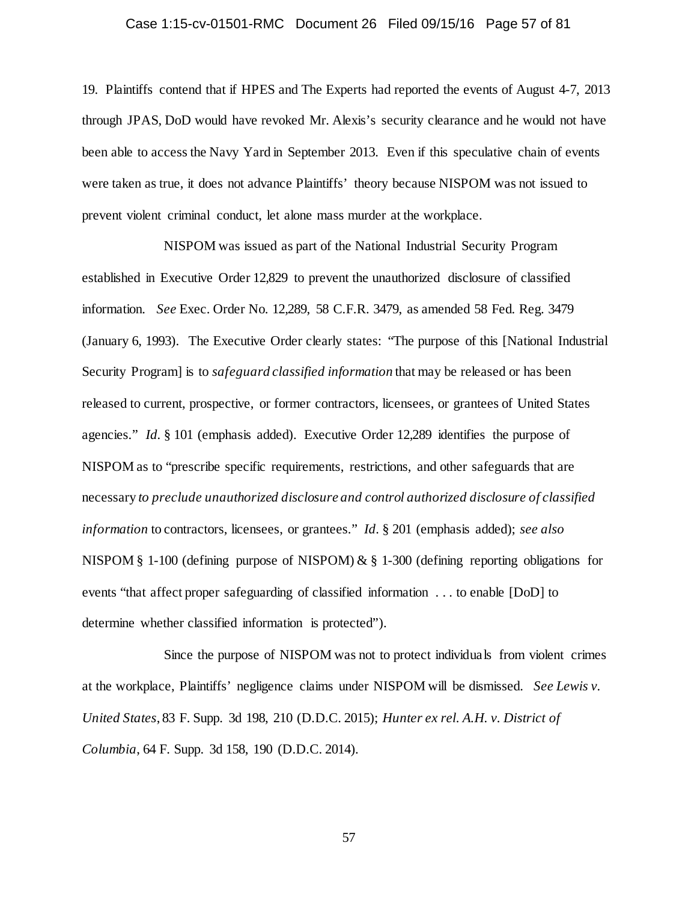19. Plaintiffs contend that if HPES and The Experts had reported the events of August 4-7, 2013 through JPAS, DoD would have revoked Mr. Alexis's security clearance and he would not have been able to access the Navy Yard in September 2013. Even if this speculative chain of events were taken as true, it does not advance Plaintiffs' theory because NISPOM was not issued to prevent violent criminal conduct, let alone mass murder at the workplace.

NISPOM was issued as part of the National Industrial Security Program established in Executive Order 12,829 to prevent the unauthorized disclosure of classified information. *See* Exec. Order No. 12,289, 58 C.F.R. 3479, as amended 58 Fed. Reg. 3479 (January 6, 1993). The Executive Order clearly states: "The purpose of this [National Industrial Security Program] is to *safeguard classified information* that may be released or has been released to current, prospective, or former contractors, licensees, or grantees of United States agencies." *Id*. § 101 (emphasis added). Executive Order 12,289 identifies the purpose of NISPOM as to "prescribe specific requirements, restrictions, and other safeguards that are necessary *to preclude unauthorized disclosure and control authorized disclosure of classified information* to contractors, licensees, or grantees." *Id*. § 201 (emphasis added); *see also* NISPOM § 1-100 (defining purpose of NISPOM) & § 1-300 (defining reporting obligations for events "that affect proper safeguarding of classified information . . . to enable [DoD] to determine whether classified information is protected").

Since the purpose of NISPOM was not to protect individuals from violent crimes at the workplace, Plaintiffs' negligence claims under NISPOM will be dismissed. *See Lewis v. United States*, 83 F. Supp. 3d 198, 210 (D.D.C. 2015); *Hunter ex rel. A.H. v. District of Columbia*, 64 F. Supp. 3d 158, 190 (D.D.C. 2014).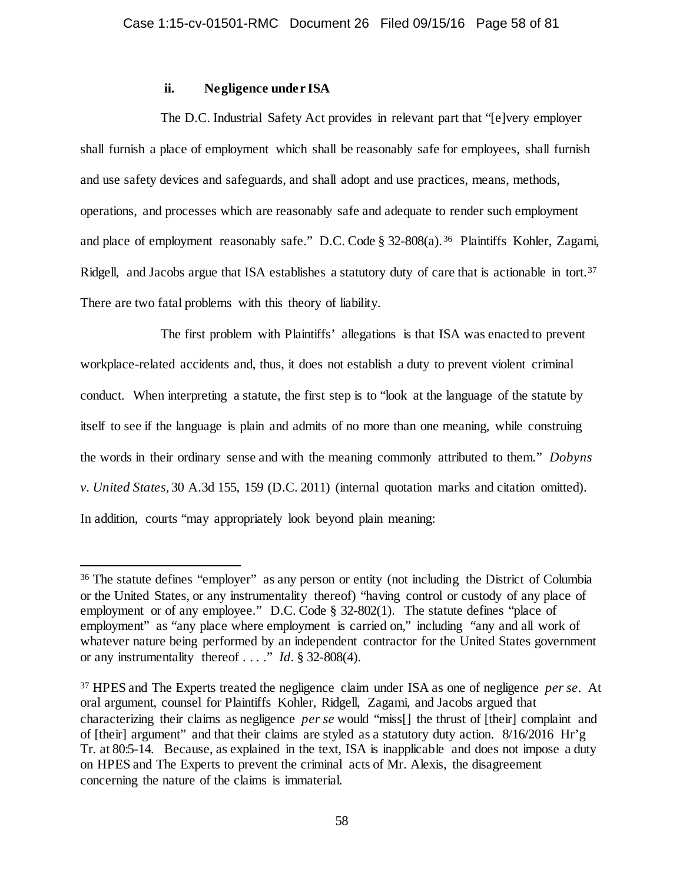### ii. Negligence under ISA

The D.C. Industrial Safety Act provides in relevant part that "[e]very employer shall furnish a place of employment which shall be reasonably safe for employees, shall furnish and use safety devices and safeguards, and shall adopt and use practices, means, methods, operations, and processes which are reasonably safe and adequate to render such employment and place of employment reasonably safe." D.C. Code § 32-808(a).[36] Plaintiffs Kohler, Zagami, Ridgell, and Jacobs argue that ISA establishes a statutory duty of care that is actionable in tort.[37] There are two fatal problems with this theory of liability.

The first problem with Plaintiffs' allegations is that ISA was enacted to prevent workplace-related accidents and, thus, it does not establish a duty to prevent violent criminal conduct. When interpreting a statute, the first step is to "look at the language of the statute by itself to see if the language is plain and admits of no more than one meaning, while construing the words in their ordinary sense and with the meaning commonly attributed to them." *Dobyns v. United States*, 30 A.3d 155, 159 (D.C. 2011) (internal quotation marks and citation omitted). In addition, courts "may appropriately look beyond plain meaning:

---

[36] The statute defines "employer" as any person or entity (not including the District of Columbia or the United States, or any instrumentality thereof) "having control or custody of any place of employment or of any employee." D.C. Code § 32-802(1). The statute defines "place of employment" as "any place where employment is carried on," including "any and all work of whatever nature being performed by an independent contractor for the United States government or any instrumentality thereof . . . ." *Id*. § 32-808(4).

[37] HPES and The Experts treated the negligence claim under ISA as one of negligence *per se*. At oral argument, counsel for Plaintiffs Kohler, Ridgell, Zagami, and Jacobs argued that characterizing their claims as negligence *per se* would "miss[] the thrust of [their] complaint and of [their] argument" and that their claims are styled as a statutory duty action. 8/16/2016 Hr'g Tr. at 80:5-14. Because, as explained in the text, ISA is inapplicable and does not impose a duty on HPES and The Experts to prevent the criminal acts of Mr. Alexis, the disagreement concerning the nature of the claims is immaterial.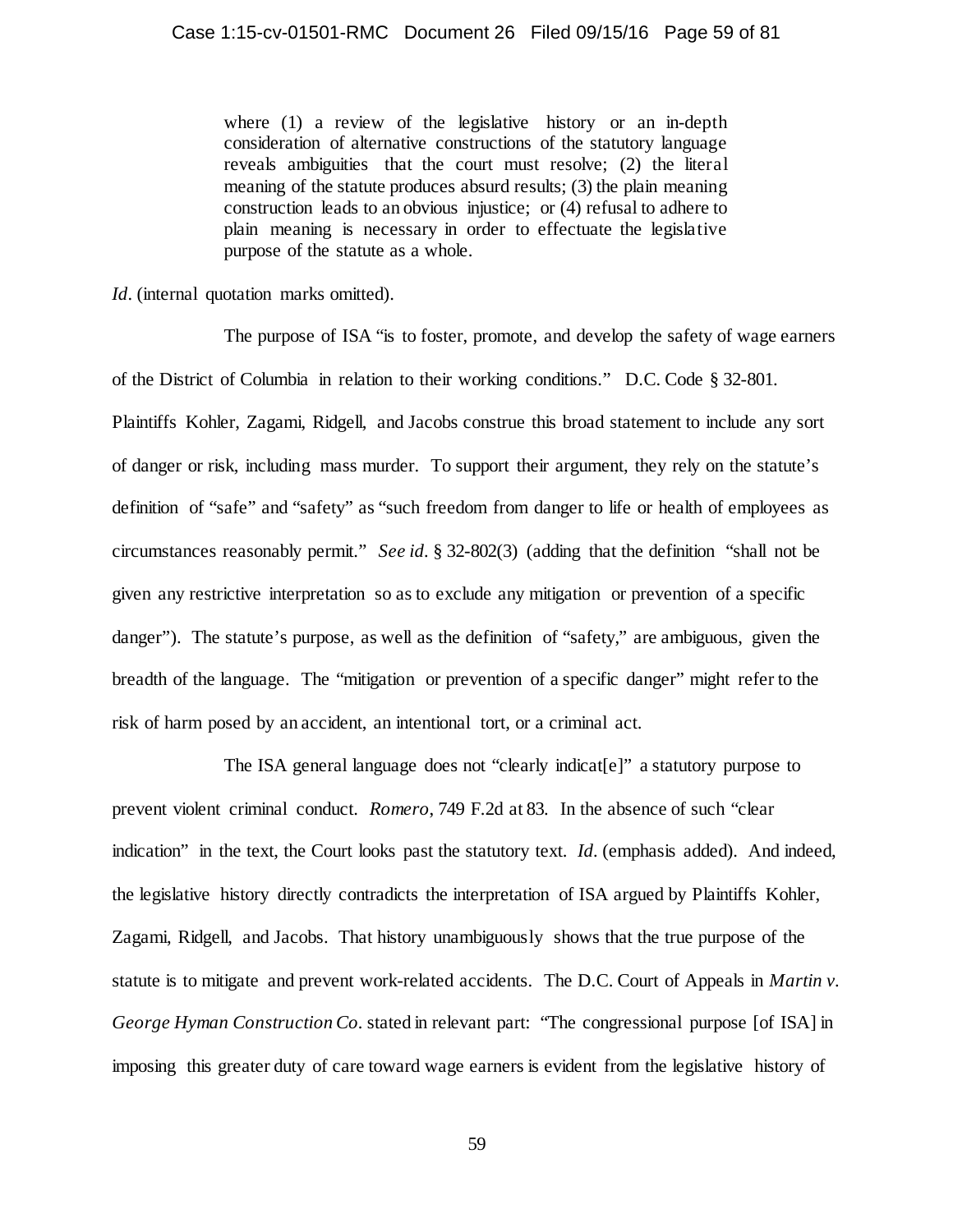> where (1) a review of the legislative history or an in-depth consideration of alternative constructions of the statutory language reveals ambiguities that the court must resolve; (2) the literal meaning of the statute produces absurd results; (3) the plain meaning construction leads to an obvious injustice; or (4) refusal to adhere to plain meaning is necessary in order to effectuate the legislative purpose of the statute as a whole.

*Id*. (internal quotation marks omitted).

The purpose of ISA "is to foster, promote, and develop the safety of wage earners of the District of Columbia in relation to their working conditions." D.C. Code § 32-801. Plaintiffs Kohler, Zagami, Ridgell, and Jacobs construe this broad statement to include any sort of danger or risk, including mass murder. To support their argument, they rely on the statute's definition of "safe" and "safety" as "such freedom from danger to life or health of employees as circumstances reasonably permit." *See id*. § 32-802(3) (adding that the definition "shall not be given any restrictive interpretation so as to exclude any mitigation or prevention of a specific danger"). The statute's purpose, as well as the definition of "safety," are ambiguous, given the breadth of the language. The "mitigation or prevention of a specific danger" might refer to the risk of harm posed by an accident, an intentional tort, or a criminal act.

The ISA general language does not "clearly indicat[e]" a statutory purpose to prevent violent criminal conduct. *Romero*, 749 F.2d at 83. In the absence of such "clear indication" in the text, the Court looks past the statutory text. *Id*. (emphasis added). And indeed, the legislative history directly contradicts the interpretation of ISA argued by Plaintiffs Kohler, Zagami, Ridgell, and Jacobs. That history unambiguously shows that the true purpose of the statute is to mitigate and prevent work-related accidents. The D.C. Court of Appeals in *Martin v. George Hyman Construction Co*. stated in relevant part: "The congressional purpose [of ISA] in imposing this greater duty of care toward wage earners is evident from the legislative history of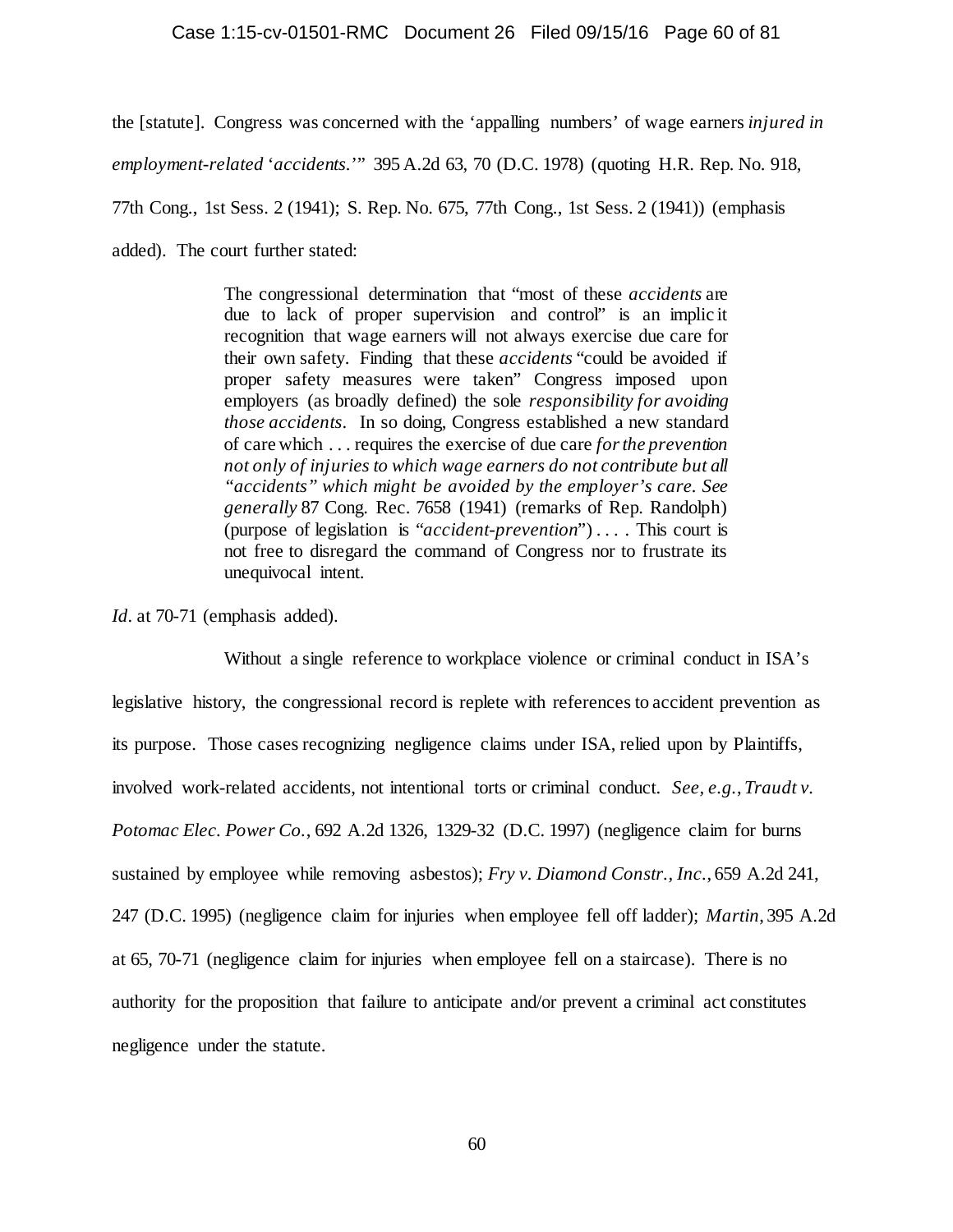the [statute]. Congress was concerned with the 'appalling numbers' of wage earners *injured in employment-related 'accidents.'*" 395 A.2d 63, 70 (D.C. 1978) (quoting H.R. Rep. No. 918, 77th Cong., 1st Sess. 2 (1941); S. Rep. No. 675, 77th Cong., 1st Sess. 2 (1941)) (emphasis added). The court further stated:

> The congressional determination that "most of these *accidents* are due to lack of proper supervision and control" is an implicit recognition that wage earners will not always exercise due care for their own safety. Finding that these *accidents* "could be avoided if proper safety measures were taken" Congress imposed upon employers (as broadly defined) the sole *responsibility for avoiding those accidents*. In so doing, Congress established a new standard of care which . . . requires the exercise of due care *for the prevention not only of injuries to which wage earners do not contribute but all "accidents" which might be avoided by the employer's care. See generally* 87 Cong. Rec. 7658 (1941) (remarks of Rep. Randolph) (purpose of legislation is "*accident-prevention*") . . . . This court is not free to disregard the command of Congress nor to frustrate its unequivocal intent.

*Id.* at 70-71 (emphasis added).

Without a single reference to workplace violence or criminal conduct in ISA's legislative history, the congressional record is replete with references to accident prevention as its purpose. Those cases recognizing negligence claims under ISA, relied upon by Plaintiffs, involved work-related accidents, not intentional torts or criminal conduct. *See, e.g.*, *Traudt v. Potomac Elec. Power Co.*, 692 A.2d 1326, 1329-32 (D.C. 1997) (negligence claim for burns sustained by employee while removing asbestos); *Fry v. Diamond Constr., Inc.*, 659 A.2d 241, 247 (D.C. 1995) (negligence claim for injuries when employee fell off ladder); *Martin*, 395 A.2d at 65, 70-71 (negligence claim for injuries when employee fell on a staircase). There is no authority for the proposition that failure to anticipate and/or prevent a criminal act constitutes negligence under the statute.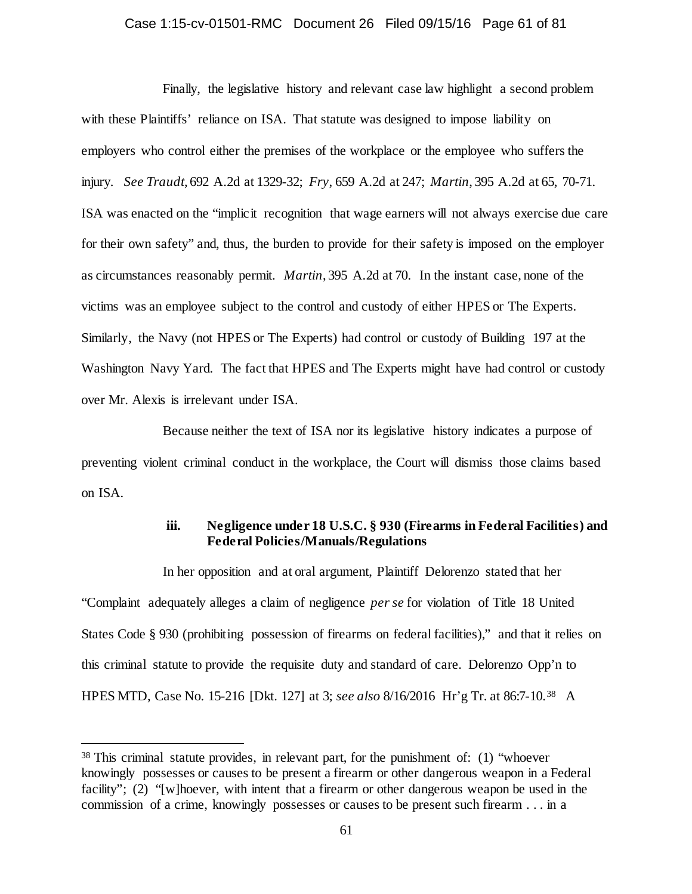Finally, the legislative history and relevant case law highlight a second problem with these Plaintiffs' reliance on ISA. That statute was designed to impose liability on employers who control either the premises of the workplace or the employee who suffers the injury. *See Traudt*, 692 A.2d at 1329-32; *Fry*, 659 A.2d at 247; *Martin*, 395 A.2d at 65, 70-71. ISA was enacted on the "implicit recognition that wage earners will not always exercise due care for their own safety" and, thus, the burden to provide for their safety is imposed on the employer as circumstances reasonably permit. *Martin*, 395 A.2d at 70. In the instant case, none of the victims was an employee subject to the control and custody of either HPES or The Experts. Similarly, the Navy (not HPES or The Experts) had control or custody of Building 197 at the Washington Navy Yard. The fact that HPES and The Experts might have had control or custody over Mr. Alexis is irrelevant under ISA.

Because neither the text of ISA nor its legislative history indicates a purpose of preventing violent criminal conduct in the workplace, the Court will dismiss those claims based on ISA.

#### iii. Negligence under 18 U.S.C. § 930 (Firearms in Federal Facilities) and Federal Policies/Manuals/Regulations

In her opposition and at oral argument, Plaintiff Delorenzo stated that her "Complaint adequately alleges a claim of negligence *per se* for violation of Title 18 United States Code § 930 (prohibiting possession of firearms on federal facilities)," and that it relies on this criminal statute to provide the requisite duty and standard of care. Delorenzo Opp'n to HPES MTD, Case No. 15-216 [Dkt. 127] at 3; *see also* 8/16/2016 Hr'g Tr. at 86:7-10.[38] A

[38] This criminal statute provides, in relevant part, for the punishment of: (1) "whoever knowingly possesses or causes to be present a firearm or other dangerous weapon in a Federal facility"; (2) "[w]hoever, with intent that a firearm or other dangerous weapon be used in the commission of a crime, knowingly possesses or causes to be present such firearm . . . in a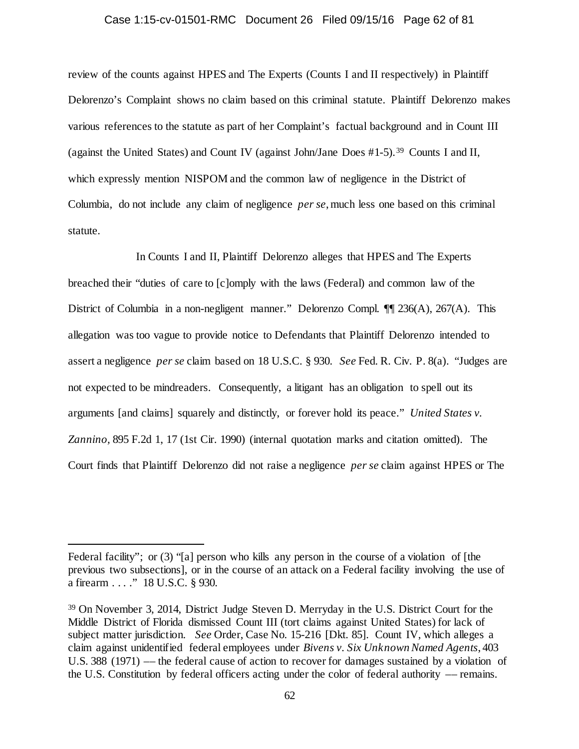review of the counts against HPES and The Experts (Counts I and II respectively) in Plaintiff Delorenzo's Complaint shows no claim based on this criminal statute. Plaintiff Delorenzo makes various references to the statute as part of her Complaint's factual background and in Count III (against the United States) and Count IV (against John/Jane Does #1-5).[39] Counts I and II, which expressly mention NISPOM and the common law of negligence in the District of Columbia, do not include any claim of negligence *per se*, much less one based on this criminal statute.

In Counts I and II, Plaintiff Delorenzo alleges that HPES and The Experts breached their "duties of care to [c]omply with the laws (Federal) and common law of the District of Columbia in a non-negligent manner." Delorenzo Compl. ¶¶ 236(A), 267(A). This allegation was too vague to provide notice to Defendants that Plaintiff Delorenzo intended to assert a negligence *per se* claim based on 18 U.S.C. § 930. *See* Fed. R. Civ. P. 8(a). "Judges are not expected to be mindreaders. Consequently, a litigant has an obligation to spell out its arguments [and claims] squarely and distinctly, or forever hold its peace." *United States v. Zannino,* 895 F.2d 1, 17 (1st Cir. 1990) (internal quotation marks and citation omitted). The Court finds that Plaintiff Delorenzo did not raise a negligence *per se* claim against HPES or The

---

Federal facility"; or (3) "[a] person who kills any person in the course of a violation of [the previous two subsections], or in the course of an attack on a Federal facility involving the use of a firearm . . . ." 18 U.S.C. § 930.

[39] On November 3, 2014, District Judge Steven D. Merryday in the U.S. District Court for the Middle District of Florida dismissed Count III (tort claims against United States) for lack of subject matter jurisdiction. *See* Order, Case No. 15-216 [Dkt. 85]. Count IV, which alleges a claim against unidentified federal employees under *Bivens v. Six Unknown Named Agents*, 403 U.S. 388 (1971) –– the federal cause of action to recover for damages sustained by a violation of the U.S. Constitution by federal officers acting under the color of federal authority –– remains.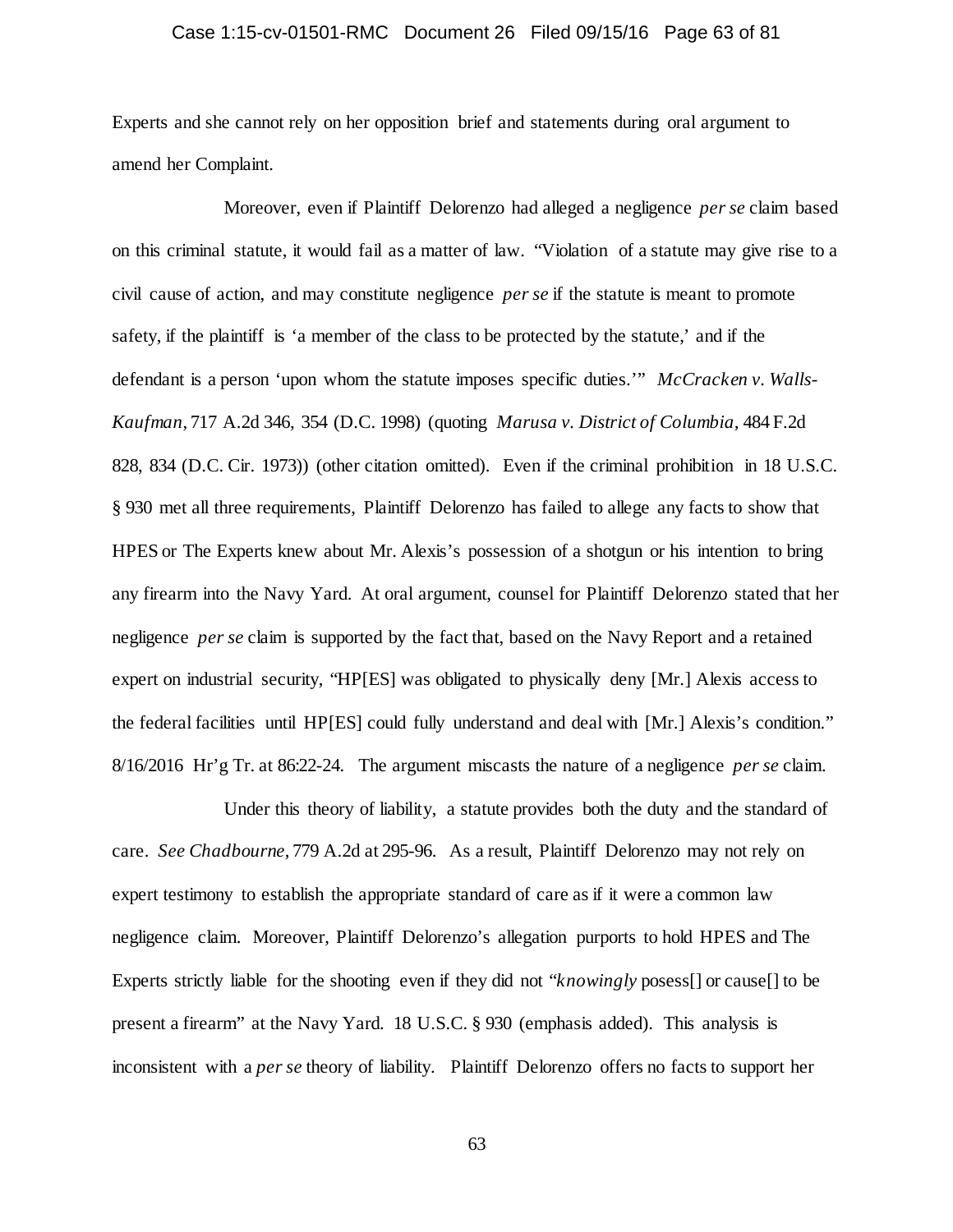Experts and she cannot rely on her opposition brief and statements during oral argument to amend her Complaint.

Moreover, even if Plaintiff Delorenzo had alleged a negligence *per se* claim based on this criminal statute, it would fail as a matter of law. "Violation of a statute may give rise to a civil cause of action, and may constitute negligence *per se* if the statute is meant to promote safety, if the plaintiff is 'a member of the class to be protected by the statute,' and if the defendant is a person 'upon whom the statute imposes specific duties.'" *McCracken v. Walls-Kaufman*, 717 A.2d 346, 354 (D.C. 1998) (quoting *Marusa v. District of Columbia*, 484 F.2d 828, 834 (D.C. Cir. 1973)) (other citation omitted). Even if the criminal prohibition in 18 U.S.C. § 930 met all three requirements, Plaintiff Delorenzo has failed to allege any facts to show that HPES or The Experts knew about Mr. Alexis's possession of a shotgun or his intention to bring any firearm into the Navy Yard. At oral argument, counsel for Plaintiff Delorenzo stated that her negligence *per se* claim is supported by the fact that, based on the Navy Report and a retained expert on industrial security, "HP[ES] was obligated to physically deny [Mr.] Alexis access to the federal facilities until HP[ES] could fully understand and deal with [Mr.] Alexis's condition." 8/16/2016 Hr'g Tr. at 86:22-24. The argument miscasts the nature of a negligence *per se* claim.

Under this theory of liability, a statute provides both the duty and the standard of care. *See Chadbourne*, 779 A.2d at 295-96. As a result, Plaintiff Delorenzo may not rely on expert testimony to establish the appropriate standard of care as if it were a common law negligence claim. Moreover, Plaintiff Delorenzo's allegation purports to hold HPES and The Experts strictly liable for the shooting even if they did not "*knowingly* posess[] or cause[] to be present a firearm" at the Navy Yard. 18 U.S.C. § 930 (emphasis added). This analysis is inconsistent with a *per se* theory of liability. Plaintiff Delorenzo offers no facts to support her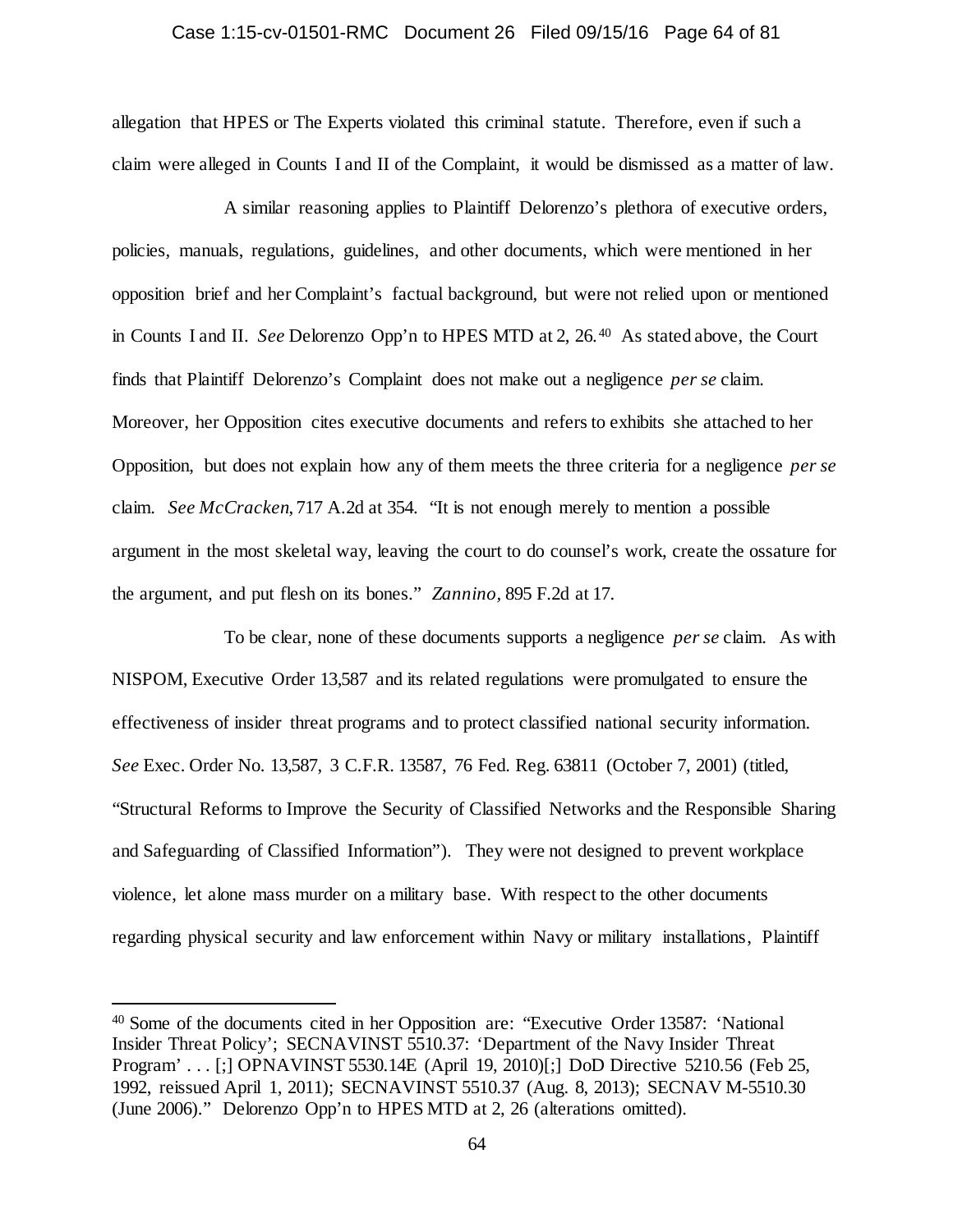allegation that HPES or The Experts violated this criminal statute. Therefore, even if such a claim were alleged in Counts I and II of the Complaint, it would be dismissed as a matter of law.

A similar reasoning applies to Plaintiff Delorenzo's plethora of executive orders, policies, manuals, regulations, guidelines, and other documents, which were mentioned in her opposition brief and her Complaint's factual background, but were not relied upon or mentioned in Counts I and II. *See* Delorenzo Opp'n to HPES MTD at 2, 26.[40] As stated above, the Court finds that Plaintiff Delorenzo's Complaint does not make out a negligence *per se* claim. Moreover, her Opposition cites executive documents and refers to exhibits she attached to her Opposition, but does not explain how any of them meets the three criteria for a negligence *per se* claim. *See McCracken*, 717 A.2d at 354. "It is not enough merely to mention a possible argument in the most skeletal way, leaving the court to do counsel's work, create the ossature for the argument, and put flesh on its bones." *Zannino,* 895 F.2d at 17.

To be clear, none of these documents supports a negligence *per se* claim. As with NISPOM, Executive Order 13,587 and its related regulations were promulgated to ensure the effectiveness of insider threat programs and to protect classified national security information. *See* Exec. Order No. 13,587, 3 C.F.R. 13587, 76 Fed. Reg. 63811 (October 7, 2001) (titled, "Structural Reforms to Improve the Security of Classified Networks and the Responsible Sharing and Safeguarding of Classified Information"). They were not designed to prevent workplace violence, let alone mass murder on a military base. With respect to the other documents regarding physical security and law enforcement within Navy or military installations, Plaintiff

---

[40] Some of the documents cited in her Opposition are: "Executive Order 13587: 'National Insider Threat Policy'; SECNAVINST 5510.37: 'Department of the Navy Insider Threat Program' . . . [;] OPNAVINST 5530.14E (April 19, 2010)[;] DoD Directive 5210.56 (Feb 25, 1992, reissued April 1, 2011); SECNAVINST 5510.37 (Aug. 8, 2013); SECNAV M-5510.30 (June 2006)." Delorenzo Opp'n to HPES MTD at 2, 26 (alterations omitted).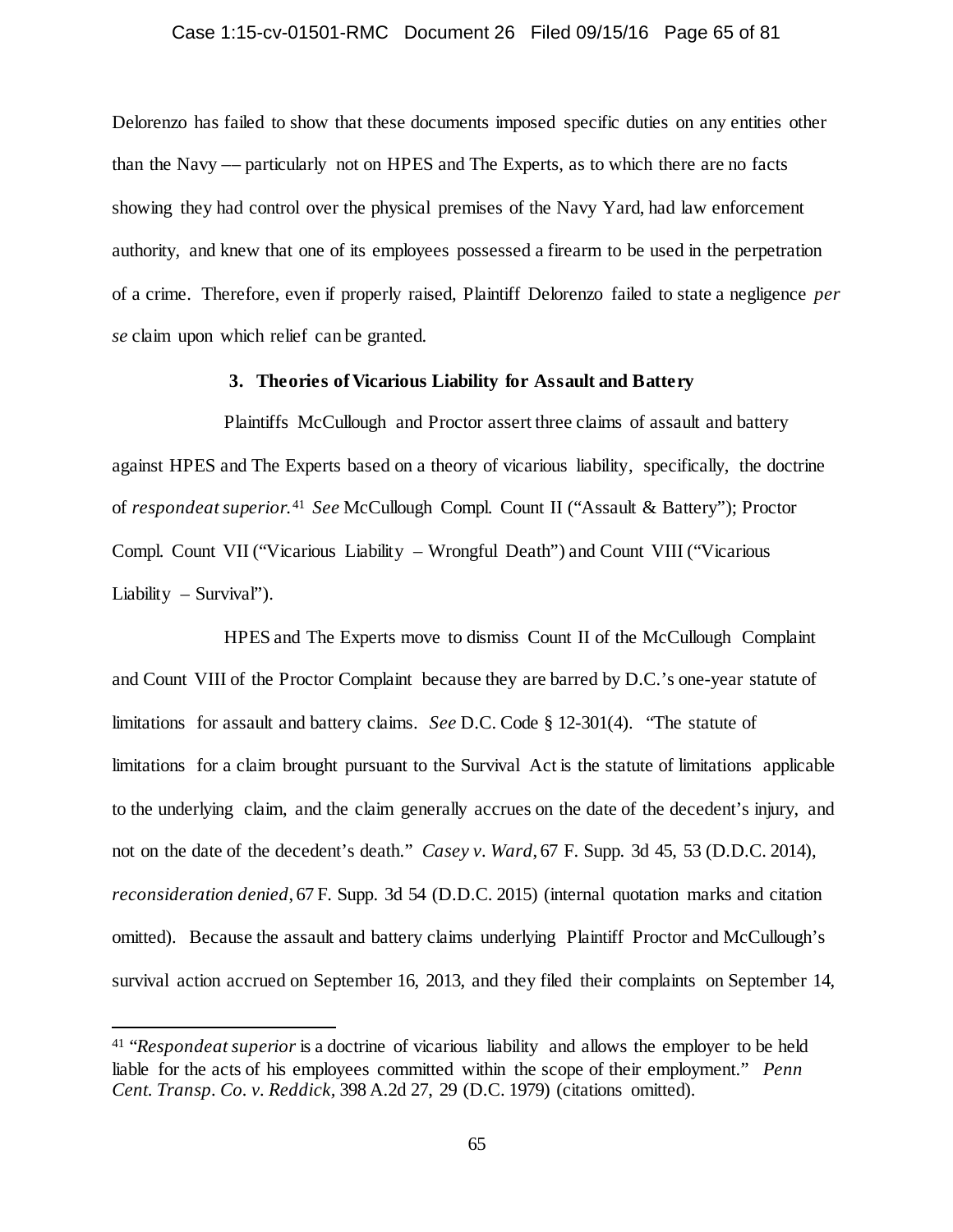Delorenzo has failed to show that these documents imposed specific duties on any entities other than the Navy –– particularly not on HPES and The Experts, as to which there are no facts showing they had control over the physical premises of the Navy Yard, had law enforcement authority, and knew that one of its employees possessed a firearm to be used in the perpetration of a crime. Therefore, even if properly raised, Plaintiff Delorenzo failed to state a negligence *per se* claim upon which relief can be granted.

### 3. Theories of Vicarious Liability for Assault and Battery

Plaintiffs McCullough and Proctor assert three claims of assault and battery against HPES and The Experts based on a theory of vicarious liability, specifically, the doctrine of *respondeat superior.*[41] *See* McCullough Compl. Count II ("Assault & Battery"); Proctor Compl. Count VII ("Vicarious Liability – Wrongful Death") and Count VIII ("Vicarious Liability – Survival").

HPES and The Experts move to dismiss Count II of the McCullough Complaint and Count VIII of the Proctor Complaint because they are barred by D.C.'s one-year statute of limitations for assault and battery claims. *See* D.C. Code § 12-301(4). "The statute of limitations for a claim brought pursuant to the Survival Act is the statute of limitations applicable to the underlying claim, and the claim generally accrues on the date of the decedent's injury, and not on the date of the decedent's death." *Casey v. Ward*, 67 F. Supp. 3d 45, 53 (D.D.C. 2014), *reconsideration denied*, 67 F. Supp. 3d 54 (D.D.C. 2015) (internal quotation marks and citation omitted). Because the assault and battery claims underlying Plaintiff Proctor and McCullough's survival action accrued on September 16, 2013, and they filed their complaints on September 14,

---

[41] "*Respondeat superior* is a doctrine of vicarious liability and allows the employer to be held liable for the acts of his employees committed within the scope of their employment." *Penn Cent. Transp. Co. v. Reddick,* 398 A.2d 27, 29 (D.C. 1979) (citations omitted).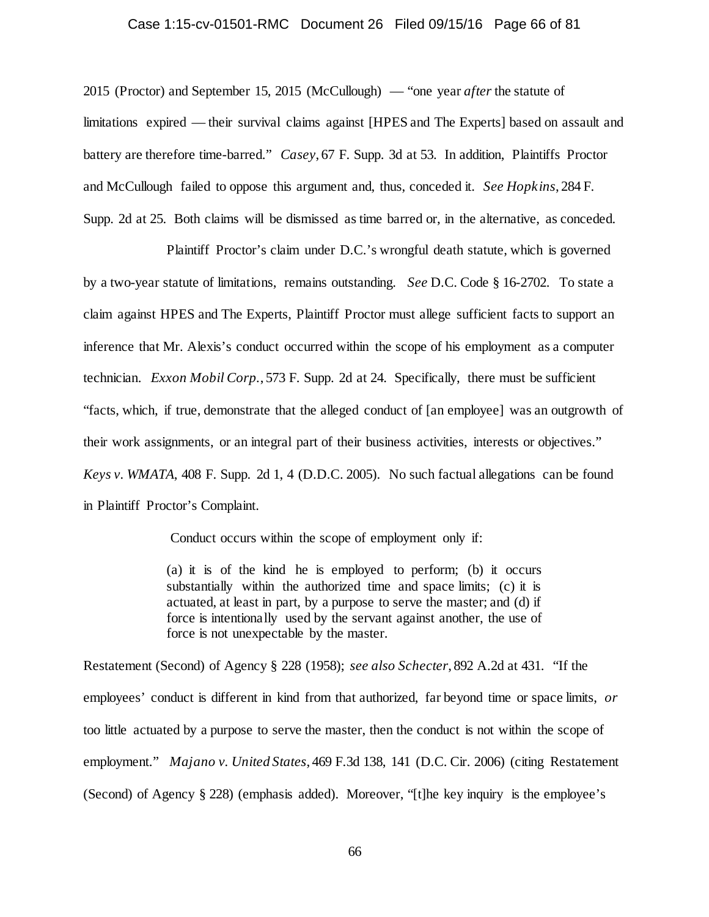2015 (Proctor) and September 15, 2015 (McCullough) — "one year *after* the statute of limitations expired — their survival claims against [HPES and The Experts] based on assault and battery are therefore time-barred." *Casey*, 67 F. Supp. 3d at 53. In addition, Plaintiffs Proctor and McCullough failed to oppose this argument and, thus, conceded it. *See Hopkins*, 284 F. Supp. 2d at 25. Both claims will be dismissed as time barred or, in the alternative, as conceded.

Plaintiff Proctor's claim under D.C.'s wrongful death statute, which is governed by a two-year statute of limitations, remains outstanding. *See* D.C. Code § 16-2702. To state a claim against HPES and The Experts, Plaintiff Proctor must allege sufficient facts to support an inference that Mr. Alexis's conduct occurred within the scope of his employment as a computer technician. *Exxon Mobil Corp.*, 573 F. Supp. 2d at 24. Specifically, there must be sufficient "facts, which, if true, demonstrate that the alleged conduct of [an employee] was an outgrowth of their work assignments, or an integral part of their business activities, interests or objectives." *Keys v. WMATA*, 408 F. Supp. 2d 1, 4 (D.D.C. 2005). No such factual allegations can be found in Plaintiff Proctor's Complaint.

Conduct occurs within the scope of employment only if:

> (a) it is of the kind he is employed to perform; (b) it occurs substantially within the authorized time and space limits; (c) it is actuated, at least in part, by a purpose to serve the master; and (d) if force is intentionally used by the servant against another, the use of force is not unexpectable by the master.

Restatement (Second) of Agency § 228 (1958); *see also Schecter*, 892 A.2d at 431. "If the employees' conduct is different in kind from that authorized, far beyond time or space limits, *or* too little actuated by a purpose to serve the master, then the conduct is not within the scope of employment." *Majano v. United States*, 469 F.3d 138, 141 (D.C. Cir. 2006) (citing Restatement (Second) of Agency § 228) (emphasis added). Moreover, "[t]he key inquiry is the employee's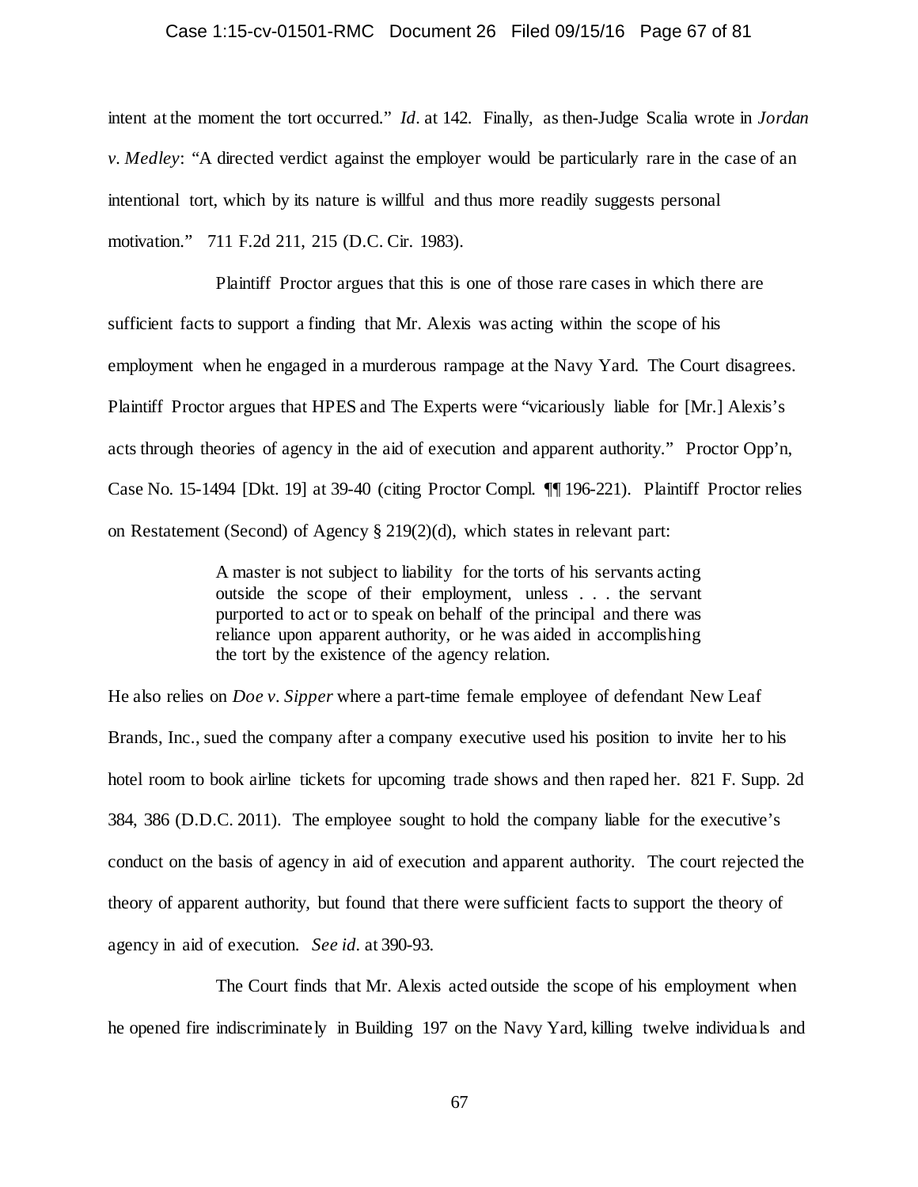intent at the moment the tort occurred." *Id*. at 142. Finally, as then-Judge Scalia wrote in *Jordan v. Medley*: "A directed verdict against the employer would be particularly rare in the case of an intentional tort, which by its nature is willful and thus more readily suggests personal motivation." 711 F.2d 211, 215 (D.C. Cir. 1983).

Plaintiff Proctor argues that this is one of those rare cases in which there are sufficient facts to support a finding that Mr. Alexis was acting within the scope of his employment when he engaged in a murderous rampage at the Navy Yard. The Court disagrees. Plaintiff Proctor argues that HPES and The Experts were "vicariously liable for [Mr.] Alexis's acts through theories of agency in the aid of execution and apparent authority." Proctor Opp'n, Case No. 15-1494 [Dkt. 19] at 39-40 (citing Proctor Compl. ¶¶ 196-221). Plaintiff Proctor relies on Restatement (Second) of Agency § 219(2)(d), which states in relevant part:

> A master is not subject to liability for the torts of his servants acting outside the scope of their employment, unless . . . the servant purported to act or to speak on behalf of the principal and there was reliance upon apparent authority, or he was aided in accomplishing the tort by the existence of the agency relation.

He also relies on *Doe v. Sipper* where a part-time female employee of defendant New Leaf Brands, Inc., sued the company after a company executive used his position to invite her to his hotel room to book airline tickets for upcoming trade shows and then raped her. 821 F. Supp. 2d 384, 386 (D.D.C. 2011). The employee sought to hold the company liable for the executive's conduct on the basis of agency in aid of execution and apparent authority. The court rejected the theory of apparent authority, but found that there were sufficient facts to support the theory of agency in aid of execution. *See id*. at 390-93.

The Court finds that Mr. Alexis acted outside the scope of his employment when he opened fire indiscriminately in Building 197 on the Navy Yard, killing twelve individuals and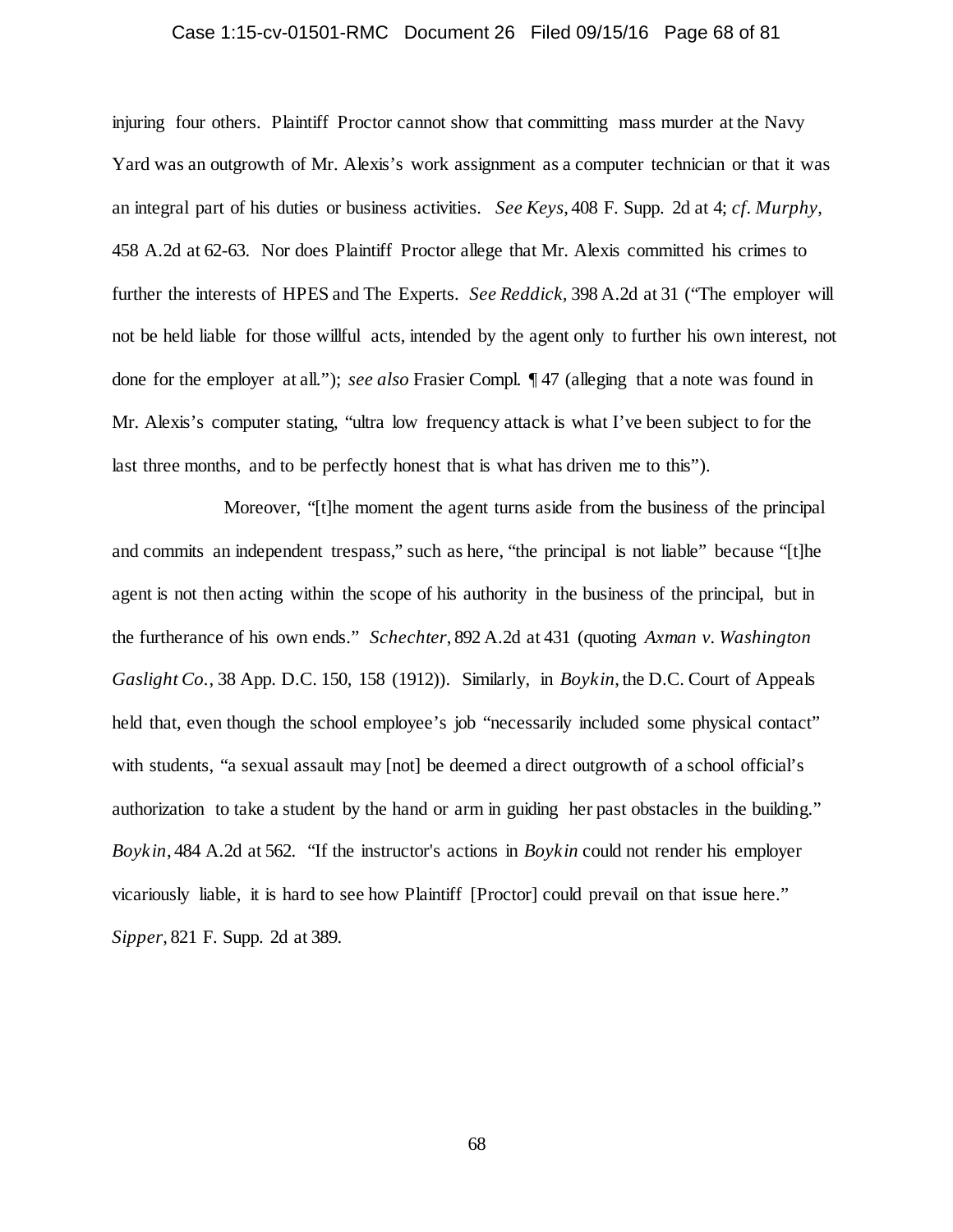injuring four others. Plaintiff Proctor cannot show that committing mass murder at the Navy Yard was an outgrowth of Mr. Alexis's work assignment as a computer technician or that it was an integral part of his duties or business activities. *See Keys*, 408 F. Supp. 2d at 4; *cf. Murphy*, 458 A.2d at 62-63. Nor does Plaintiff Proctor allege that Mr. Alexis committed his crimes to further the interests of HPES and The Experts. *See Reddick*, 398 A.2d at 31 ("The employer will not be held liable for those willful acts, intended by the agent only to further his own interest, not done for the employer at all."); *see also* Frasier Compl. ¶ 47 (alleging that a note was found in Mr. Alexis's computer stating, "ultra low frequency attack is what I've been subject to for the last three months, and to be perfectly honest that is what has driven me to this").

Moreover, "[t]he moment the agent turns aside from the business of the principal and commits an independent trespass," such as here, "the principal is not liable" because "[t]he agent is not then acting within the scope of his authority in the business of the principal, but in the furtherance of his own ends." *Schechter*, 892 A.2d at 431 (quoting *Axman v. Washington Gaslight Co.*, 38 App. D.C. 150, 158 (1912)). Similarly, in *Boykin*, the D.C. Court of Appeals held that, even though the school employee's job "necessarily included some physical contact" with students, "a sexual assault may [not] be deemed a direct outgrowth of a school official's authorization to take a student by the hand or arm in guiding her past obstacles in the building." *Boykin*, 484 A.2d at 562. "If the instructor's actions in *Boykin* could not render his employer vicariously liable, it is hard to see how Plaintiff [Proctor] could prevail on that issue here." *Sipper*, 821 F. Supp. 2d at 389.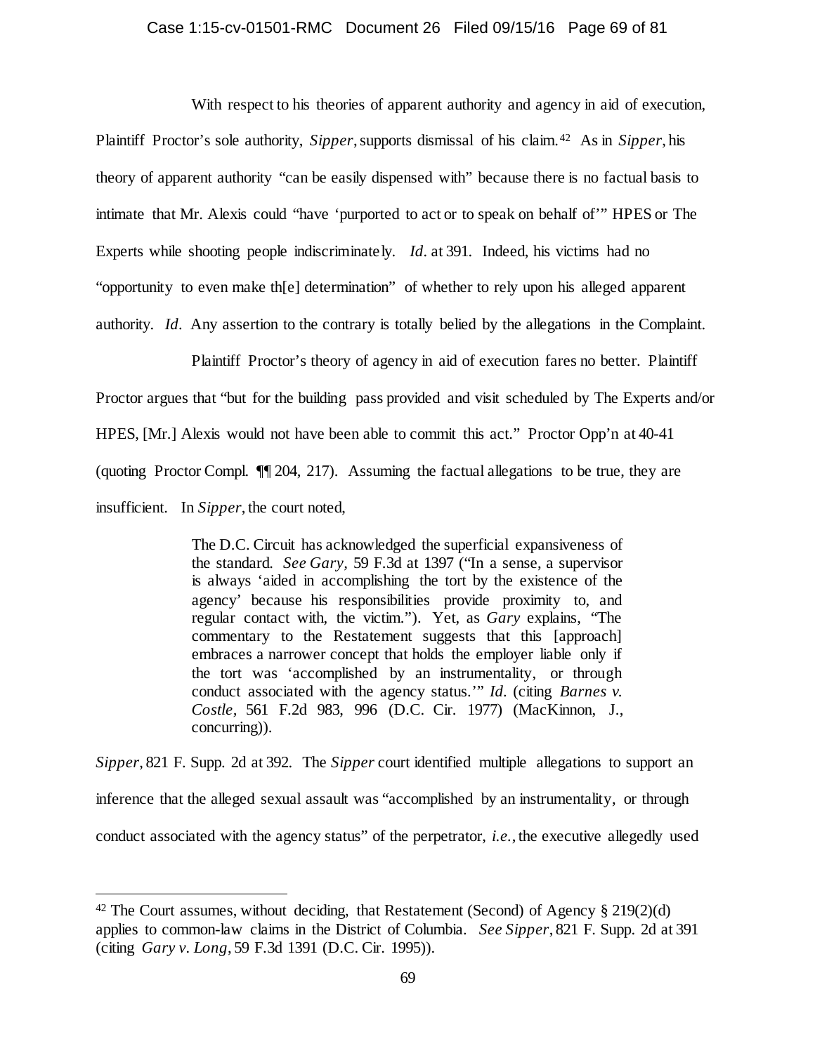With respect to his theories of apparent authority and agency in aid of execution, Plaintiff Proctor's sole authority, *Sipper*, supports dismissal of his claim.[42] As in *Sipper*, his theory of apparent authority "can be easily dispensed with" because there is no factual basis to intimate that Mr. Alexis could "have 'purported to act or to speak on behalf of'" HPES or The Experts while shooting people indiscriminately. *Id.* at 391. Indeed, his victims had no "opportunity to even make th[e] determination" of whether to rely upon his alleged apparent authority. *Id.* Any assertion to the contrary is totally belied by the allegations in the Complaint.

Plaintiff Proctor's theory of agency in aid of execution fares no better. Plaintiff Proctor argues that "but for the building pass provided and visit scheduled by The Experts and/or HPES, [Mr.] Alexis would not have been able to commit this act." Proctor Opp'n at 40-41 (quoting Proctor Compl. ¶¶ 204, 217). Assuming the factual allegations to be true, they are insufficient. In *Sipper*, the court noted,

> The D.C. Circuit has acknowledged the superficial expansiveness of the standard. *See Gary*, 59 F.3d at 1397 ("In a sense, a supervisor is always 'aided in accomplishing the tort by the existence of the agency' because his responsibilities provide proximity to, and regular contact with, the victim."). Yet, as *Gary* explains, "The commentary to the Restatement suggests that this [approach] embraces a narrower concept that holds the employer liable only if the tort was 'accomplished by an instrumentality, or through conduct associated with the agency status.'" *Id.* (citing *Barnes v. Costle*, 561 F.2d 983, 996 (D.C. Cir. 1977) (MacKinnon, J., concurring)).

*Sipper*, 821 F. Supp. 2d at 392. The *Sipper* court identified multiple allegations to support an inference that the alleged sexual assault was "accomplished by an instrumentality, or through conduct associated with the agency status" of the perpetrator, *i.e.*, the executive allegedly used

---

[42] The Court assumes, without deciding, that Restatement (Second) of Agency § 219(2)(d) applies to common-law claims in the District of Columbia. *See Sipper*, 821 F. Supp. 2d at 391 (citing *Gary v. Long*, 59 F.3d 1391 (D.C. Cir. 1995)).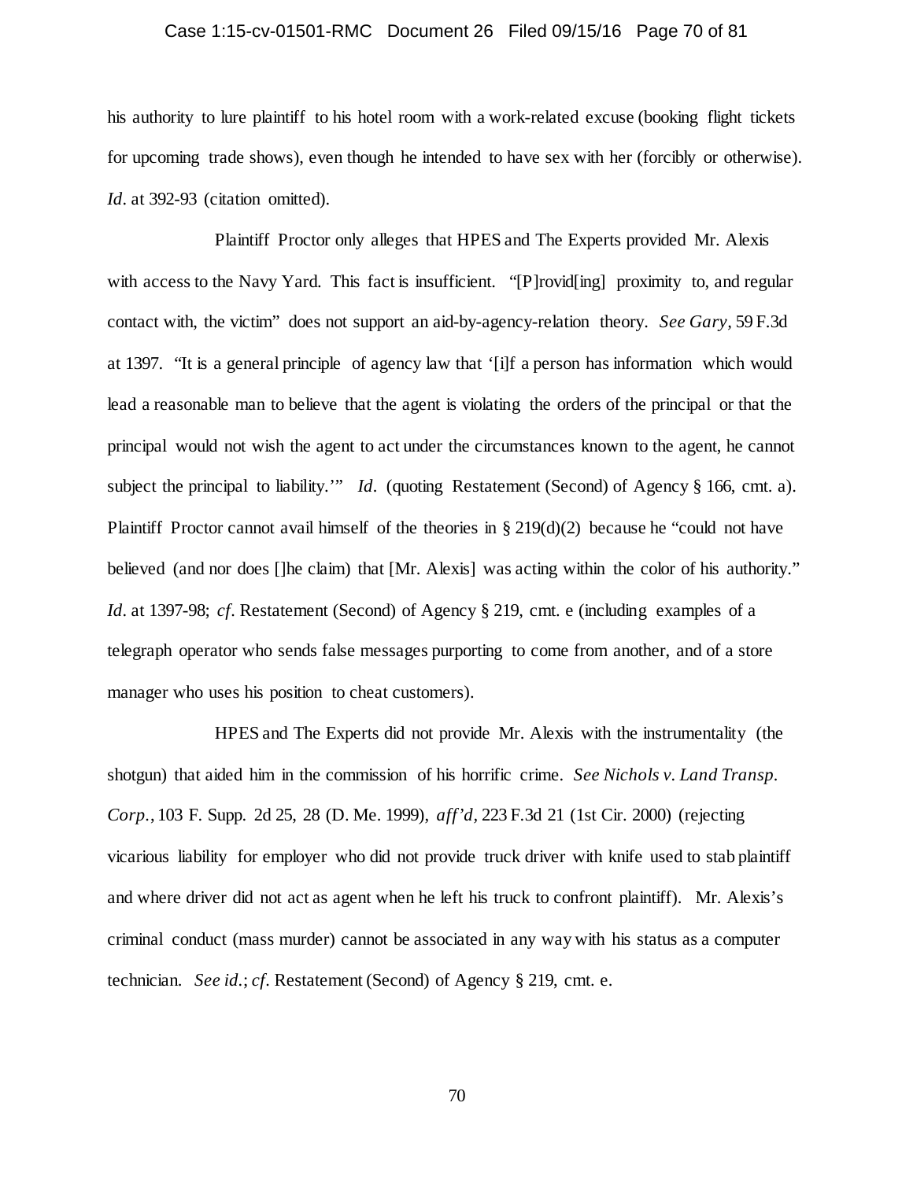his authority to lure plaintiff to his hotel room with a work-related excuse (booking flight tickets for upcoming trade shows), even though he intended to have sex with her (forcibly or otherwise). *Id*. at 392-93 (citation omitted).

Plaintiff Proctor only alleges that HPES and The Experts provided Mr. Alexis with access to the Navy Yard. This fact is insufficient. "[P]rovid[ing] proximity to, and regular contact with, the victim" does not support an aid-by-agency-relation theory. *See Gary*, 59 F.3d at 1397. "It is a general principle of agency law that '[i]f a person has information which would lead a reasonable man to believe that the agent is violating the orders of the principal or that the principal would not wish the agent to act under the circumstances known to the agent, he cannot subject the principal to liability.'" *Id*. (quoting Restatement (Second) of Agency § 166, cmt. a). Plaintiff Proctor cannot avail himself of the theories in § 219(d)(2) because he "could not have believed (and nor does []he claim) that [Mr. Alexis] was acting within the color of his authority." *Id*. at 1397-98; *cf*. Restatement (Second) of Agency § 219, cmt. e (including examples of a telegraph operator who sends false messages purporting to come from another, and of a store manager who uses his position to cheat customers).

HPES and The Experts did not provide Mr. Alexis with the instrumentality (the shotgun) that aided him in the commission of his horrific crime. *See Nichols v. Land Transp. Corp.*, 103 F. Supp. 2d 25, 28 (D. Me. 1999), *aff'd*, 223 F.3d 21 (1st Cir. 2000) (rejecting vicarious liability for employer who did not provide truck driver with knife used to stab plaintiff and where driver did not act as agent when he left his truck to confront plaintiff). Mr. Alexis's criminal conduct (mass murder) cannot be associated in any way with his status as a computer technician. *See id*.; *cf*. Restatement (Second) of Agency § 219, cmt. e.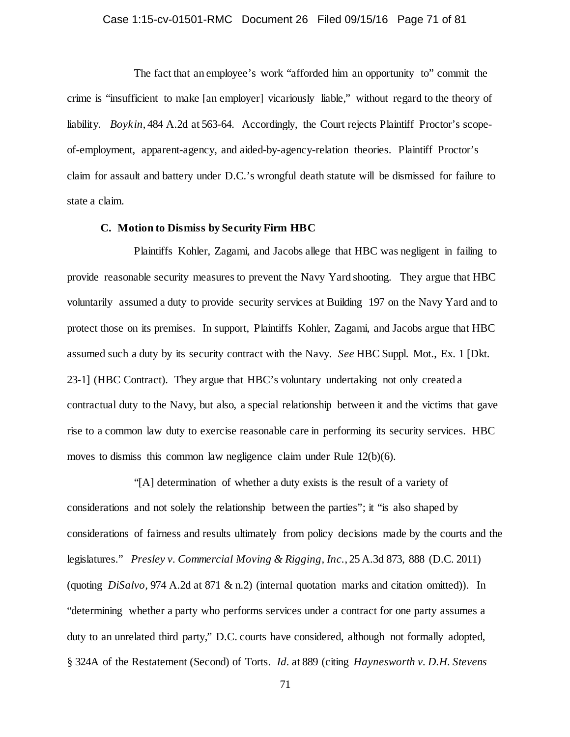The fact that an employee's work "afforded him an opportunity to" commit the crime is "insufficient to make [an employer] vicariously liable," without regard to the theory of liability. *Boykin*, 484 A.2d at 563-64. Accordingly, the Court rejects Plaintiff Proctor's scope-of-employment, apparent-agency, and aided-by-agency-relation theories. Plaintiff Proctor's claim for assault and battery under D.C.'s wrongful death statute will be dismissed for failure to state a claim.

### C. Motion to Dismiss by Security Firm HBC

Plaintiffs Kohler, Zagami, and Jacobs allege that HBC was negligent in failing to provide reasonable security measures to prevent the Navy Yard shooting. They argue that HBC voluntarily assumed a duty to provide security services at Building 197 on the Navy Yard and to protect those on its premises. In support, Plaintiffs Kohler, Zagami, and Jacobs argue that HBC assumed such a duty by its security contract with the Navy. *See* HBC Suppl. Mot., Ex. 1 [Dkt. 23-1] (HBC Contract). They argue that HBC's voluntary undertaking not only created a contractual duty to the Navy, but also, a special relationship between it and the victims that gave rise to a common law duty to exercise reasonable care in performing its security services. HBC moves to dismiss this common law negligence claim under Rule 12(b)(6).

"[A] determination of whether a duty exists is the result of a variety of considerations and not solely the relationship between the parties"; it "is also shaped by considerations of fairness and results ultimately from policy decisions made by the courts and the legislatures." *Presley v. Commercial Moving & Rigging, Inc.*, 25 A.3d 873, 888 (D.C. 2011) (quoting *DiSalvo*, 974 A.2d at 871 & n.2) (internal quotation marks and citation omitted)). In "determining whether a party who performs services under a contract for one party assumes a duty to an unrelated third party," D.C. courts have considered, although not formally adopted, § 324A of the Restatement (Second) of Torts. *Id.* at 889 (citing *Haynesworth v. D.H. Stevens*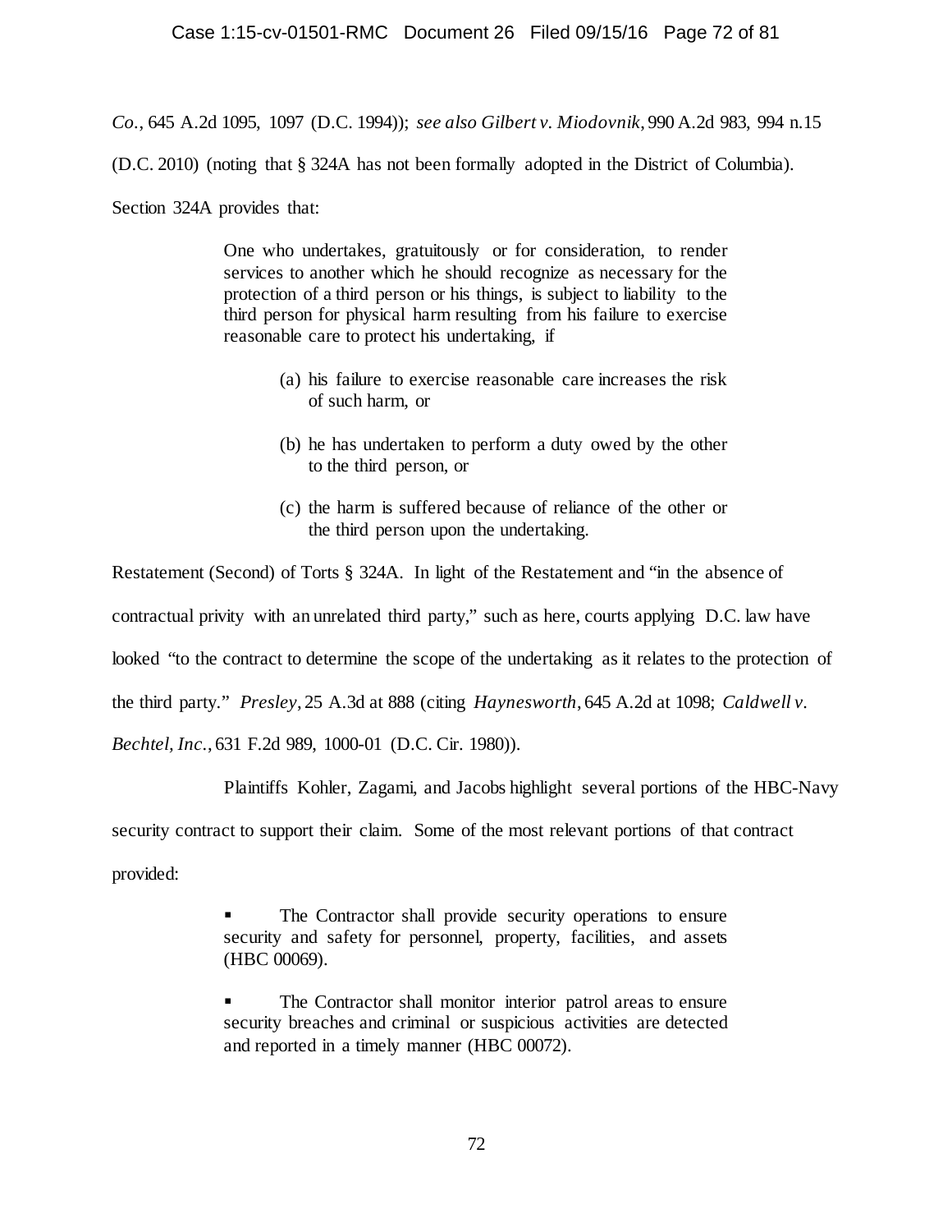*Co.*, 645 A.2d 1095, 1097 (D.C. 1994)); *see also Gilbert v. Miodovnik*, 990 A.2d 983, 994 n.15 (D.C. 2010) (noting that § 324A has not been formally adopted in the District of Columbia). Section 324A provides that:

> One who undertakes, gratuitously or for consideration, to render services to another which he should recognize as necessary for the protection of a third person or his things, is subject to liability to the third person for physical harm resulting from his failure to exercise reasonable care to protect his undertaking, if
>
> (a) his failure to exercise reasonable care increases the risk of such harm, or
>
> (b) he has undertaken to perform a duty owed by the other to the third person, or
>
> (c) the harm is suffered because of reliance of the other or the third person upon the undertaking.

Restatement (Second) of Torts § 324A. In light of the Restatement and "in the absence of contractual privity with an unrelated third party," such as here, courts applying D.C. law have looked "to the contract to determine the scope of the undertaking as it relates to the protection of the third party." *Presley*, 25 A.3d at 888 (citing *Haynesworth*, 645 A.2d at 1098; *Caldwell v. Bechtel, Inc.*, 631 F.2d 989, 1000-01 (D.C. Cir. 1980)).

Plaintiffs Kohler, Zagami, and Jacobs highlight several portions of the HBC-Navy security contract to support their claim. Some of the most relevant portions of that contract provided:

> - The Contractor shall provide security operations to ensure security and safety for personnel, property, facilities, and assets (HBC 00069).
>
> - The Contractor shall monitor interior patrol areas to ensure security breaches and criminal or suspicious activities are detected and reported in a timely manner (HBC 00072).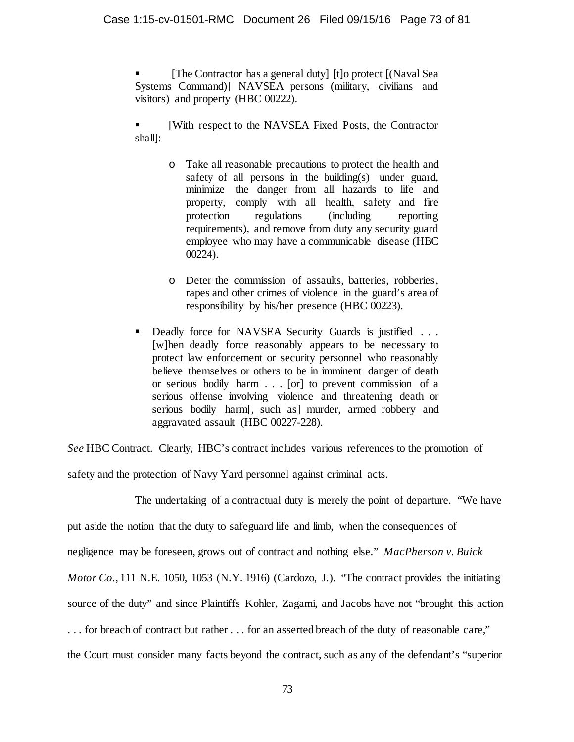- [The Contractor has a general duty] [t]o protect [(Naval Sea Systems Command)] NAVSEA persons (military, civilians and visitors) and property (HBC 00222).

- [With respect to the NAVSEA Fixed Posts, the Contractor shall]:

  - Take all reasonable precautions to protect the health and safety of all persons in the building(s) under guard, minimize the danger from all hazards to life and property, comply with all health, safety and fire protection regulations (including reporting requirements), and remove from duty any security guard employee who may have a communicable disease (HBC 00224).

  - Deter the commission of assaults, batteries, robberies, rapes and other crimes of violence in the guard's area of responsibility by his/her presence (HBC 00223).

- Deadly force for NAVSEA Security Guards is justified . . . [w]hen deadly force reasonably appears to be necessary to protect law enforcement or security personnel who reasonably believe themselves or others to be in imminent danger of death or serious bodily harm . . . [or] to prevent commission of a serious offense involving violence and threatening death or serious bodily harm[, such as] murder, armed robbery and aggravated assault (HBC 00227-228).

*See* HBC Contract. Clearly, HBC's contract includes various references to the promotion of safety and the protection of Navy Yard personnel against criminal acts.

The undertaking of a contractual duty is merely the point of departure. "We have put aside the notion that the duty to safeguard life and limb, when the consequences of negligence may be foreseen, grows out of contract and nothing else." *MacPherson v. Buick Motor Co.*, 111 N.E. 1050, 1053 (N.Y. 1916) (Cardozo, J.). "The contract provides the initiating source of the duty" and since Plaintiffs Kohler, Zagami, and Jacobs have not "brought this action . . . for breach of contract but rather . . . for an asserted breach of the duty of reasonable care," the Court must consider many facts beyond the contract, such as any of the defendant's "superior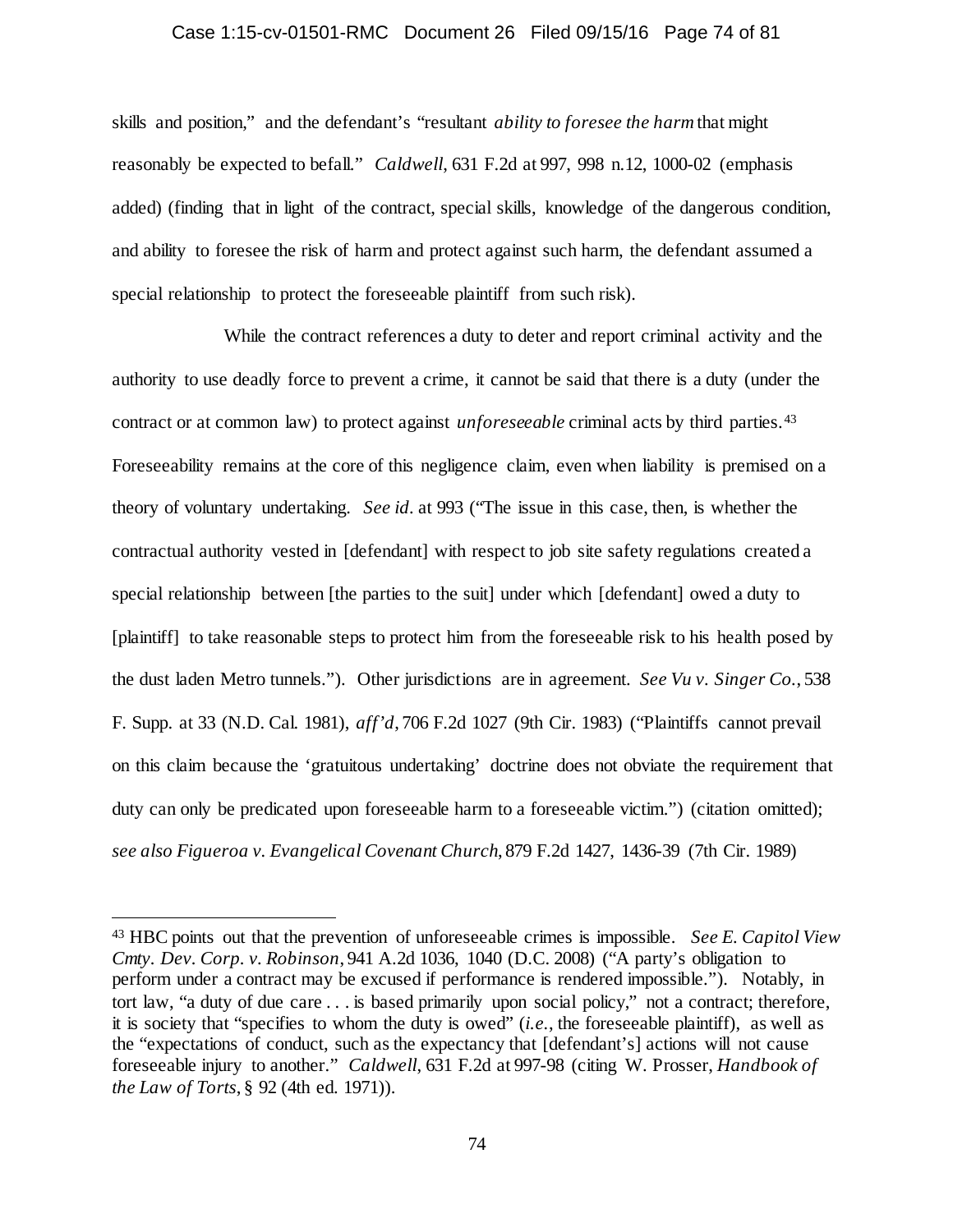skills and position," and the defendant's "resultant *ability to foresee the harm* that might reasonably be expected to befall." *Caldwell*, 631 F.2d at 997, 998 n.12, 1000-02 (emphasis added) (finding that in light of the contract, special skills, knowledge of the dangerous condition, and ability to foresee the risk of harm and protect against such harm, the defendant assumed a special relationship to protect the foreseeable plaintiff from such risk).

While the contract references a duty to deter and report criminal activity and the authority to use deadly force to prevent a crime, it cannot be said that there is a duty (under the contract or at common law) to protect against *unforeseeable* criminal acts by third parties.[43] Foreseeability remains at the core of this negligence claim, even when liability is premised on a theory of voluntary undertaking. *See id*. at 993 ("The issue in this case, then, is whether the contractual authority vested in [defendant] with respect to job site safety regulations created a special relationship between [the parties to the suit] under which [defendant] owed a duty to [plaintiff] to take reasonable steps to protect him from the foreseeable risk to his health posed by the dust laden Metro tunnels."). Other jurisdictions are in agreement. *See Vu v. Singer Co.*, 538 F. Supp. at 33 (N.D. Cal. 1981), *aff'd*, 706 F.2d 1027 (9th Cir. 1983) ("Plaintiffs cannot prevail on this claim because the 'gratuitous undertaking' doctrine does not obviate the requirement that duty can only be predicated upon foreseeable harm to a foreseeable victim.") (citation omitted); *see also Figueroa v. Evangelical Covenant Church*, 879 F.2d 1427, 1436-39 (7th Cir. 1989)

---

[43] HBC points out that the prevention of unforeseeable crimes is impossible. *See E. Capitol View Cmty. Dev. Corp. v. Robinson*, 941 A.2d 1036, 1040 (D.C. 2008) ("A party's obligation to perform under a contract may be excused if performance is rendered impossible."). Notably, in tort law, "a duty of due care . . . is based primarily upon social policy," not a contract; therefore, it is society that "specifies to whom the duty is owed" (*i.e.*, the foreseeable plaintiff), as well as the "expectations of conduct, such as the expectancy that [defendant's] actions will not cause foreseeable injury to another." *Caldwell*, 631 F.2d at 997-98 (citing W. Prosser, *Handbook of the Law of Torts*, § 92 (4th ed. 1971)).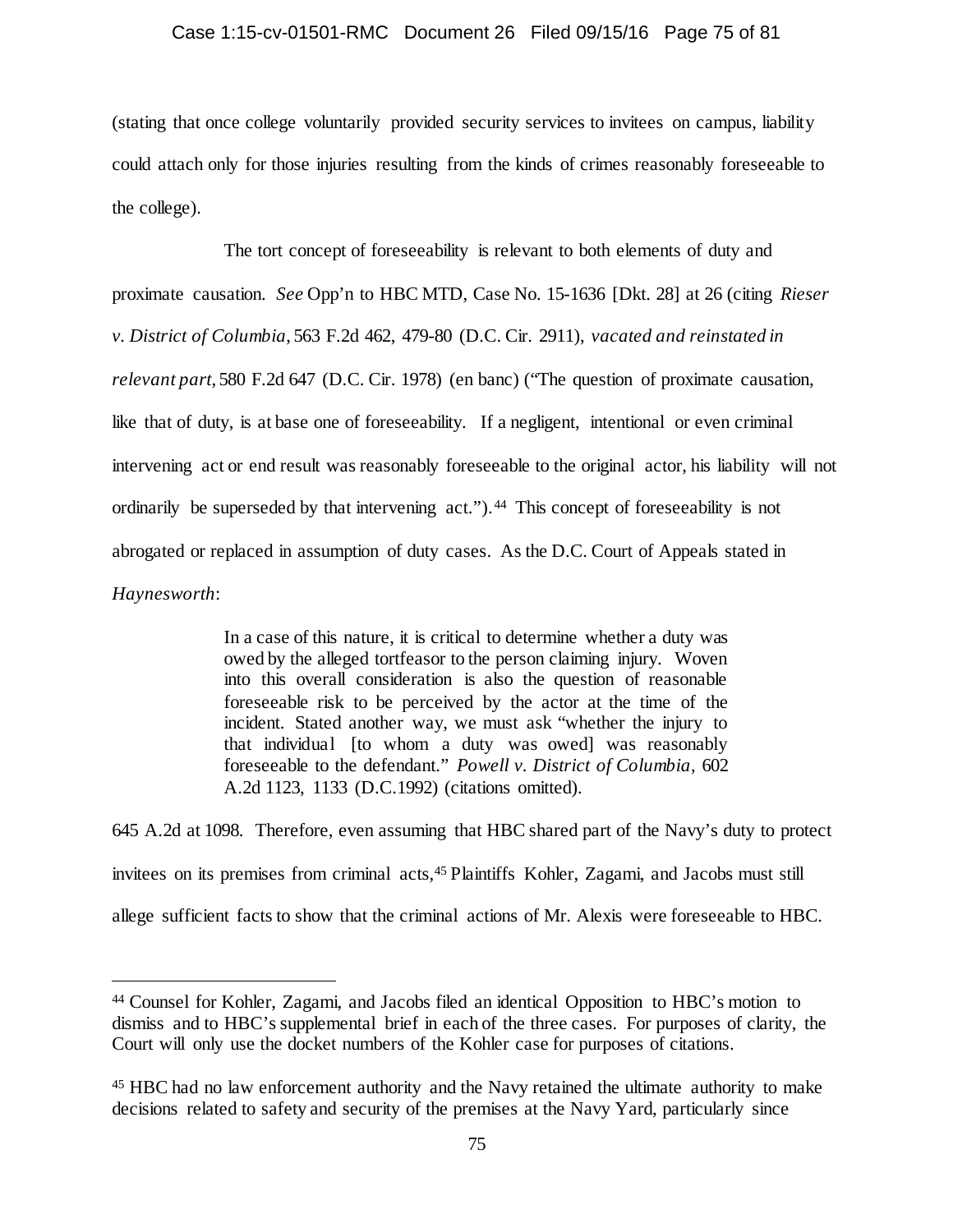(stating that once college voluntarily provided security services to invitees on campus, liability could attach only for those injuries resulting from the kinds of crimes reasonably foreseeable to the college).

The tort concept of foreseeability is relevant to both elements of duty and proximate causation. *See* Opp'n to HBC MTD, Case No. 15-1636 [Dkt. 28] at 26 (citing *Rieser v. District of Columbia*, 563 F.2d 462, 479-80 (D.C. Cir. 2911), *vacated and reinstated in relevant part*, 580 F.2d 647 (D.C. Cir. 1978) (en banc) ("The question of proximate causation, like that of duty, is at base one of foreseeability. If a negligent, intentional or even criminal intervening act or end result was reasonably foreseeable to the original actor, his liability will not ordinarily be superseded by that intervening act.").[44] This concept of foreseeability is not abrogated or replaced in assumption of duty cases. As the D.C. Court of Appeals stated in *Haynesworth*:

> In a case of this nature, it is critical to determine whether a duty was owed by the alleged tortfeasor to the person claiming injury. Woven into this overall consideration is also the question of reasonable foreseeable risk to be perceived by the actor at the time of the incident. Stated another way, we must ask "whether the injury to that individual [to whom a duty was owed] was reasonably foreseeable to the defendant." *Powell v. District of Columbia*, 602 A.2d 1123, 1133 (D.C.1992) (citations omitted).

645 A.2d at 1098. Therefore, even assuming that HBC shared part of the Navy's duty to protect invitees on its premises from criminal acts,[45] Plaintiffs Kohler, Zagami, and Jacobs must still allege sufficient facts to show that the criminal actions of Mr. Alexis were foreseeable to HBC.

---

[44] Counsel for Kohler, Zagami, and Jacobs filed an identical Opposition to HBC's motion to dismiss and to HBC's supplemental brief in each of the three cases. For purposes of clarity, the Court will only use the docket numbers of the Kohler case for purposes of citations.

[45] HBC had no law enforcement authority and the Navy retained the ultimate authority to make decisions related to safety and security of the premises at the Navy Yard, particularly since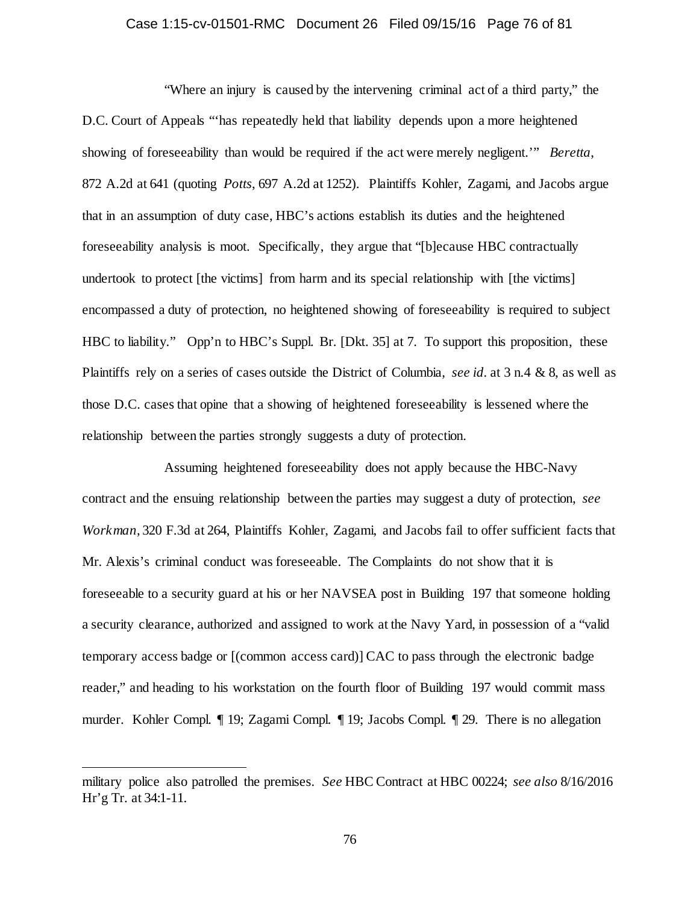"Where an injury is caused by the intervening criminal act of a third party," the D.C. Court of Appeals "'has repeatedly held that liability depends upon a more heightened showing of foreseeability than would be required if the act were merely negligent.'" *Beretta*, 872 A.2d at 641 (quoting *Potts*, 697 A.2d at 1252). Plaintiffs Kohler, Zagami, and Jacobs argue that in an assumption of duty case, HBC's actions establish its duties and the heightened foreseeability analysis is moot. Specifically, they argue that "[b]ecause HBC contractually undertook to protect [the victims] from harm and its special relationship with [the victims] encompassed a duty of protection, no heightened showing of foreseeability is required to subject HBC to liability." Opp'n to HBC's Suppl. Br. [Dkt. 35] at 7. To support this proposition, these Plaintiffs rely on a series of cases outside the District of Columbia, *see id*. at 3 n.4 & 8, as well as those D.C. cases that opine that a showing of heightened foreseeability is lessened where the relationship between the parties strongly suggests a duty of protection.

Assuming heightened foreseeability does not apply because the HBC-Navy contract and the ensuing relationship between the parties may suggest a duty of protection, *see Workman*, 320 F.3d at 264, Plaintiffs Kohler, Zagami, and Jacobs fail to offer sufficient facts that Mr. Alexis's criminal conduct was foreseeable. The Complaints do not show that it is foreseeable to a security guard at his or her NAVSEA post in Building 197 that someone holding a security clearance, authorized and assigned to work at the Navy Yard, in possession of a "valid temporary access badge or [(common access card)] CAC to pass through the electronic badge reader," and heading to his workstation on the fourth floor of Building 197 would commit mass murder. Kohler Compl. ¶ 19; Zagami Compl. ¶ 19; Jacobs Compl. ¶ 29. There is no allegation

---

military police also patrolled the premises. *See* HBC Contract at HBC 00224; *see also* 8/16/2016 Hr'g Tr. at 34:1-11.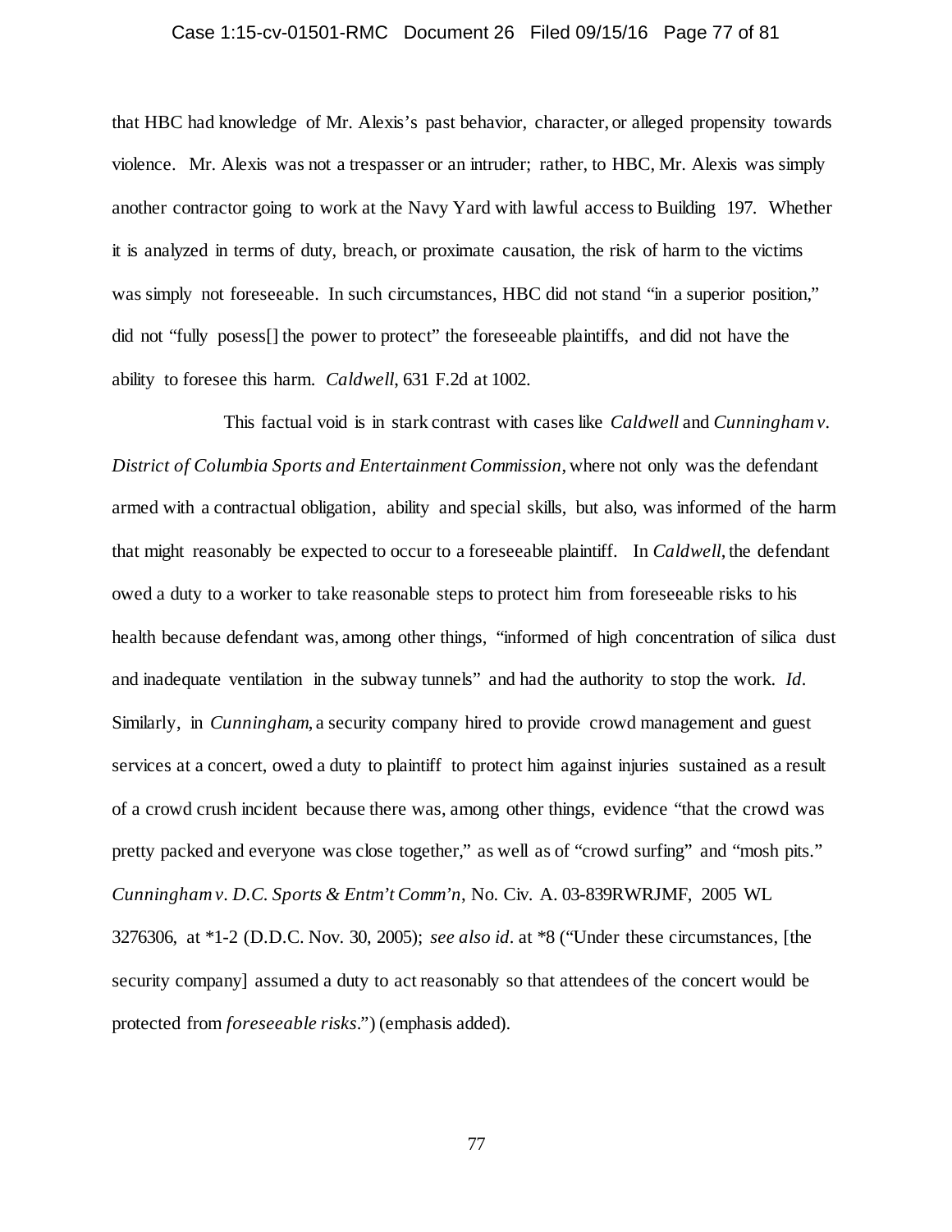that HBC had knowledge of Mr. Alexis's past behavior, character, or alleged propensity towards violence. Mr. Alexis was not a trespasser or an intruder; rather, to HBC, Mr. Alexis was simply another contractor going to work at the Navy Yard with lawful access to Building 197. Whether it is analyzed in terms of duty, breach, or proximate causation, the risk of harm to the victims was simply not foreseeable. In such circumstances, HBC did not stand "in a superior position," did not "fully posess[] the power to protect" the foreseeable plaintiffs, and did not have the ability to foresee this harm. *Caldwell*, 631 F.2d at 1002.

This factual void is in stark contrast with cases like *Caldwell* and *Cunningham v. District of Columbia Sports and Entertainment Commission*, where not only was the defendant armed with a contractual obligation, ability and special skills, but also, was informed of the harm that might reasonably be expected to occur to a foreseeable plaintiff. In *Caldwell*, the defendant owed a duty to a worker to take reasonable steps to protect him from foreseeable risks to his health because defendant was, among other things, "informed of high concentration of silica dust and inadequate ventilation in the subway tunnels" and had the authority to stop the work. *Id*. Similarly, in *Cunningham*, a security company hired to provide crowd management and guest services at a concert, owed a duty to plaintiff to protect him against injuries sustained as a result of a crowd crush incident because there was, among other things, evidence "that the crowd was pretty packed and everyone was close together," as well as of "crowd surfing" and "mosh pits." *Cunningham v. D.C. Sports & Entm't Comm'n*, No. Civ. A. 03-839RWRJMF, 2005 WL 3276306, at *1-2 (D.D.C. Nov. 30, 2005); *see also id*. at *8 ("Under these circumstances, [the security company] assumed a duty to act reasonably so that attendees of the concert would be protected from *foreseeable risks*.") (emphasis added).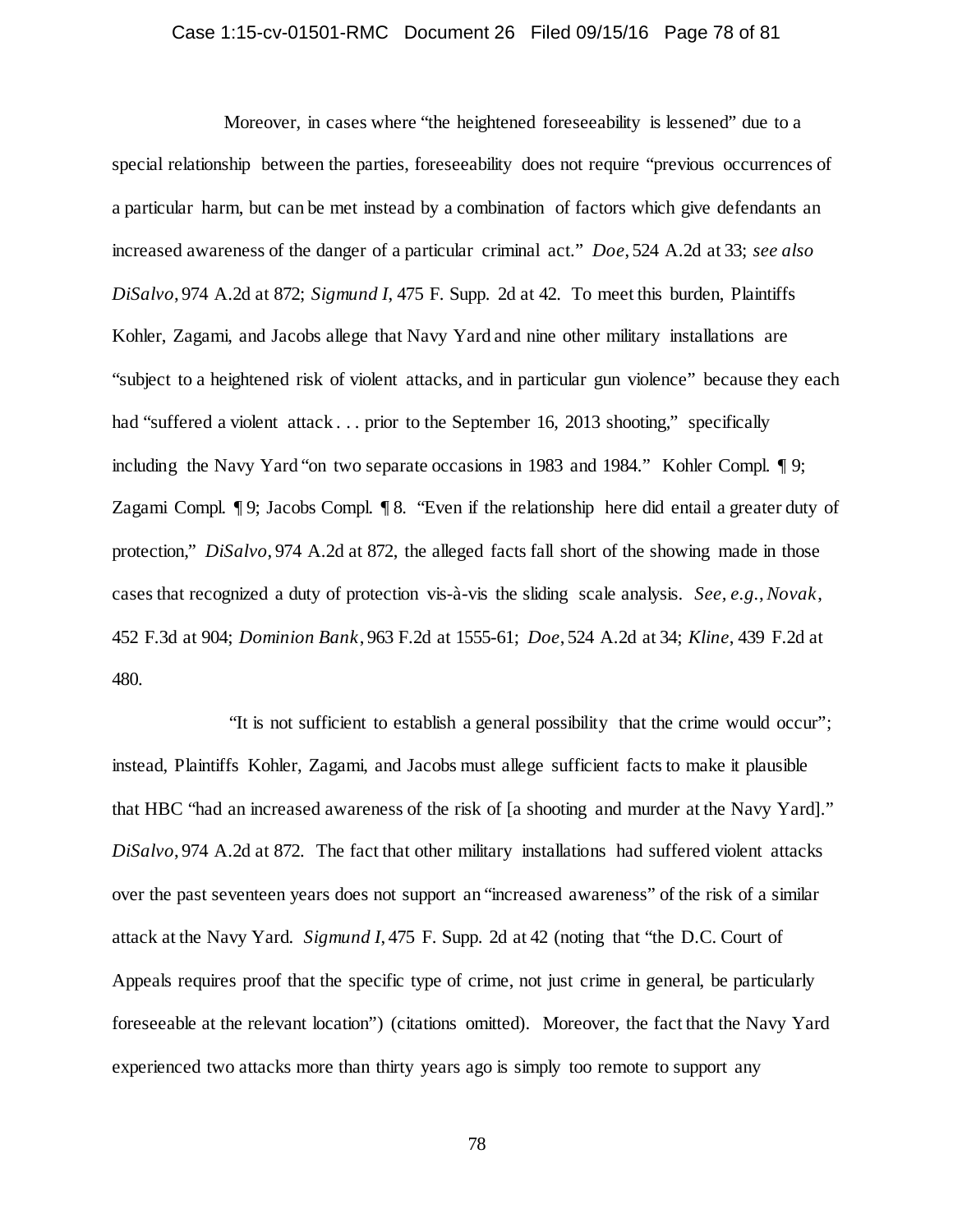Moreover, in cases where "the heightened foreseeability is lessened" due to a special relationship between the parties, foreseeability does not require "previous occurrences of a particular harm, but can be met instead by a combination of factors which give defendants an increased awareness of the danger of a particular criminal act." *Doe*, 524 A.2d at 33; *see also DiSalvo*, 974 A.2d at 872; *Sigmund I*, 475 F. Supp. 2d at 42. To meet this burden, Plaintiffs Kohler, Zagami, and Jacobs allege that Navy Yard and nine other military installations are "subject to a heightened risk of violent attacks, and in particular gun violence" because they each had "suffered a violent attack . . . prior to the September 16, 2013 shooting," specifically including the Navy Yard "on two separate occasions in 1983 and 1984." Kohler Compl. ¶ 9; Zagami Compl. ¶ 9; Jacobs Compl. ¶ 8. "Even if the relationship here did entail a greater duty of protection," *DiSalvo*, 974 A.2d at 872, the alleged facts fall short of the showing made in those cases that recognized a duty of protection vis-à-vis the sliding scale analysis. *See, e.g.*, *Novak*, 452 F.3d at 904; *Dominion Bank*, 963 F.2d at 1555-61; *Doe*, 524 A.2d at 34; *Kline*, 439 F.2d at 480.

"It is not sufficient to establish a general possibility that the crime would occur"; instead, Plaintiffs Kohler, Zagami, and Jacobs must allege sufficient facts to make it plausible that HBC "had an increased awareness of the risk of [a shooting and murder at the Navy Yard]." *DiSalvo*, 974 A.2d at 872. The fact that other military installations had suffered violent attacks over the past seventeen years does not support an "increased awareness" of the risk of a similar attack at the Navy Yard. *Sigmund I*, 475 F. Supp. 2d at 42 (noting that "the D.C. Court of Appeals requires proof that the specific type of crime, not just crime in general, be particularly foreseeable at the relevant location") (citations omitted). Moreover, the fact that the Navy Yard experienced two attacks more than thirty years ago is simply too remote to support any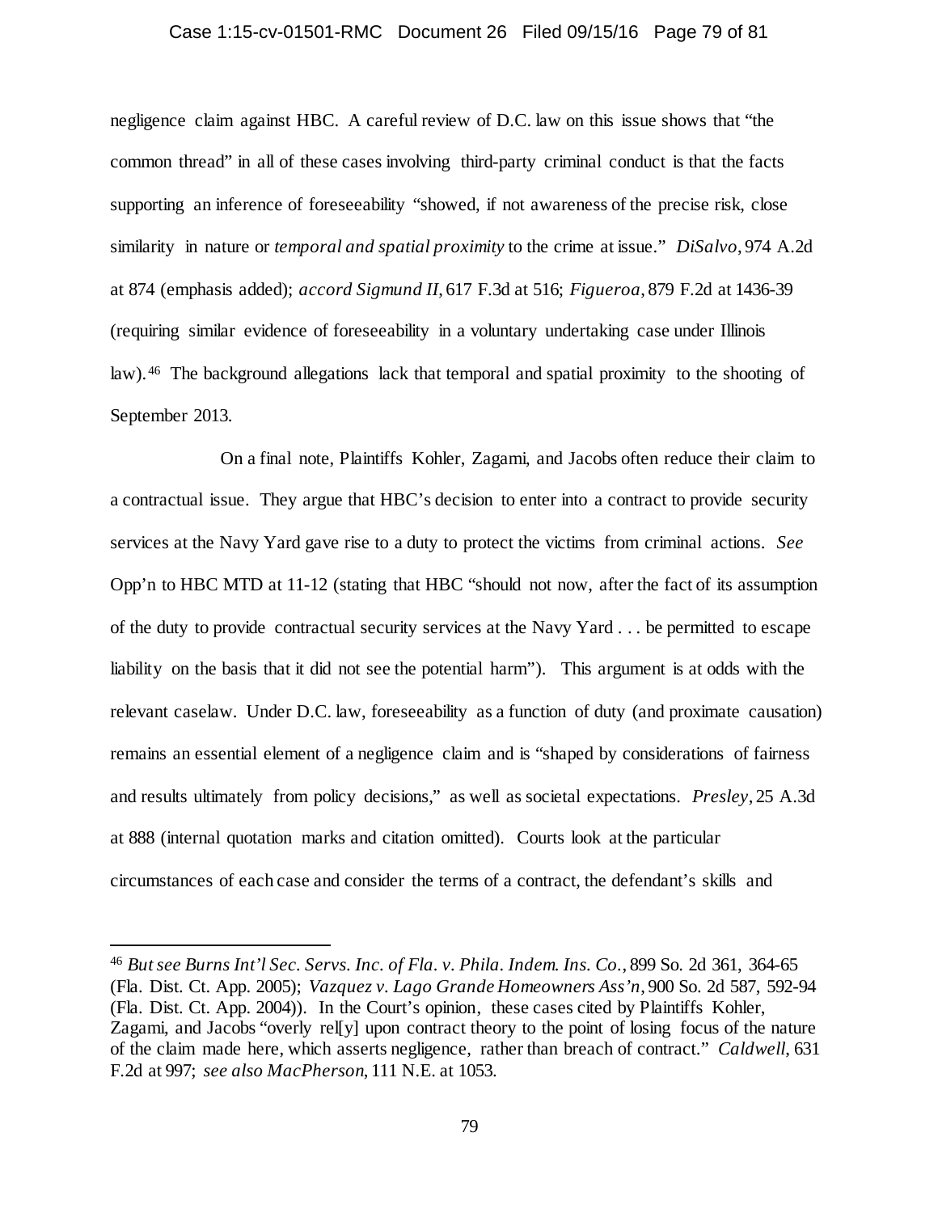negligence claim against HBC. A careful review of D.C. law on this issue shows that "the common thread" in all of these cases involving third-party criminal conduct is that the facts supporting an inference of foreseeability "showed, if not awareness of the precise risk, close similarity in nature or *temporal and spatial proximity* to the crime at issue." *DiSalvo*, 974 A.2d at 874 (emphasis added); *accord Sigmund II*, 617 F.3d at 516; *Figueroa*, 879 F.2d at 1436-39 (requiring similar evidence of foreseeability in a voluntary undertaking case under Illinois law).[46] The background allegations lack that temporal and spatial proximity to the shooting of September 2013.

On a final note, Plaintiffs Kohler, Zagami, and Jacobs often reduce their claim to a contractual issue. They argue that HBC's decision to enter into a contract to provide security services at the Navy Yard gave rise to a duty to protect the victims from criminal actions. *See* Opp'n to HBC MTD at 11-12 (stating that HBC "should not now, after the fact of its assumption of the duty to provide contractual security services at the Navy Yard . . . be permitted to escape liability on the basis that it did not see the potential harm"). This argument is at odds with the relevant caselaw. Under D.C. law, foreseeability as a function of duty (and proximate causation) remains an essential element of a negligence claim and is "shaped by considerations of fairness and results ultimately from policy decisions," as well as societal expectations. *Presley*, 25 A.3d at 888 (internal quotation marks and citation omitted). Courts look at the particular circumstances of each case and consider the terms of a contract, the defendant's skills and

---

[46] *But see Burns Int'l Sec. Servs. Inc. of Fla. v. Phila. Indem. Ins. Co.*, 899 So. 2d 361, 364-65 (Fla. Dist. Ct. App. 2005); *Vazquez v. Lago Grande Homeowners Ass'n*, 900 So. 2d 587, 592-94 (Fla. Dist. Ct. App. 2004)). In the Court's opinion, these cases cited by Plaintiffs Kohler, Zagami, and Jacobs "overly rel[y] upon contract theory to the point of losing focus of the nature of the claim made here, which asserts negligence, rather than breach of contract." *Caldwell*, 631 F.2d at 997; *see also MacPherson*, 111 N.E. at 1053.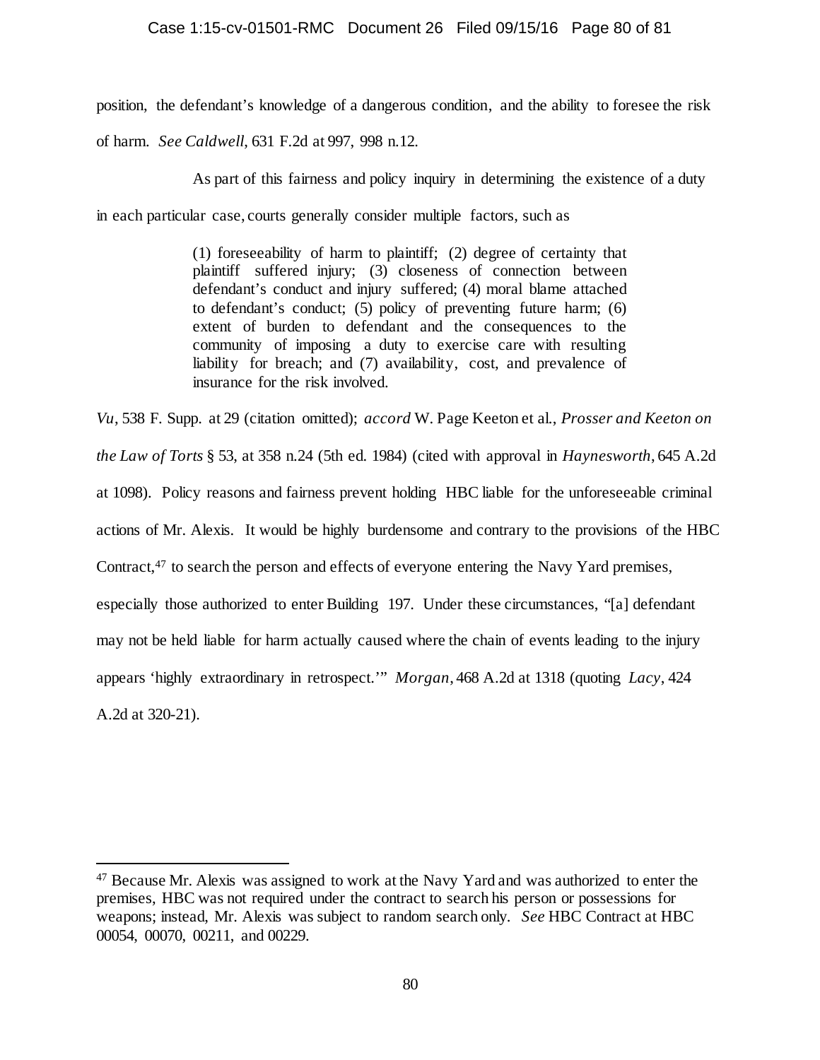position, the defendant's knowledge of a dangerous condition, and the ability to foresee the risk of harm. *See Caldwell*, 631 F.2d at 997, 998 n.12.

As part of this fairness and policy inquiry in determining the existence of a duty in each particular case, courts generally consider multiple factors, such as

> (1) foreseeability of harm to plaintiff; (2) degree of certainty that plaintiff suffered injury; (3) closeness of connection between defendant's conduct and injury suffered; (4) moral blame attached to defendant's conduct; (5) policy of preventing future harm; (6) extent of burden to defendant and the consequences to the community of imposing a duty to exercise care with resulting liability for breach; and (7) availability, cost, and prevalence of insurance for the risk involved.

*Vu*, 538 F. Supp. at 29 (citation omitted); *accord* W. Page Keeton et al., *Prosser and Keeton on the Law of Torts* § 53, at 358 n.24 (5th ed. 1984) (cited with approval in *Haynesworth*, 645 A.2d at 1098). Policy reasons and fairness prevent holding HBC liable for the unforeseeable criminal actions of Mr. Alexis. It would be highly burdensome and contrary to the provisions of the HBC Contract,[47] to search the person and effects of everyone entering the Navy Yard premises, especially those authorized to enter Building 197. Under these circumstances, "[a] defendant may not be held liable for harm actually caused where the chain of events leading to the injury appears 'highly extraordinary in retrospect.'" *Morgan*, 468 A.2d at 1318 (quoting *Lacy*, 424 A.2d at 320-21).

---

[47] Because Mr. Alexis was assigned to work at the Navy Yard and was authorized to enter the premises, HBC was not required under the contract to search his person or possessions for weapons; instead, Mr. Alexis was subject to random search only. *See* HBC Contract at HBC 00054, 00070, 00211, and 00229.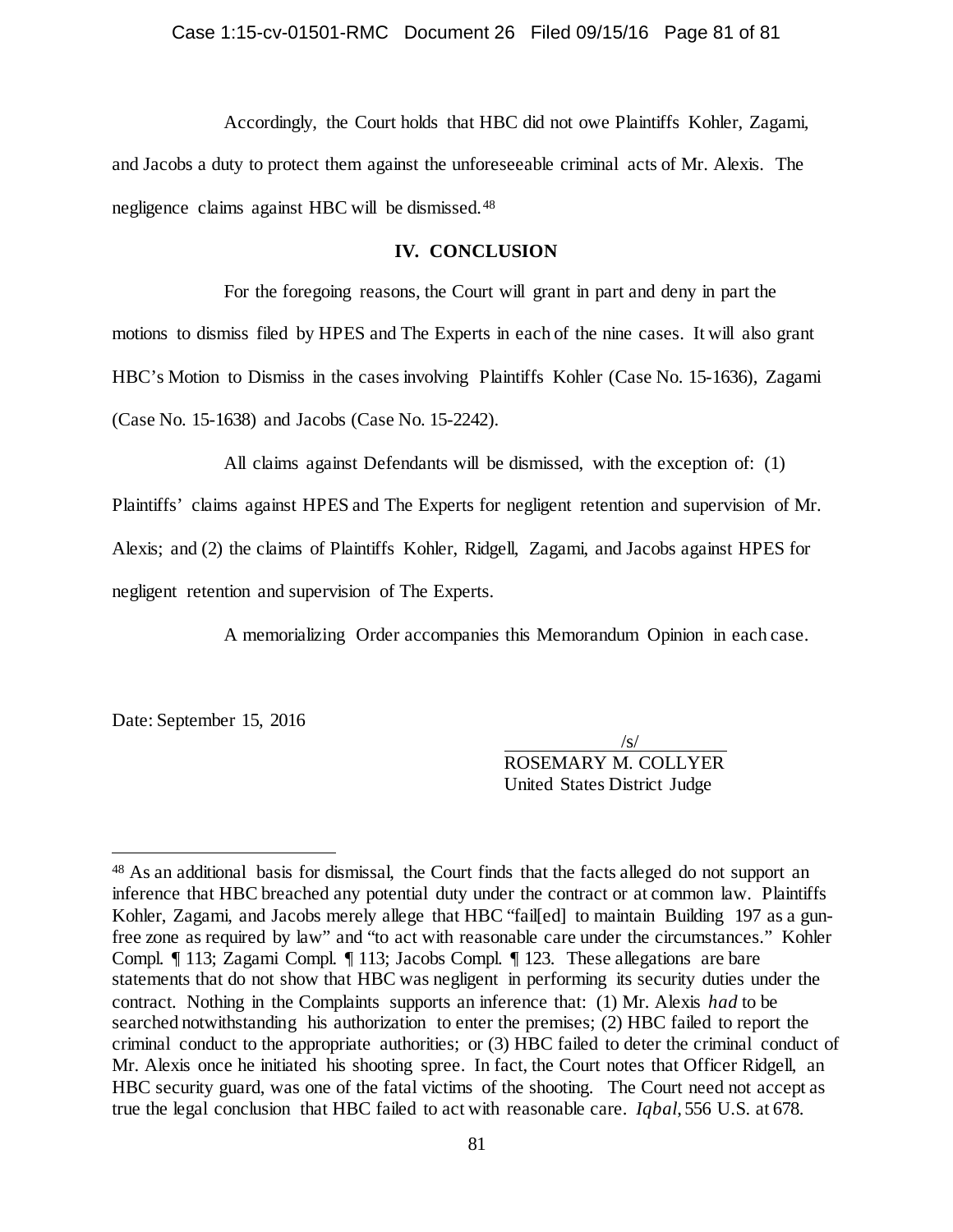Accordingly, the Court holds that HBC did not owe Plaintiffs Kohler, Zagami, and Jacobs a duty to protect them against the unforeseeable criminal acts of Mr. Alexis. The negligence claims against HBC will be dismissed.[48]

## IV. CONCLUSION

For the foregoing reasons, the Court will grant in part and deny in part the motions to dismiss filed by HPES and The Experts in each of the nine cases. It will also grant HBC's Motion to Dismiss in the cases involving Plaintiffs Kohler (Case No. 15-1636), Zagami (Case No. 15-1638) and Jacobs (Case No. 15-2242).

All claims against Defendants will be dismissed, with the exception of: (1) Plaintiffs' claims against HPES and The Experts for negligent retention and supervision of Mr. Alexis; and (2) the claims of Plaintiffs Kohler, Ridgell, Zagami, and Jacobs against HPES for negligent retention and supervision of The Experts.

A memorializing Order accompanies this Memorandum Opinion in each case.

Date: September 15, 2016

/s/
ROSEMARY M. COLLYER
United States District Judge

---

[48] As an additional basis for dismissal, the Court finds that the facts alleged do not support an inference that HBC breached any potential duty under the contract or at common law. Plaintiffs Kohler, Zagami, and Jacobs merely allege that HBC "fail[ed] to maintain Building 197 as a gun-free zone as required by law" and "to act with reasonable care under the circumstances." Kohler Compl. ¶ 113; Zagami Compl. ¶ 113; Jacobs Compl. ¶ 123. These allegations are bare statements that do not show that HBC was negligent in performing its security duties under the contract. Nothing in the Complaints supports an inference that: (1) Mr. Alexis *had* to be searched notwithstanding his authorization to enter the premises; (2) HBC failed to report the criminal conduct to the appropriate authorities; or (3) HBC failed to deter the criminal conduct of Mr. Alexis once he initiated his shooting spree. In fact, the Court notes that Officer Ridgell, an HBC security guard, was one of the fatal victims of the shooting. The Court need not accept as true the legal conclusion that HBC failed to act with reasonable care. *Iqbal*, 556 U.S. at 678.